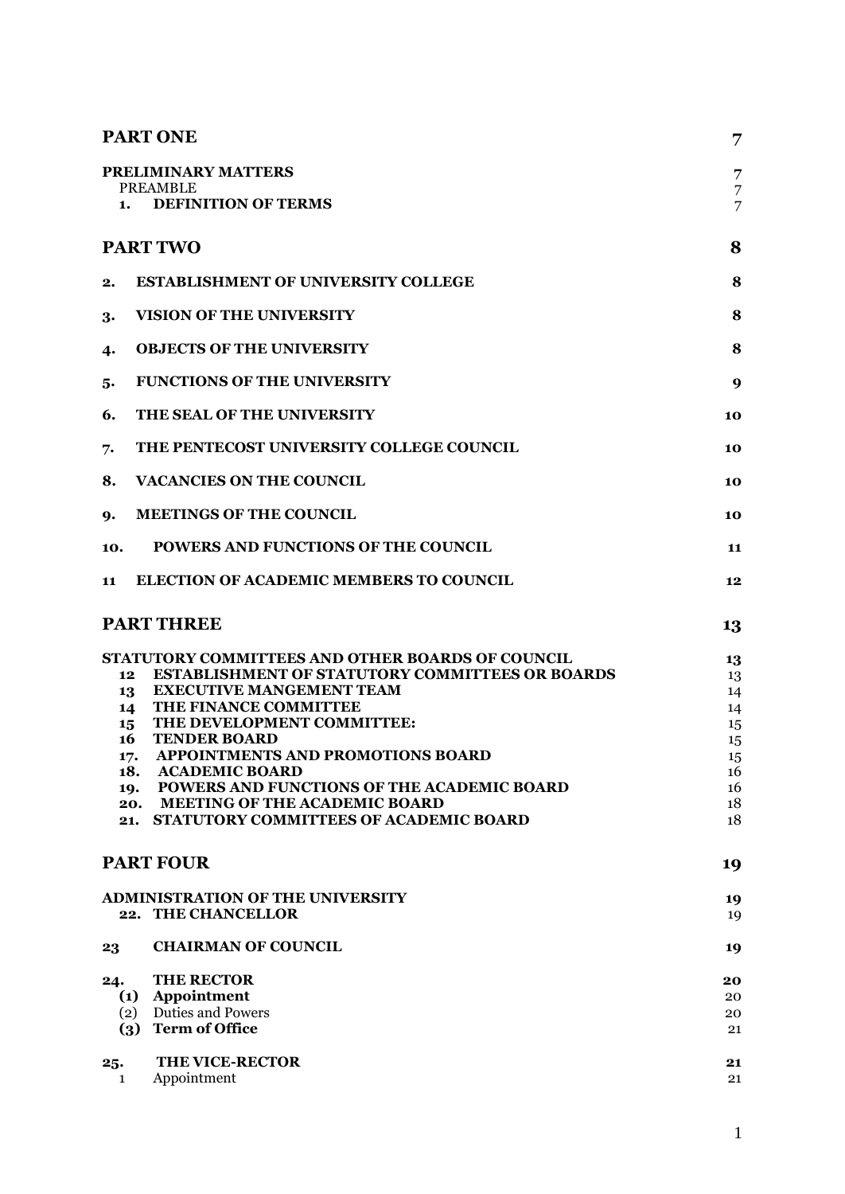| | |
|---|---|
| **PART ONE** | **7** |
| **PRELIMINARY MATTERS** | **7** |
| PREAMBLE | 7 |
| **1. DEFINITION OF TERMS** | 7 |
| **PART TWO** | **8** |
| **2. ESTABLISHMENT OF UNIVERSITY COLLEGE** | **8** |
| **3. VISION OF THE UNIVERSITY** | **8** |
| **4. OBJECTS OF THE UNIVERSITY** | **8** |
| **5. FUNCTIONS OF THE UNIVERSITY** | **9** |
| **6. THE SEAL OF THE UNIVERSITY** | **10** |
| **7. THE PENTECOST UNIVERSITY COLLEGE COUNCIL** | **10** |
| **8. VACANCIES ON THE COUNCIL** | **10** |
| **9. MEETINGS OF THE COUNCIL** | **10** |
| **10. POWERS AND FUNCTIONS OF THE COUNCIL** | **11** |
| **11 ELECTION OF ACADEMIC MEMBERS TO COUNCIL** | **12** |
| **PART THREE** | **13** |
| **STATUTORY COMMITTEES AND OTHER BOARDS OF COUNCIL** | **13** |
| **12 ESTABLISHMENT OF STATUTORY COMMITTEES OR BOARDS** | 13 |
| **13 EXECUTIVE MANGEMENT TEAM** | 14 |
| **14 THE FINANCE COMMITTEE** | 14 |
| **15 THE DEVELOPMENT COMMITTEE:** | 15 |
| **16 TENDER BOARD** | 15 |
| **17. APPOINTMENTS AND PROMOTIONS BOARD** | 15 |
| **18. ACADEMIC BOARD** | 16 |
| **19. POWERS AND FUNCTIONS OF THE ACADEMIC BOARD** | 16 |
| **20. MEETING OF THE ACADEMIC BOARD** | 18 |
| **21. STATUTORY COMMITTEES OF ACADEMIC BOARD** | 18 |
| **PART FOUR** | **19** |
| **ADMINISTRATION OF THE UNIVERSITY** | **19** |
| **22. THE CHANCELLOR** | 19 |
| **23 CHAIRMAN OF COUNCIL** | **19** |
| **24. THE RECTOR** | **20** |
| **(1) Appointment** | 20 |
| (2) Duties and Powers | 20 |
| **(3) Term of Office** | 21 |
| **25. THE VICE-RECTOR** | **21** |
| 1 Appointment | 21 |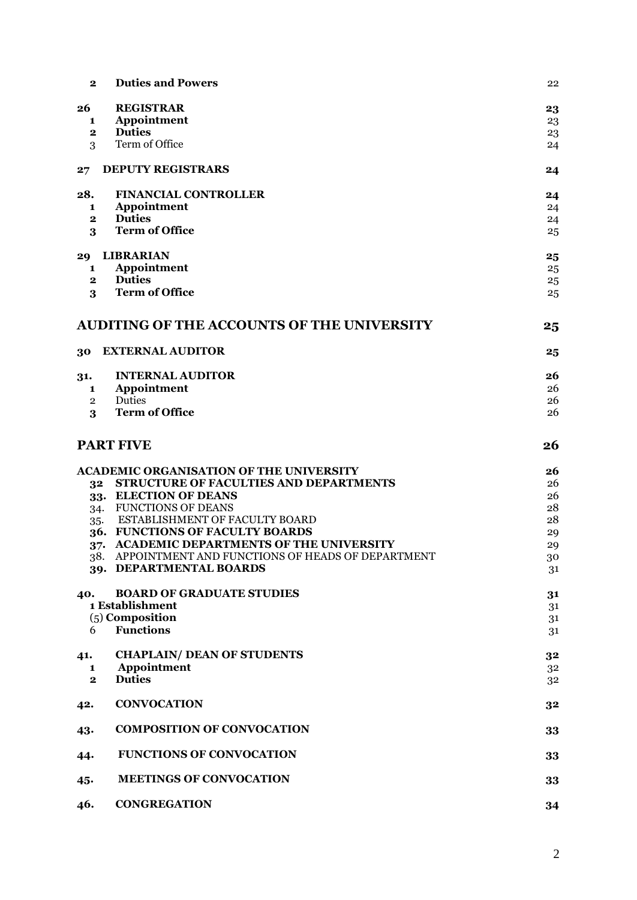| | | |
|---|---|---|
| **2** | **Duties and Powers** | 22 |
| **26** | **REGISTRAR** | **23** |
| **1** | **Appointment** | 23 |
| **2** | **Duties** | 23 |
| 3 | Term of Office | 24 |
| **27** | **DEPUTY REGISTRARS** | **24** |
| **28.** | **FINANCIAL CONTROLLER** | **24** |
| **1** | **Appointment** | 24 |
| **2** | **Duties** | 24 |
| **3** | **Term of Office** | 25 |
| **29** | **LIBRARIAN** | **25** |
| **1** | **Appointment** | 25 |
| **2** | **Duties** | 25 |
| **3** | **Term of Office** | 25 |

## AUDITING OF THE ACCOUNTS OF THE UNIVERSITY — 25

| | | |
|---|---|---|
| **30** | **EXTERNAL AUDITOR** | **25** |
| **31.** | **INTERNAL AUDITOR** | **26** |
| **1** | **Appointment** | 26 |
| 2 | Duties | 26 |
| **3** | **Term of Office** | 26 |

## PART FIVE — 26

| | | |
|---|---|---|
| | **ACADEMIC ORGANISATION OF THE UNIVERSITY** | **26** |
| **32** | **STRUCTURE OF FACULTIES AND DEPARTMENTS** | 26 |
| **33.** | **ELECTION OF DEANS** | 26 |
| 34. | FUNCTIONS OF DEANS | 28 |
| 35. | ESTABLISHMENT OF FACULTY BOARD | 28 |
| **36.** | **FUNCTIONS OF FACULTY BOARDS** | 29 |
| **37.** | **ACADEMIC DEPARTMENTS OF THE UNIVERSITY** | 29 |
| 38. | APPOINTMENT AND FUNCTIONS OF HEADS OF DEPARTMENT | 30 |
| **39.** | **DEPARTMENTAL BOARDS** | 31 |
| **40.** | **BOARD OF GRADUATE STUDIES** | **31** |
| | **1 Establishment** | 31 |
| | (5) **Composition** | 31 |
| 6 | **Functions** | 31 |
| **41.** | **CHAPLAIN/ DEAN OF STUDENTS** | **32** |
| **1** | **Appointment** | 32 |
| **2** | **Duties** | 32 |
| **42.** | **CONVOCATION** | **32** |
| **43.** | **COMPOSITION OF CONVOCATION** | **33** |
| **44.** | **FUNCTIONS OF CONVOCATION** | **33** |
| **45.** | **MEETINGS OF CONVOCATION** | **33** |
| **46.** | **CONGREGATION** | **34** |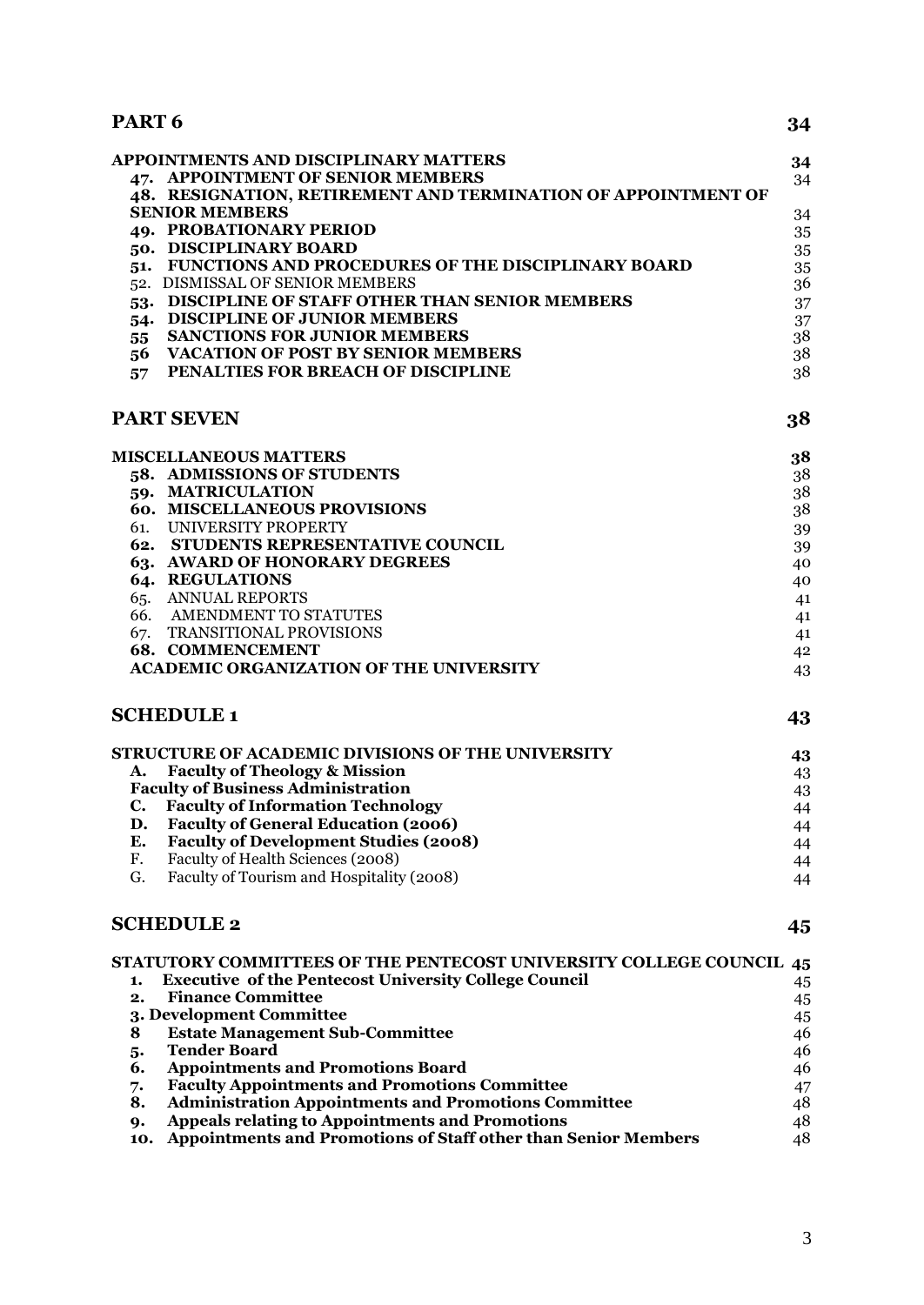**PART 6** 34

**APPOINTMENTS AND DISCIPLINARY MATTERS** 34

- **47. APPOINTMENT OF SENIOR MEMBERS** 34
- **48. RESIGNATION, RETIREMENT AND TERMINATION OF APPOINTMENT OF SENIOR MEMBERS** 34
- **49. PROBATIONARY PERIOD** 35
- **50. DISCIPLINARY BOARD** 35
- **51. FUNCTIONS AND PROCEDURES OF THE DISCIPLINARY BOARD** 35
- 52. DISMISSAL OF SENIOR MEMBERS 36
- **53. DISCIPLINE OF STAFF OTHER THAN SENIOR MEMBERS** 37
- **54. DISCIPLINE OF JUNIOR MEMBERS** 37
- **55 SANCTIONS FOR JUNIOR MEMBERS** 38
- **56 VACATION OF POST BY SENIOR MEMBERS** 38
- **57 PENALTIES FOR BREACH OF DISCIPLINE** 38

**PART SEVEN** 38

**MISCELLANEOUS MATTERS** 38

- **58. ADMISSIONS OF STUDENTS** 38
- **59. MATRICULATION** 38
- **60. MISCELLANEOUS PROVISIONS** 38
- 61. UNIVERSITY PROPERTY 39
- **62. STUDENTS REPRESENTATIVE COUNCIL** 39
- **63. AWARD OF HONORARY DEGREES** 40
- **64. REGULATIONS** 40
- 65. ANNUAL REPORTS 41
- 66. AMENDMENT TO STATUTES 41
- 67. TRANSITIONAL PROVISIONS 41
- **68. COMMENCEMENT** 42
- **ACADEMIC ORGANIZATION OF THE UNIVERSITY** 43

**SCHEDULE 1** 43

**STRUCTURE OF ACADEMIC DIVISIONS OF THE UNIVERSITY** 43

- **A. Faculty of Theology & Mission** 43
- **Faculty of Business Administration** 43
- **C. Faculty of Information Technology** 44
- **D. Faculty of General Education (2006)** 44
- **E. Faculty of Development Studies (2008)** 44
- F. Faculty of Health Sciences (2008) 44
- G. Faculty of Tourism and Hospitality (2008) 44

**SCHEDULE 2** 45

**STATUTORY COMMITTEES OF THE PENTECOST UNIVERSITY COLLEGE COUNCIL** 45

- **1. Executive of the Pentecost University College Council** 45
- **2. Finance Committee** 45
- **3. Development Committee** 45
- **8 Estate Management Sub-Committee** 46
- **5. Tender Board** 46
- **6. Appointments and Promotions Board** 46
- **7. Faculty Appointments and Promotions Committee** 47
- **8. Administration Appointments and Promotions Committee** 48
- **9. Appeals relating to Appointments and Promotions** 48
- **10. Appointments and Promotions of Staff other than Senior Members** 48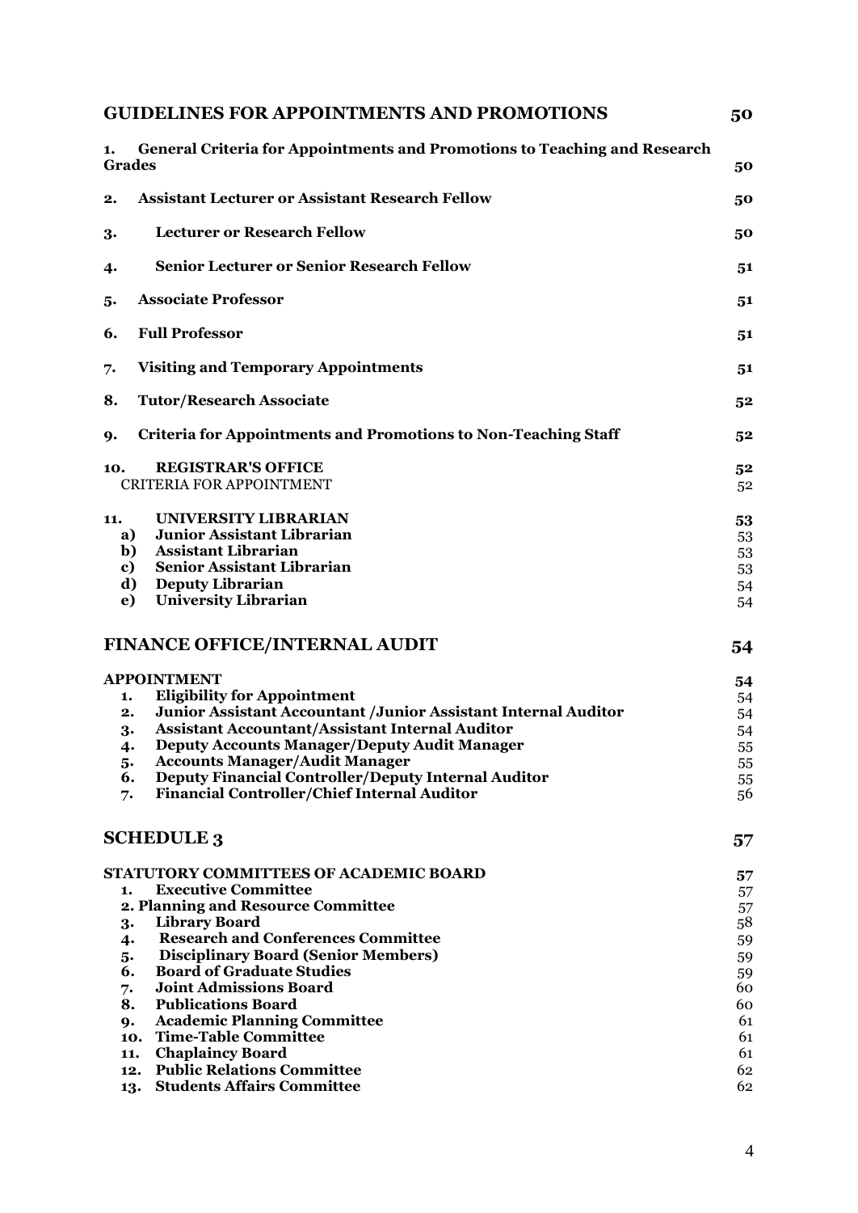| | |
|---|---|
| **GUIDELINES FOR APPOINTMENTS AND PROMOTIONS** | **50** |
| **1. General Criteria for Appointments and Promotions to Teaching and Research Grades** | **50** |
| **2. Assistant Lecturer or Assistant Research Fellow** | **50** |
| **3. Lecturer or Research Fellow** | **50** |
| **4. Senior Lecturer or Senior Research Fellow** | **51** |
| **5. Associate Professor** | **51** |
| **6. Full Professor** | **51** |
| **7. Visiting and Temporary Appointments** | **51** |
| **8. Tutor/Research Associate** | **52** |
| **9. Criteria for Appointments and Promotions to Non-Teaching Staff** | **52** |
| **10. REGISTRAR'S OFFICE** | **52** |
| CRITERIA FOR APPOINTMENT | 52 |
| **11. UNIVERSITY LIBRARIAN** | **53** |
| **a) Junior Assistant Librarian** | 53 |
| **b) Assistant Librarian** | 53 |
| **c) Senior Assistant Librarian** | 53 |
| **d) Deputy Librarian** | 54 |
| **e) University Librarian** | 54 |
| **FINANCE OFFICE/INTERNAL AUDIT** | **54** |
| **APPOINTMENT** | **54** |
| **1. Eligibility for Appointment** | 54 |
| **2. Junior Assistant Accountant /Junior Assistant Internal Auditor** | 54 |
| **3. Assistant Accountant/Assistant Internal Auditor** | 54 |
| **4. Deputy Accounts Manager/Deputy Audit Manager** | 55 |
| **5. Accounts Manager/Audit Manager** | 55 |
| **6. Deputy Financial Controller/Deputy Internal Auditor** | 55 |
| **7. Financial Controller/Chief Internal Auditor** | 56 |
| **SCHEDULE 3** | **57** |
| **STATUTORY COMMITTEES OF ACADEMIC BOARD** | **57** |
| **1. Executive Committee** | 57 |
| **2. Planning and Resource Committee** | 57 |
| **3. Library Board** | 58 |
| **4. Research and Conferences Committee** | 59 |
| **5. Disciplinary Board (Senior Members)** | 59 |
| **6. Board of Graduate Studies** | 59 |
| **7. Joint Admissions Board** | 60 |
| **8. Publications Board** | 60 |
| **9. Academic Planning Committee** | 61 |
| **10. Time-Table Committee** | 61 |
| **11. Chaplaincy Board** | 61 |
| **12. Public Relations Committee** | 62 |
| **13. Students Affairs Committee** | 62 |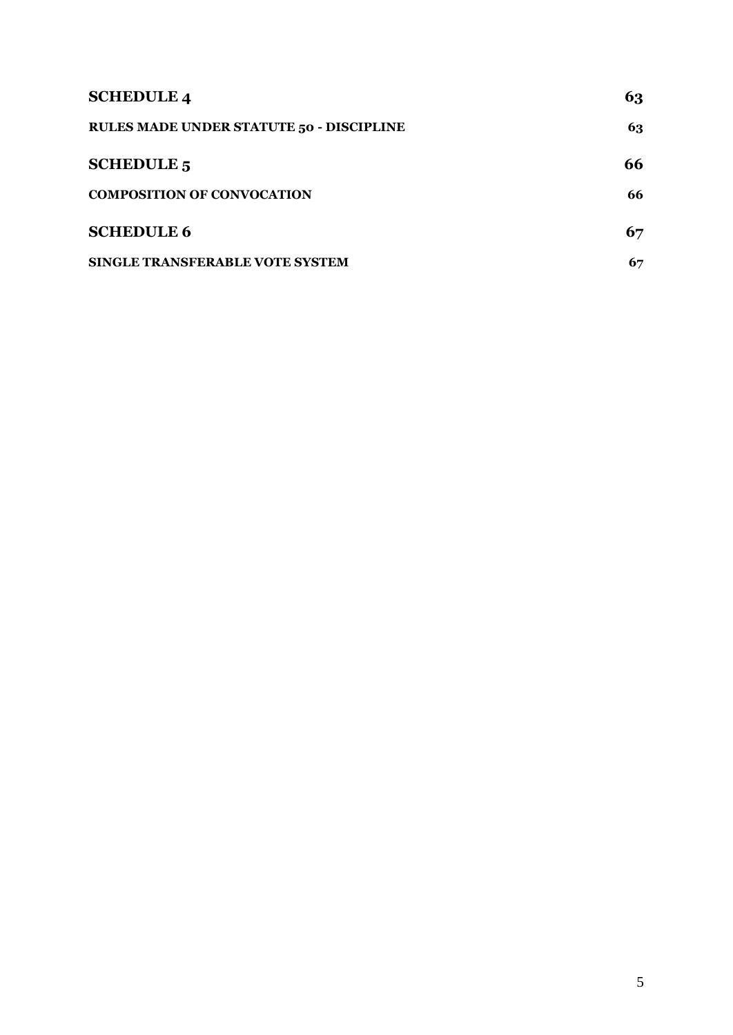| | |
|---|---|
| **SCHEDULE 4** | **63** |
| **RULES MADE UNDER STATUTE 50 - DISCIPLINE** | **63** |
| **SCHEDULE 5** | **66** |
| **COMPOSITION OF CONVOCATION** | **66** |
| **SCHEDULE 6** | **67** |
| **SINGLE TRANSFERABLE VOTE SYSTEM** | **67** |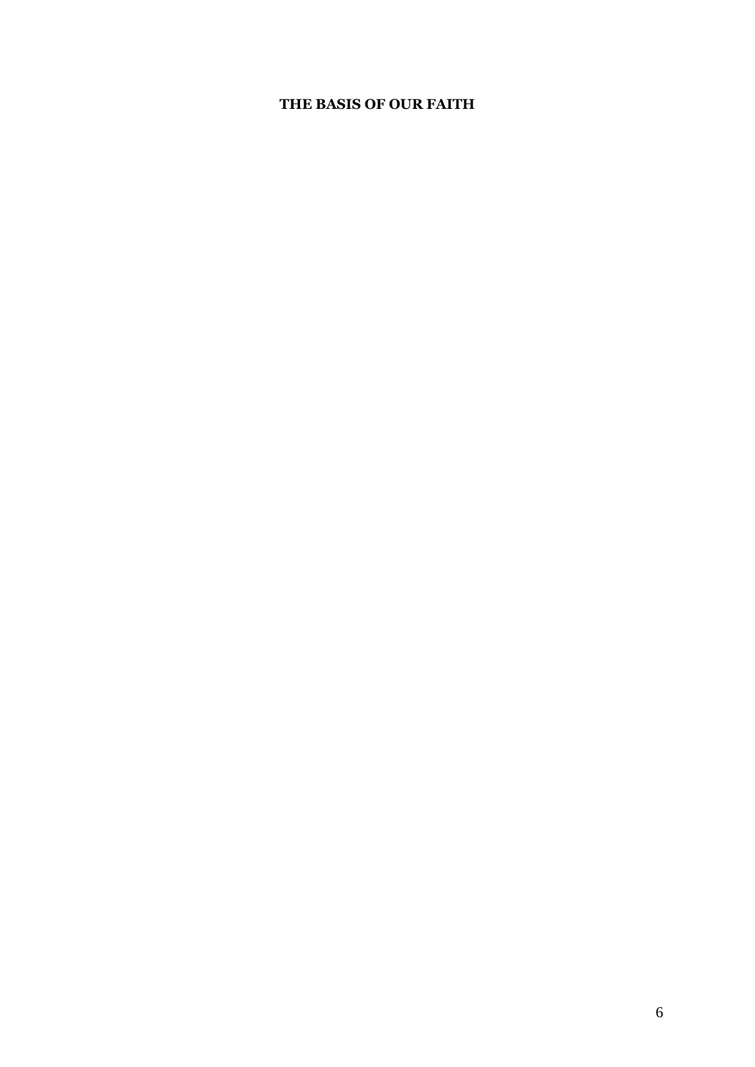**THE BASIS OF OUR FAITH**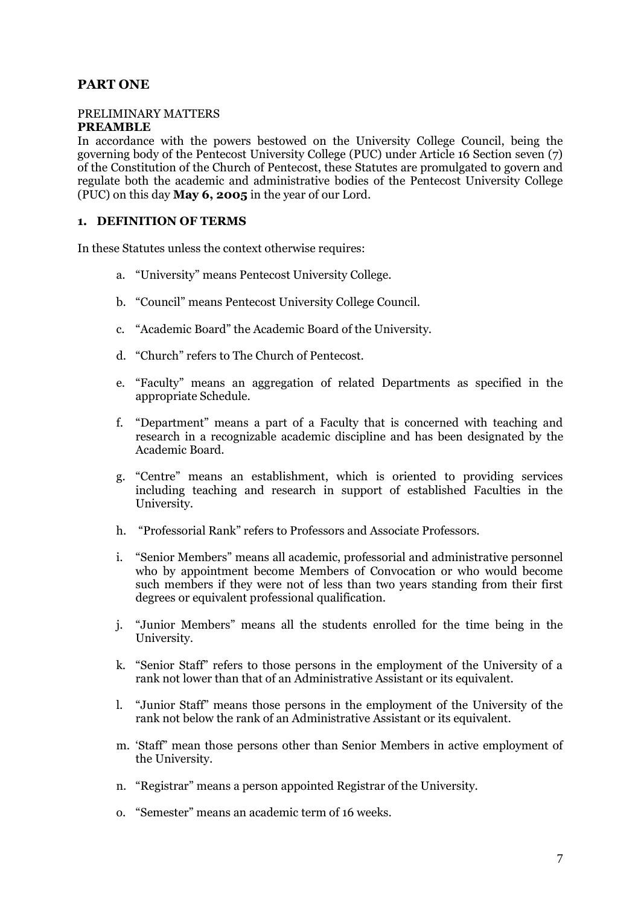## PART ONE

PRELIMINARY MATTERS

**PREAMBLE**

In accordance with the powers bestowed on the University College Council, being the governing body of the Pentecost University College (PUC) under Article 16 Section seven (7) of the Constitution of the Church of Pentecost, these Statutes are promulgated to govern and regulate both the academic and administrative bodies of the Pentecost University College (PUC) on this day **May 6, 2005** in the year of our Lord.

### 1. DEFINITION OF TERMS

In these Statutes unless the context otherwise requires:

a. "University" means Pentecost University College.

b. "Council" means Pentecost University College Council.

c. "Academic Board" the Academic Board of the University.

d. "Church" refers to The Church of Pentecost.

e. "Faculty" means an aggregation of related Departments as specified in the appropriate Schedule.

f. "Department" means a part of a Faculty that is concerned with teaching and research in a recognizable academic discipline and has been designated by the Academic Board.

g. "Centre" means an establishment, which is oriented to providing services including teaching and research in support of established Faculties in the University.

h. "Professorial Rank" refers to Professors and Associate Professors.

i. "Senior Members" means all academic, professorial and administrative personnel who by appointment become Members of Convocation or who would become such members if they were not of less than two years standing from their first degrees or equivalent professional qualification.

j. "Junior Members" means all the students enrolled for the time being in the University.

k. "Senior Staff" refers to those persons in the employment of the University of a rank not lower than that of an Administrative Assistant or its equivalent.

l. "Junior Staff" means those persons in the employment of the University of the rank not below the rank of an Administrative Assistant or its equivalent.

m. 'Staff" mean those persons other than Senior Members in active employment of the University.

n. "Registrar" means a person appointed Registrar of the University.

o. "Semester" means an academic term of 16 weeks.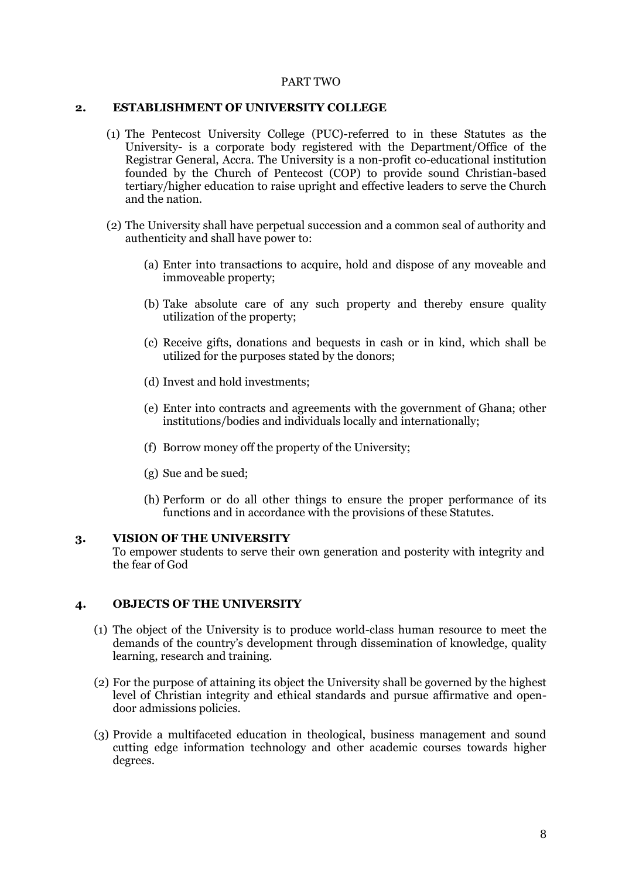PART TWO

## 2. ESTABLISHMENT OF UNIVERSITY COLLEGE

(1) The Pentecost University College (PUC)-referred to in these Statutes as the University- is a corporate body registered with the Department/Office of the Registrar General, Accra. The University is a non-profit co-educational institution founded by the Church of Pentecost (COP) to provide sound Christian-based tertiary/higher education to raise upright and effective leaders to serve the Church and the nation.

(2) The University shall have perpetual succession and a common seal of authority and authenticity and shall have power to:

(a) Enter into transactions to acquire, hold and dispose of any moveable and immoveable property;

(b) Take absolute care of any such property and thereby ensure quality utilization of the property;

(c) Receive gifts, donations and bequests in cash or in kind, which shall be utilized for the purposes stated by the donors;

(d) Invest and hold investments;

(e) Enter into contracts and agreements with the government of Ghana; other institutions/bodies and individuals locally and internationally;

(f) Borrow money off the property of the University;

(g) Sue and be sued;

(h) Perform or do all other things to ensure the proper performance of its functions and in accordance with the provisions of these Statutes.

## 3. VISION OF THE UNIVERSITY

To empower students to serve their own generation and posterity with integrity and the fear of God

## 4. OBJECTS OF THE UNIVERSITY

(1) The object of the University is to produce world-class human resource to meet the demands of the country's development through dissemination of knowledge, quality learning, research and training.

(2) For the purpose of attaining its object the University shall be governed by the highest level of Christian integrity and ethical standards and pursue affirmative and open-door admissions policies.

(3) Provide a multifaceted education in theological, business management and sound cutting edge information technology and other academic courses towards higher degrees.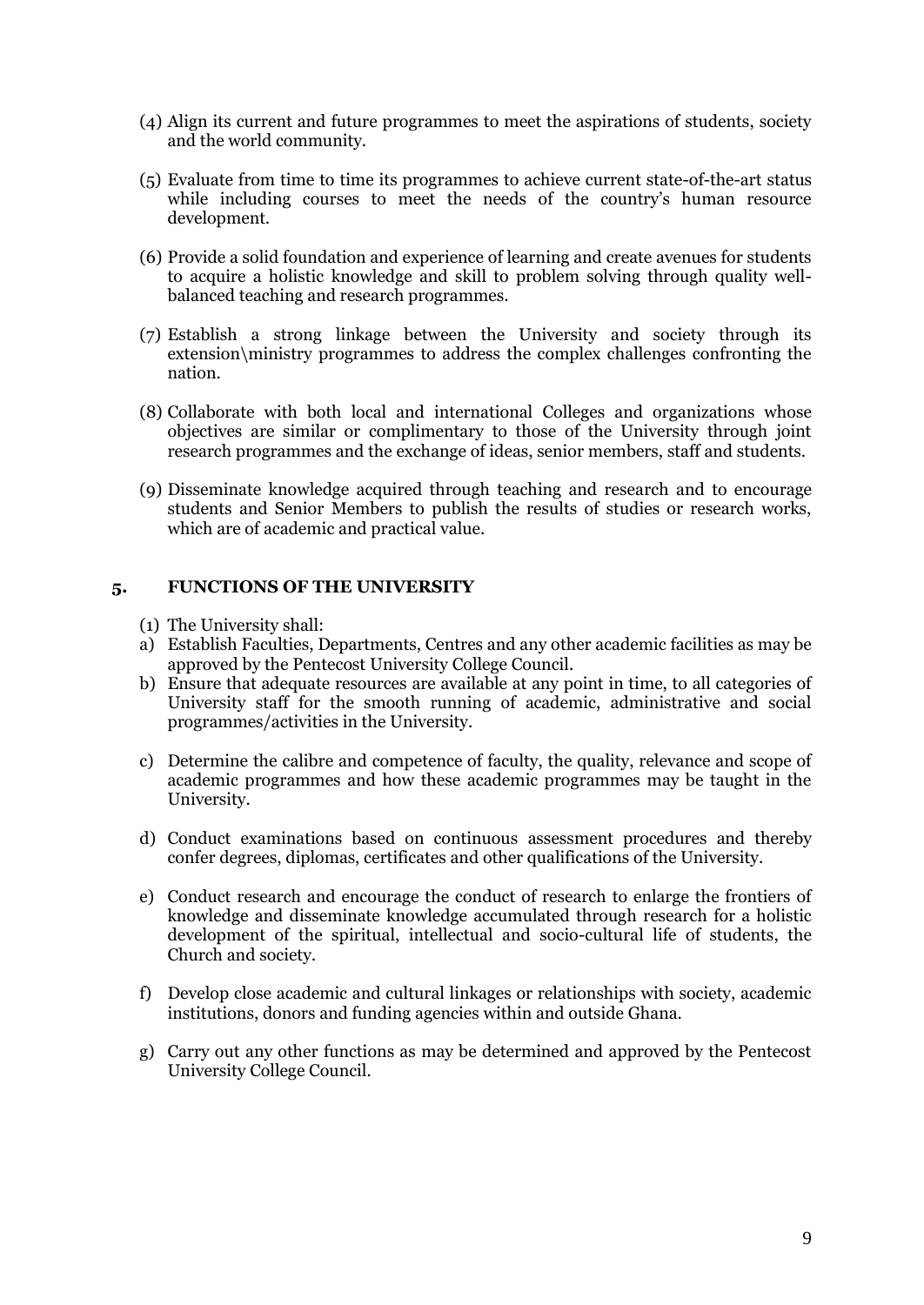(4) Align its current and future programmes to meet the aspirations of students, society and the world community.

(5) Evaluate from time to time its programmes to achieve current state-of-the-art status while including courses to meet the needs of the country's human resource development.

(6) Provide a solid foundation and experience of learning and create avenues for students to acquire a holistic knowledge and skill to problem solving through quality well-balanced teaching and research programmes.

(7) Establish a strong linkage between the University and society through its extension\ministry programmes to address the complex challenges confronting the nation.

(8) Collaborate with both local and international Colleges and organizations whose objectives are similar or complimentary to those of the University through joint research programmes and the exchange of ideas, senior members, staff and students.

(9) Disseminate knowledge acquired through teaching and research and to encourage students and Senior Members to publish the results of studies or research works, which are of academic and practical value.

## 5. FUNCTIONS OF THE UNIVERSITY

(1) The University shall:

a) Establish Faculties, Departments, Centres and any other academic facilities as may be approved by the Pentecost University College Council.

b) Ensure that adequate resources are available at any point in time, to all categories of University staff for the smooth running of academic, administrative and social programmes/activities in the University.

c) Determine the calibre and competence of faculty, the quality, relevance and scope of academic programmes and how these academic programmes may be taught in the University.

d) Conduct examinations based on continuous assessment procedures and thereby confer degrees, diplomas, certificates and other qualifications of the University.

e) Conduct research and encourage the conduct of research to enlarge the frontiers of knowledge and disseminate knowledge accumulated through research for a holistic development of the spiritual, intellectual and socio-cultural life of students, the Church and society.

f) Develop close academic and cultural linkages or relationships with society, academic institutions, donors and funding agencies within and outside Ghana.

g) Carry out any other functions as may be determined and approved by the Pentecost University College Council.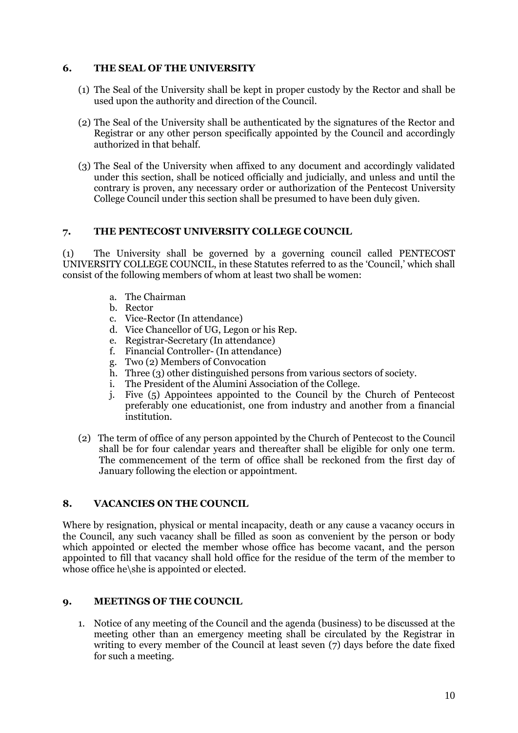## 6. THE SEAL OF THE UNIVERSITY

(1) The Seal of the University shall be kept in proper custody by the Rector and shall be used upon the authority and direction of the Council.

(2) The Seal of the University shall be authenticated by the signatures of the Rector and Registrar or any other person specifically appointed by the Council and accordingly authorized in that behalf.

(3) The Seal of the University when affixed to any document and accordingly validated under this section, shall be noticed officially and judicially, and unless and until the contrary is proven, any necessary order or authorization of the Pentecost University College Council under this section shall be presumed to have been duly given.

## 7. THE PENTECOST UNIVERSITY COLLEGE COUNCIL

(1) The University shall be governed by a governing council called PENTECOST UNIVERSITY COLLEGE COUNCIL, in these Statutes referred to as the 'Council,' which shall consist of the following members of whom at least two shall be women:

a. The Chairman
b. Rector
c. Vice-Rector (In attendance)
d. Vice Chancellor of UG, Legon or his Rep.
e. Registrar-Secretary (In attendance)
f. Financial Controller- (In attendance)
g. Two (2) Members of Convocation
h. Three (3) other distinguished persons from various sectors of society.
i. The President of the Alumini Association of the College.
j. Five (5) Appointees appointed to the Council by the Church of Pentecost preferably one educationist, one from industry and another from a financial institution.

(2) The term of office of any person appointed by the Church of Pentecost to the Council shall be for four calendar years and thereafter shall be eligible for only one term. The commencement of the term of office shall be reckoned from the first day of January following the election or appointment.

## 8. VACANCIES ON THE COUNCIL

Where by resignation, physical or mental incapacity, death or any cause a vacancy occurs in the Council, any such vacancy shall be filled as soon as convenient by the person or body which appointed or elected the member whose office has become vacant, and the person appointed to fill that vacancy shall hold office for the residue of the term of the member to whose office he\she is appointed or elected.

## 9. MEETINGS OF THE COUNCIL

1. Notice of any meeting of the Council and the agenda (business) to be discussed at the meeting other than an emergency meeting shall be circulated by the Registrar in writing to every member of the Council at least seven (7) days before the date fixed for such a meeting.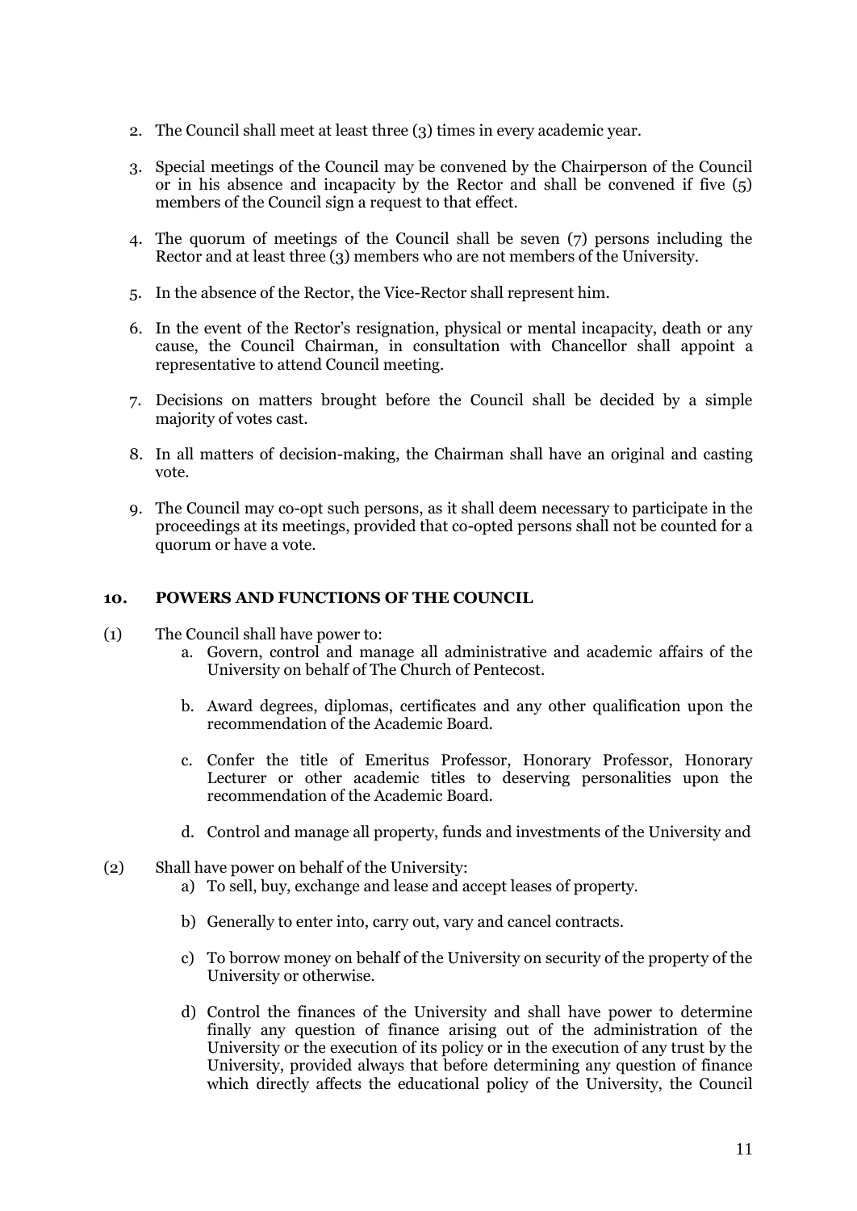2. The Council shall meet at least three (3) times in every academic year.

3. Special meetings of the Council may be convened by the Chairperson of the Council or in his absence and incapacity by the Rector and shall be convened if five (5) members of the Council sign a request to that effect.

4. The quorum of meetings of the Council shall be seven (7) persons including the Rector and at least three (3) members who are not members of the University.

5. In the absence of the Rector, the Vice-Rector shall represent him.

6. In the event of the Rector's resignation, physical or mental incapacity, death or any cause, the Council Chairman, in consultation with Chancellor shall appoint a representative to attend Council meeting.

7. Decisions on matters brought before the Council shall be decided by a simple majority of votes cast.

8. In all matters of decision-making, the Chairman shall have an original and casting vote.

9. The Council may co-opt such persons, as it shall deem necessary to participate in the proceedings at its meetings, provided that co-opted persons shall not be counted for a quorum or have a vote.

## 10. POWERS AND FUNCTIONS OF THE COUNCIL

(1) The Council shall have power to:

a. Govern, control and manage all administrative and academic affairs of the University on behalf of The Church of Pentecost.

b. Award degrees, diplomas, certificates and any other qualification upon the recommendation of the Academic Board.

c. Confer the title of Emeritus Professor, Honorary Professor, Honorary Lecturer or other academic titles to deserving personalities upon the recommendation of the Academic Board.

d. Control and manage all property, funds and investments of the University and

(2) Shall have power on behalf of the University:

a) To sell, buy, exchange and lease and accept leases of property.

b) Generally to enter into, carry out, vary and cancel contracts.

c) To borrow money on behalf of the University on security of the property of the University or otherwise.

d) Control the finances of the University and shall have power to determine finally any question of finance arising out of the administration of the University or the execution of its policy or in the execution of any trust by the University, provided always that before determining any question of finance which directly affects the educational policy of the University, the Council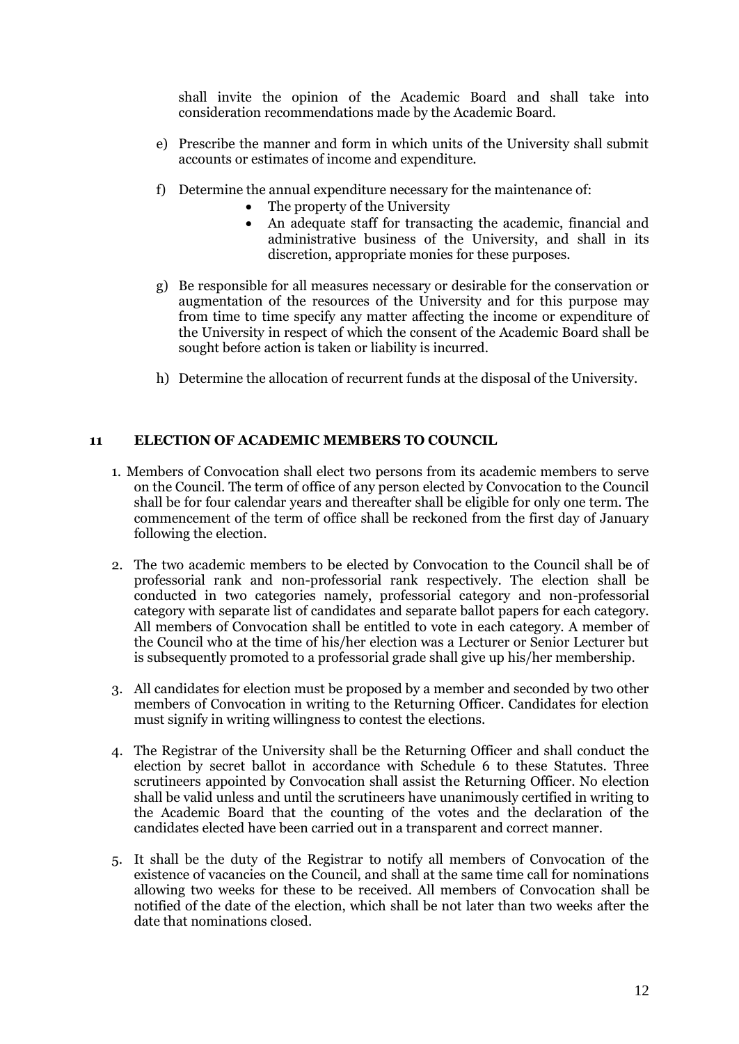shall invite the opinion of the Academic Board and shall take into consideration recommendations made by the Academic Board.

e) Prescribe the manner and form in which units of the University shall submit accounts or estimates of income and expenditure.

f) Determine the annual expenditure necessary for the maintenance of:
   - The property of the University
   - An adequate staff for transacting the academic, financial and administrative business of the University, and shall in its discretion, appropriate monies for these purposes.

g) Be responsible for all measures necessary or desirable for the conservation or augmentation of the resources of the University and for this purpose may from time to time specify any matter affecting the income or expenditure of the University in respect of which the consent of the Academic Board shall be sought before action is taken or liability is incurred.

h) Determine the allocation of recurrent funds at the disposal of the University.

## 11 ELECTION OF ACADEMIC MEMBERS TO COUNCIL

1. Members of Convocation shall elect two persons from its academic members to serve on the Council. The term of office of any person elected by Convocation to the Council shall be for four calendar years and thereafter shall be eligible for only one term. The commencement of the term of office shall be reckoned from the first day of January following the election.

2. The two academic members to be elected by Convocation to the Council shall be of professorial rank and non-professorial rank respectively. The election shall be conducted in two categories namely, professorial category and non-professorial category with separate list of candidates and separate ballot papers for each category. All members of Convocation shall be entitled to vote in each category. A member of the Council who at the time of his/her election was a Lecturer or Senior Lecturer but is subsequently promoted to a professorial grade shall give up his/her membership.

3. All candidates for election must be proposed by a member and seconded by two other members of Convocation in writing to the Returning Officer. Candidates for election must signify in writing willingness to contest the elections.

4. The Registrar of the University shall be the Returning Officer and shall conduct the election by secret ballot in accordance with Schedule 6 to these Statutes. Three scrutineers appointed by Convocation shall assist the Returning Officer. No election shall be valid unless and until the scrutineers have unanimously certified in writing to the Academic Board that the counting of the votes and the declaration of the candidates elected have been carried out in a transparent and correct manner.

5. It shall be the duty of the Registrar to notify all members of Convocation of the existence of vacancies on the Council, and shall at the same time call for nominations allowing two weeks for these to be received. All members of Convocation shall be notified of the date of the election, which shall be not later than two weeks after the date that nominations closed.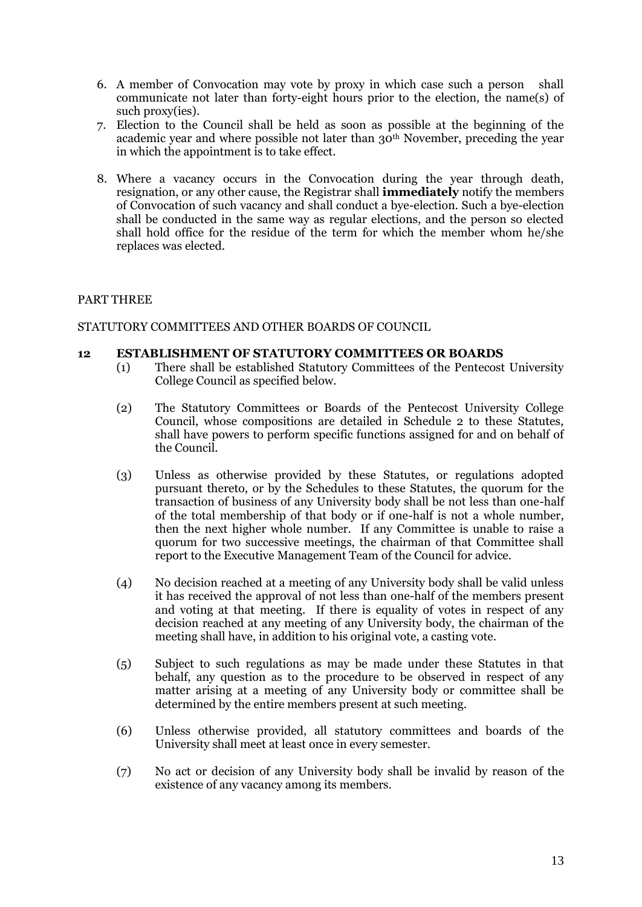6. A member of Convocation may vote by proxy in which case such a person shall communicate not later than forty-eight hours prior to the election, the name(s) of such proxy(ies).
7. Election to the Council shall be held as soon as possible at the beginning of the academic year and where possible not later than 30th November, preceding the year in which the appointment is to take effect.
8. Where a vacancy occurs in the Convocation during the year through death, resignation, or any other cause, the Registrar shall **immediately** notify the members of Convocation of such vacancy and shall conduct a bye-election. Such a bye-election shall be conducted in the same way as regular elections, and the person so elected shall hold office for the residue of the term for which the member whom he/she replaces was elected.

PART THREE

STATUTORY COMMITTEES AND OTHER BOARDS OF COUNCIL

**12 ESTABLISHMENT OF STATUTORY COMMITTEES OR BOARDS**

(1) There shall be established Statutory Committees of the Pentecost University College Council as specified below.

(2) The Statutory Committees or Boards of the Pentecost University College Council, whose compositions are detailed in Schedule 2 to these Statutes, shall have powers to perform specific functions assigned for and on behalf of the Council.

(3) Unless as otherwise provided by these Statutes, or regulations adopted pursuant thereto, or by the Schedules to these Statutes, the quorum for the transaction of business of any University body shall be not less than one-half of the total membership of that body or if one-half is not a whole number, then the next higher whole number. If any Committee is unable to raise a quorum for two successive meetings, the chairman of that Committee shall report to the Executive Management Team of the Council for advice.

(4) No decision reached at a meeting of any University body shall be valid unless it has received the approval of not less than one-half of the members present and voting at that meeting. If there is equality of votes in respect of any decision reached at any meeting of any University body, the chairman of the meeting shall have, in addition to his original vote, a casting vote.

(5) Subject to such regulations as may be made under these Statutes in that behalf, any question as to the procedure to be observed in respect of any matter arising at a meeting of any University body or committee shall be determined by the entire members present at such meeting.

(6) Unless otherwise provided, all statutory committees and boards of the University shall meet at least once in every semester.

(7) No act or decision of any University body shall be invalid by reason of the existence of any vacancy among its members.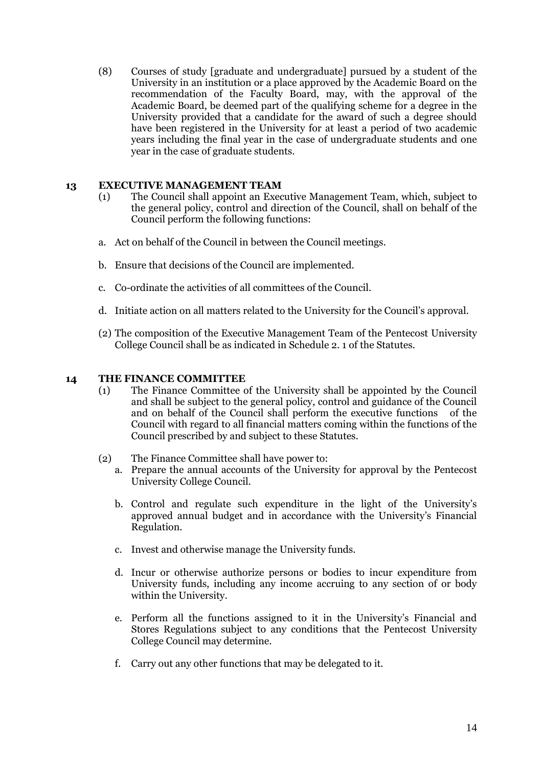(8) Courses of study [graduate and undergraduate] pursued by a student of the University in an institution or a place approved by the Academic Board on the recommendation of the Faculty Board, may, with the approval of the Academic Board, be deemed part of the qualifying scheme for a degree in the University provided that a candidate for the award of such a degree should have been registered in the University for at least a period of two academic years including the final year in the case of undergraduate students and one year in the case of graduate students.

## 13 EXECUTIVE MANAGEMENT TEAM

(1) The Council shall appoint an Executive Management Team, which, subject to the general policy, control and direction of the Council, shall on behalf of the Council perform the following functions:

a. Act on behalf of the Council in between the Council meetings.

b. Ensure that decisions of the Council are implemented.

c. Co-ordinate the activities of all committees of the Council.

d. Initiate action on all matters related to the University for the Council's approval.

(2) The composition of the Executive Management Team of the Pentecost University College Council shall be as indicated in Schedule 2. 1 of the Statutes.

## 14 THE FINANCE COMMITTEE

(1) The Finance Committee of the University shall be appointed by the Council and shall be subject to the general policy, control and guidance of the Council and on behalf of the Council shall perform the executive functions of the Council with regard to all financial matters coming within the functions of the Council prescribed by and subject to these Statutes.

(2) The Finance Committee shall have power to:

a. Prepare the annual accounts of the University for approval by the Pentecost University College Council.

b. Control and regulate such expenditure in the light of the University's approved annual budget and in accordance with the University's Financial Regulation.

c. Invest and otherwise manage the University funds.

d. Incur or otherwise authorize persons or bodies to incur expenditure from University funds, including any income accruing to any section of or body within the University.

e. Perform all the functions assigned to it in the University's Financial and Stores Regulations subject to any conditions that the Pentecost University College Council may determine.

f. Carry out any other functions that may be delegated to it.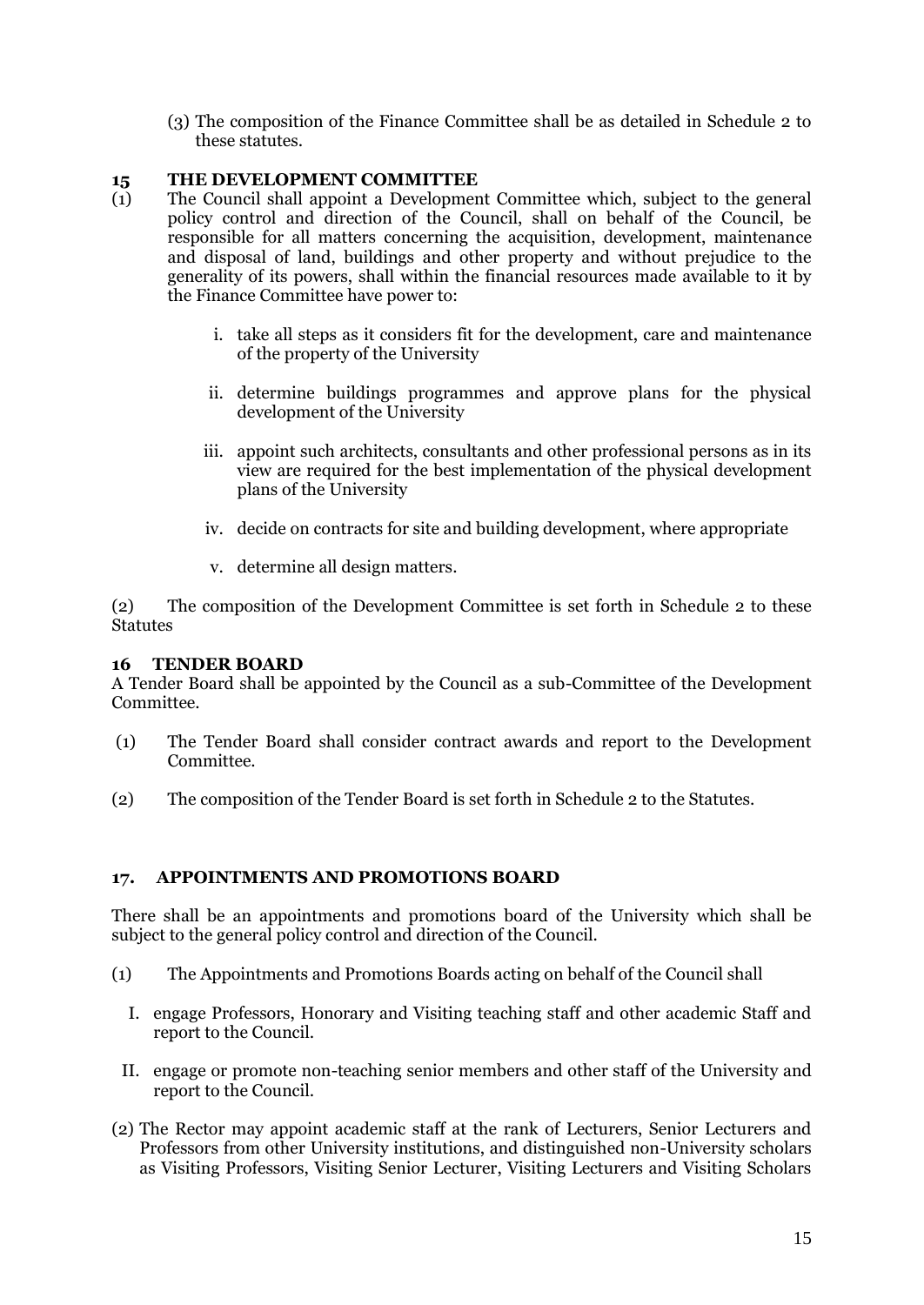(3) The composition of the Finance Committee shall be as detailed in Schedule 2 to these statutes.

## 15 THE DEVELOPMENT COMMITTEE

(1) The Council shall appoint a Development Committee which, subject to the general policy control and direction of the Council, shall on behalf of the Council, be responsible for all matters concerning the acquisition, development, maintenance and disposal of land, buildings and other property and without prejudice to the generality of its powers, shall within the financial resources made available to it by the Finance Committee have power to:

i. take all steps as it considers fit for the development, care and maintenance of the property of the University

ii. determine buildings programmes and approve plans for the physical development of the University

iii. appoint such architects, consultants and other professional persons as in its view are required for the best implementation of the physical development plans of the University

iv. decide on contracts for site and building development, where appropriate

v. determine all design matters.

(2) The composition of the Development Committee is set forth in Schedule 2 to these Statutes

## 16 TENDER BOARD

A Tender Board shall be appointed by the Council as a sub-Committee of the Development Committee.

(1) The Tender Board shall consider contract awards and report to the Development Committee.

(2) The composition of the Tender Board is set forth in Schedule 2 to the Statutes.

## 17. APPOINTMENTS AND PROMOTIONS BOARD

There shall be an appointments and promotions board of the University which shall be subject to the general policy control and direction of the Council.

(1) The Appointments and Promotions Boards acting on behalf of the Council shall

I. engage Professors, Honorary and Visiting teaching staff and other academic Staff and report to the Council.

II. engage or promote non-teaching senior members and other staff of the University and report to the Council.

(2) The Rector may appoint academic staff at the rank of Lecturers, Senior Lecturers and Professors from other University institutions, and distinguished non-University scholars as Visiting Professors, Visiting Senior Lecturer, Visiting Lecturers and Visiting Scholars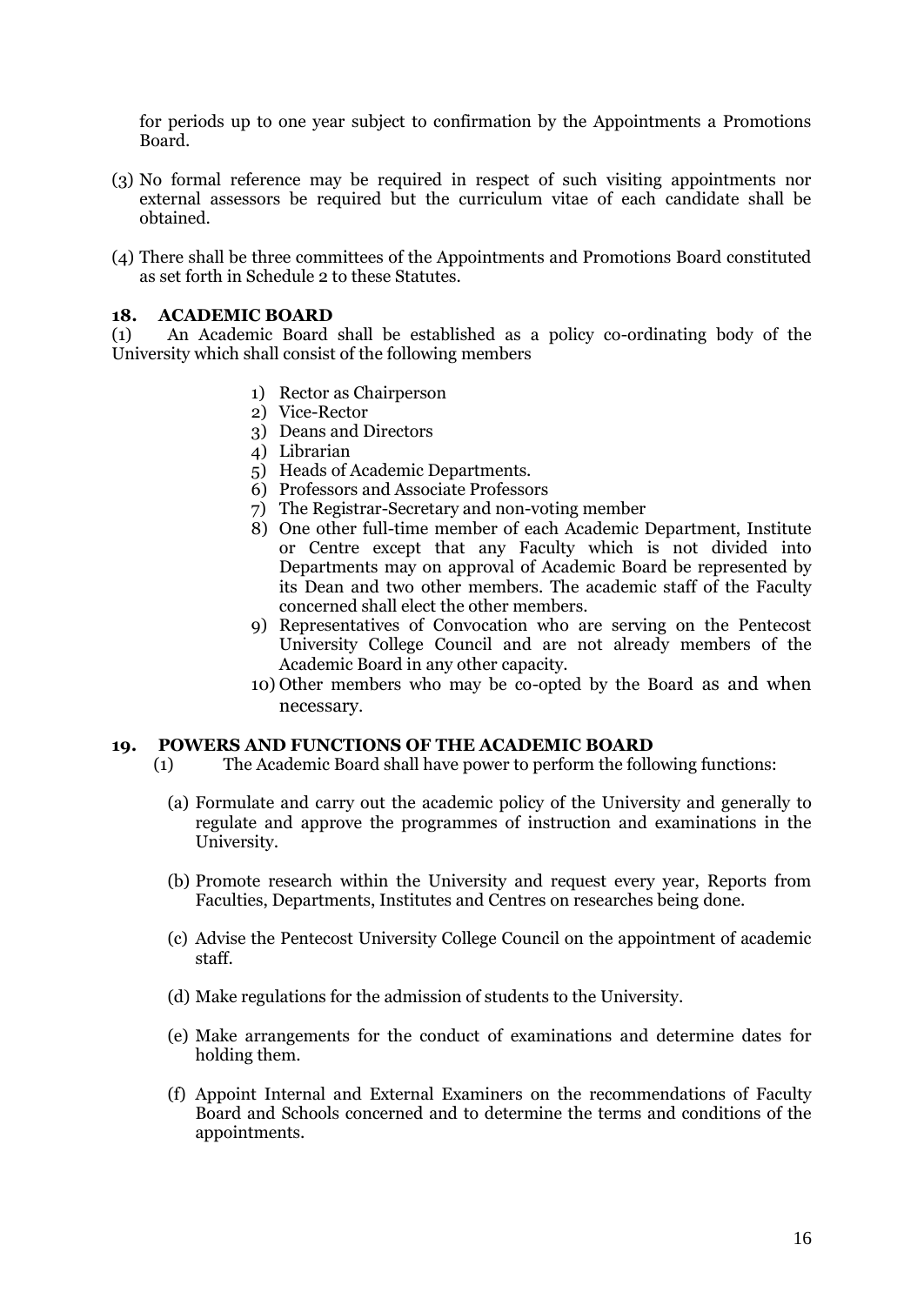for periods up to one year subject to confirmation by the Appointments a Promotions Board.

(3) No formal reference may be required in respect of such visiting appointments nor external assessors be required but the curriculum vitae of each candidate shall be obtained.

(4) There shall be three committees of the Appointments and Promotions Board constituted as set forth in Schedule 2 to these Statutes.

## 18. ACADEMIC BOARD

(1) An Academic Board shall be established as a policy co-ordinating body of the University which shall consist of the following members

1) Rector as Chairperson
2) Vice-Rector
3) Deans and Directors
4) Librarian
5) Heads of Academic Departments.
6) Professors and Associate Professors
7) The Registrar-Secretary and non-voting member
8) One other full-time member of each Academic Department, Institute or Centre except that any Faculty which is not divided into Departments may on approval of Academic Board be represented by its Dean and two other members. The academic staff of the Faculty concerned shall elect the other members.
9) Representatives of Convocation who are serving on the Pentecost University College Council and are not already members of the Academic Board in any other capacity.
10) Other members who may be co-opted by the Board as and when necessary.

## 19. POWERS AND FUNCTIONS OF THE ACADEMIC BOARD

(1) The Academic Board shall have power to perform the following functions:

(a) Formulate and carry out the academic policy of the University and generally to regulate and approve the programmes of instruction and examinations in the University.

(b) Promote research within the University and request every year, Reports from Faculties, Departments, Institutes and Centres on researches being done.

(c) Advise the Pentecost University College Council on the appointment of academic staff.

(d) Make regulations for the admission of students to the University.

(e) Make arrangements for the conduct of examinations and determine dates for holding them.

(f) Appoint Internal and External Examiners on the recommendations of Faculty Board and Schools concerned and to determine the terms and conditions of the appointments.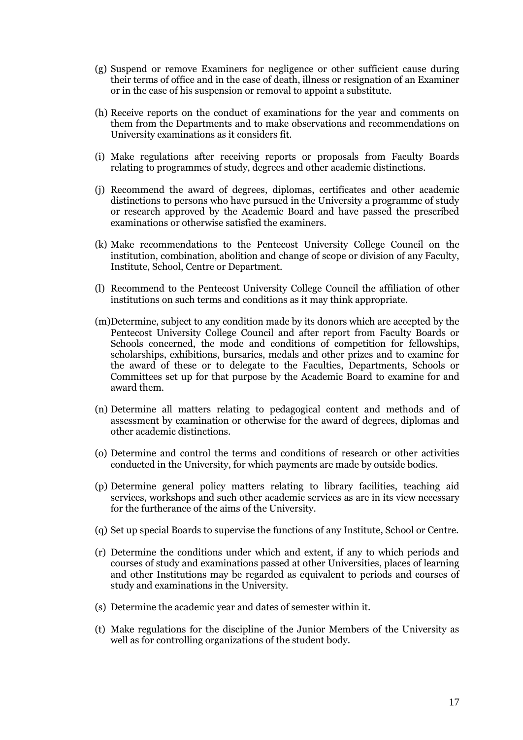(g) Suspend or remove Examiners for negligence or other sufficient cause during their terms of office and in the case of death, illness or resignation of an Examiner or in the case of his suspension or removal to appoint a substitute.

(h) Receive reports on the conduct of examinations for the year and comments on them from the Departments and to make observations and recommendations on University examinations as it considers fit.

(i) Make regulations after receiving reports or proposals from Faculty Boards relating to programmes of study, degrees and other academic distinctions.

(j) Recommend the award of degrees, diplomas, certificates and other academic distinctions to persons who have pursued in the University a programme of study or research approved by the Academic Board and have passed the prescribed examinations or otherwise satisfied the examiners.

(k) Make recommendations to the Pentecost University College Council on the institution, combination, abolition and change of scope or division of any Faculty, Institute, School, Centre or Department.

(l) Recommend to the Pentecost University College Council the affiliation of other institutions on such terms and conditions as it may think appropriate.

(m) Determine, subject to any condition made by its donors which are accepted by the Pentecost University College Council and after report from Faculty Boards or Schools concerned, the mode and conditions of competition for fellowships, scholarships, exhibitions, bursaries, medals and other prizes and to examine for the award of these or to delegate to the Faculties, Departments, Schools or Committees set up for that purpose by the Academic Board to examine for and award them.

(n) Determine all matters relating to pedagogical content and methods and of assessment by examination or otherwise for the award of degrees, diplomas and other academic distinctions.

(o) Determine and control the terms and conditions of research or other activities conducted in the University, for which payments are made by outside bodies.

(p) Determine general policy matters relating to library facilities, teaching aid services, workshops and such other academic services as are in its view necessary for the furtherance of the aims of the University.

(q) Set up special Boards to supervise the functions of any Institute, School or Centre.

(r) Determine the conditions under which and extent, if any to which periods and courses of study and examinations passed at other Universities, places of learning and other Institutions may be regarded as equivalent to periods and courses of study and examinations in the University.

(s) Determine the academic year and dates of semester within it.

(t) Make regulations for the discipline of the Junior Members of the University as well as for controlling organizations of the student body.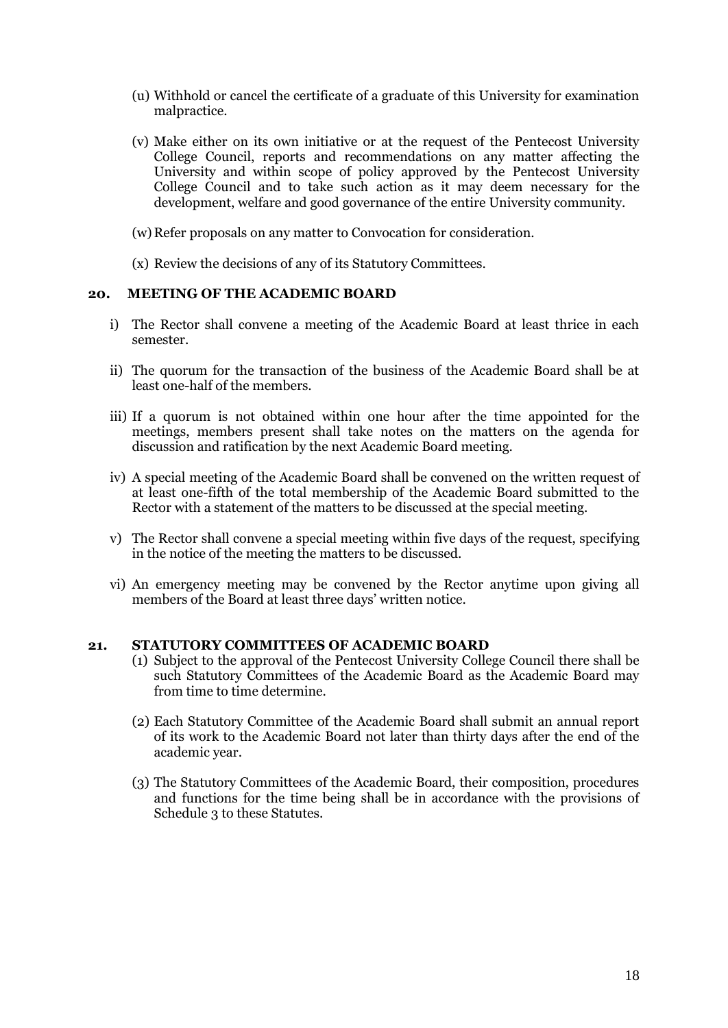(u) Withhold or cancel the certificate of a graduate of this University for examination malpractice.

(v) Make either on its own initiative or at the request of the Pentecost University College Council, reports and recommendations on any matter affecting the University and within scope of policy approved by the Pentecost University College Council and to take such action as it may deem necessary for the development, welfare and good governance of the entire University community.

(w) Refer proposals on any matter to Convocation for consideration.

(x) Review the decisions of any of its Statutory Committees.

## 20. MEETING OF THE ACADEMIC BOARD

i) The Rector shall convene a meeting of the Academic Board at least thrice in each semester.

ii) The quorum for the transaction of the business of the Academic Board shall be at least one-half of the members.

iii) If a quorum is not obtained within one hour after the time appointed for the meetings, members present shall take notes on the matters on the agenda for discussion and ratification by the next Academic Board meeting.

iv) A special meeting of the Academic Board shall be convened on the written request of at least one-fifth of the total membership of the Academic Board submitted to the Rector with a statement of the matters to be discussed at the special meeting.

v) The Rector shall convene a special meeting within five days of the request, specifying in the notice of the meeting the matters to be discussed.

vi) An emergency meeting may be convened by the Rector anytime upon giving all members of the Board at least three days' written notice.

## 21. STATUTORY COMMITTEES OF ACADEMIC BOARD

(1) Subject to the approval of the Pentecost University College Council there shall be such Statutory Committees of the Academic Board as the Academic Board may from time to time determine.

(2) Each Statutory Committee of the Academic Board shall submit an annual report of its work to the Academic Board not later than thirty days after the end of the academic year.

(3) The Statutory Committees of the Academic Board, their composition, procedures and functions for the time being shall be in accordance with the provisions of Schedule 3 to these Statutes.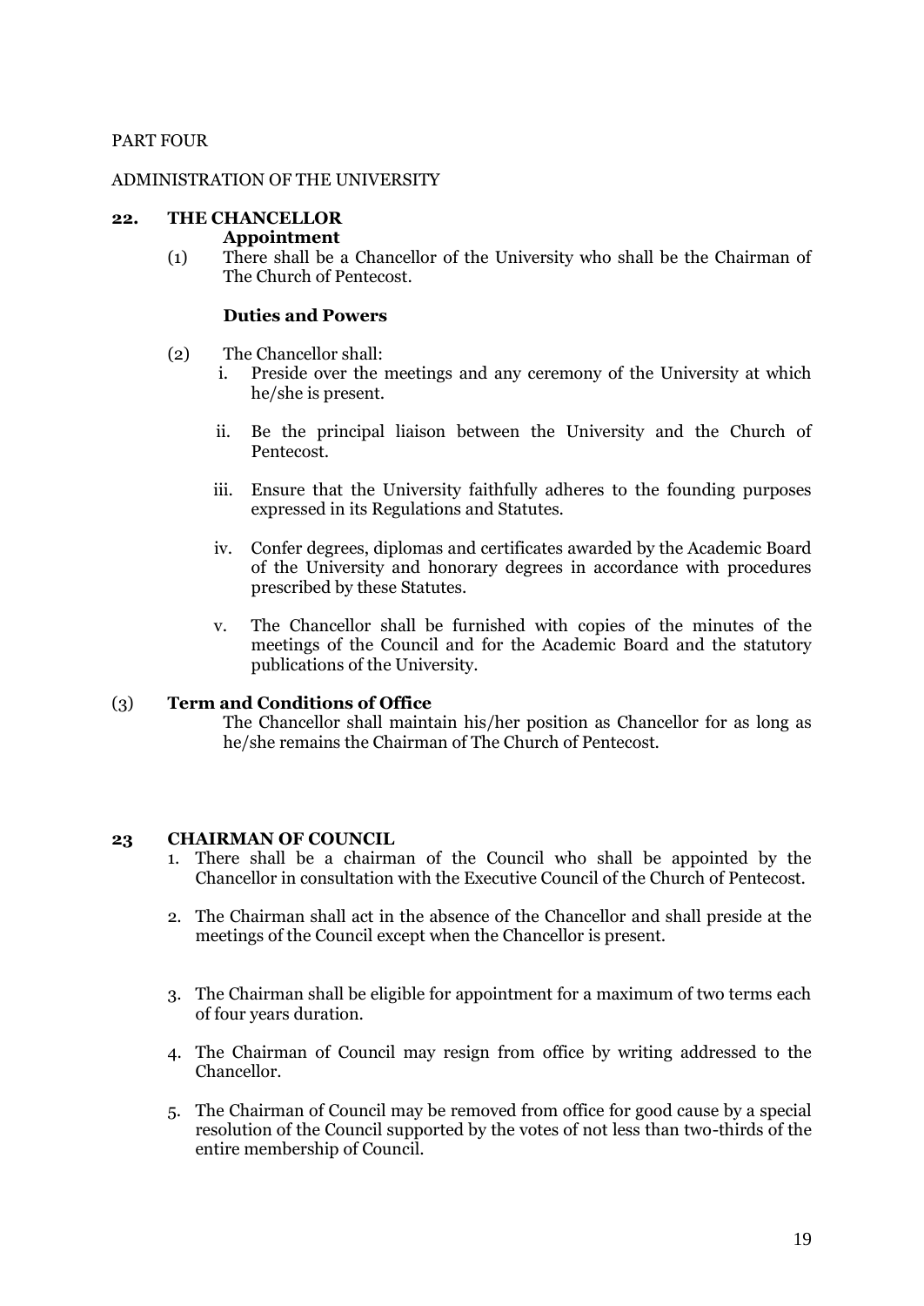PART FOUR

ADMINISTRATION OF THE UNIVERSITY

## 22. THE CHANCELLOR

**Appointment**

(1) There shall be a Chancellor of the University who shall be the Chairman of The Church of Pentecost.

**Duties and Powers**

(2) The Chancellor shall:

i. Preside over the meetings and any ceremony of the University at which he/she is present.

ii. Be the principal liaison between the University and the Church of Pentecost.

iii. Ensure that the University faithfully adheres to the founding purposes expressed in its Regulations and Statutes.

iv. Confer degrees, diplomas and certificates awarded by the Academic Board of the University and honorary degrees in accordance with procedures prescribed by these Statutes.

v. The Chancellor shall be furnished with copies of the minutes of the meetings of the Council and for the Academic Board and the statutory publications of the University.

(3) **Term and Conditions of Office**

The Chancellor shall maintain his/her position as Chancellor for as long as he/she remains the Chairman of The Church of Pentecost.

## 23 CHAIRMAN OF COUNCIL

1. There shall be a chairman of the Council who shall be appointed by the Chancellor in consultation with the Executive Council of the Church of Pentecost.

2. The Chairman shall act in the absence of the Chancellor and shall preside at the meetings of the Council except when the Chancellor is present.

3. The Chairman shall be eligible for appointment for a maximum of two terms each of four years duration.

4. The Chairman of Council may resign from office by writing addressed to the Chancellor.

5. The Chairman of Council may be removed from office for good cause by a special resolution of the Council supported by the votes of not less than two-thirds of the entire membership of Council.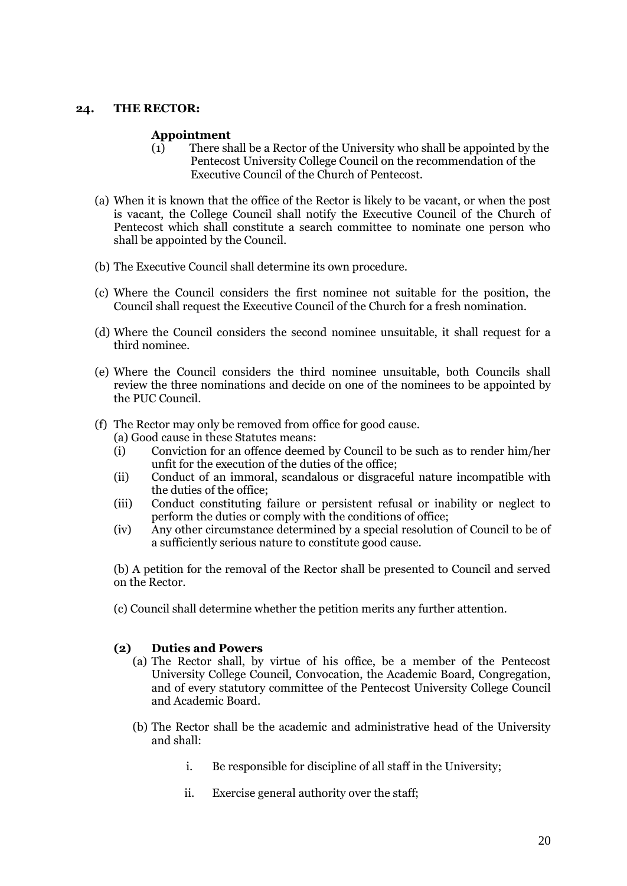## 24. THE RECTOR:

### Appointment

(1) There shall be a Rector of the University who shall be appointed by the Pentecost University College Council on the recommendation of the Executive Council of the Church of Pentecost.

(a) When it is known that the office of the Rector is likely to be vacant, or when the post is vacant, the College Council shall notify the Executive Council of the Church of Pentecost which shall constitute a search committee to nominate one person who shall be appointed by the Council.

(b) The Executive Council shall determine its own procedure.

(c) Where the Council considers the first nominee not suitable for the position, the Council shall request the Executive Council of the Church for a fresh nomination.

(d) Where the Council considers the second nominee unsuitable, it shall request for a third nominee.

(e) Where the Council considers the third nominee unsuitable, both Councils shall review the three nominations and decide on one of the nominees to be appointed by the PUC Council.

(f) The Rector may only be removed from office for good cause.

(a) Good cause in these Statutes means:

- (i) Conviction for an offence deemed by Council to be such as to render him/her unfit for the execution of the duties of the office;
- (ii) Conduct of an immoral, scandalous or disgraceful nature incompatible with the duties of the office;
- (iii) Conduct constituting failure or persistent refusal or inability or neglect to perform the duties or comply with the conditions of office;
- (iv) Any other circumstance determined by a special resolution of Council to be of a sufficiently serious nature to constitute good cause.

(b) A petition for the removal of the Rector shall be presented to Council and served on the Rector.

(c) Council shall determine whether the petition merits any further attention.

### (2) Duties and Powers

(a) The Rector shall, by virtue of his office, be a member of the Pentecost University College Council, Convocation, the Academic Board, Congregation, and of every statutory committee of the Pentecost University College Council and Academic Board.

(b) The Rector shall be the academic and administrative head of the University and shall:

- i. Be responsible for discipline of all staff in the University;
- ii. Exercise general authority over the staff;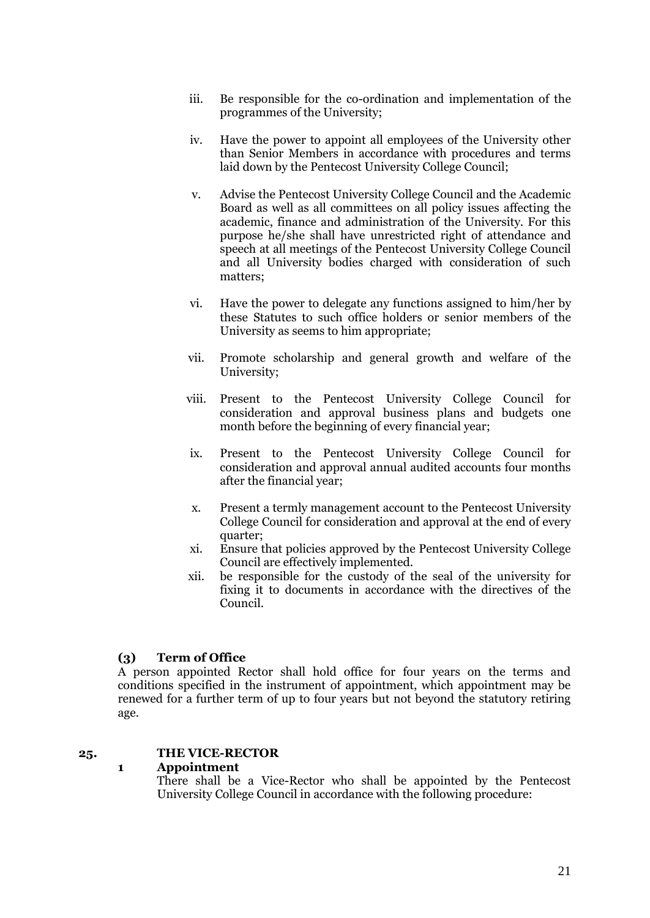iii. Be responsible for the co-ordination and implementation of the programmes of the University;

iv. Have the power to appoint all employees of the University other than Senior Members in accordance with procedures and terms laid down by the Pentecost University College Council;

v. Advise the Pentecost University College Council and the Academic Board as well as all committees on all policy issues affecting the academic, finance and administration of the University. For this purpose he/she shall have unrestricted right of attendance and speech at all meetings of the Pentecost University College Council and all University bodies charged with consideration of such matters;

vi. Have the power to delegate any functions assigned to him/her by these Statutes to such office holders or senior members of the University as seems to him appropriate;

vii. Promote scholarship and general growth and welfare of the University;

viii. Present to the Pentecost University College Council for consideration and approval business plans and budgets one month before the beginning of every financial year;

ix. Present to the Pentecost University College Council for consideration and approval annual audited accounts four months after the financial year;

x. Present a termly management account to the Pentecost University College Council for consideration and approval at the end of every quarter;

xi. Ensure that policies approved by the Pentecost University College Council are effectively implemented.

xii. be responsible for the custody of the seal of the university for fixing it to documents in accordance with the directives of the Council.

**(3) Term of Office**

A person appointed Rector shall hold office for four years on the terms and conditions specified in the instrument of appointment, which appointment may be renewed for a further term of up to four years but not beyond the statutory retiring age.

## 25. THE VICE-RECTOR

**1 Appointment**

There shall be a Vice-Rector who shall be appointed by the Pentecost University College Council in accordance with the following procedure: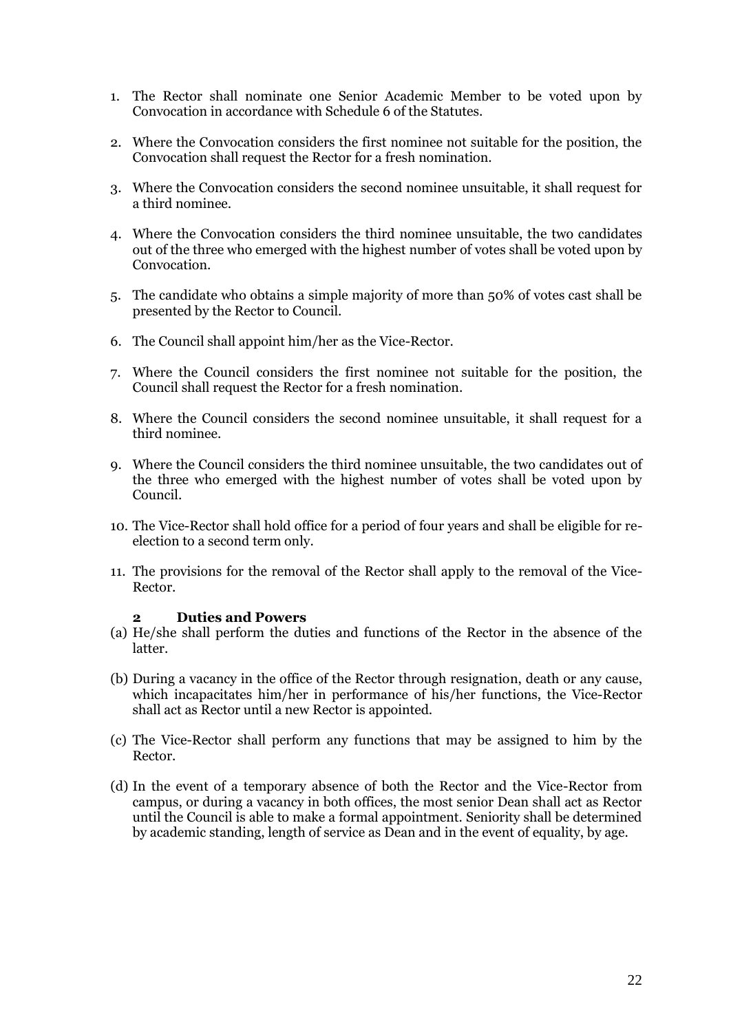1. The Rector shall nominate one Senior Academic Member to be voted upon by Convocation in accordance with Schedule 6 of the Statutes.

2. Where the Convocation considers the first nominee not suitable for the position, the Convocation shall request the Rector for a fresh nomination.

3. Where the Convocation considers the second nominee unsuitable, it shall request for a third nominee.

4. Where the Convocation considers the third nominee unsuitable, the two candidates out of the three who emerged with the highest number of votes shall be voted upon by Convocation.

5. The candidate who obtains a simple majority of more than 50% of votes cast shall be presented by the Rector to Council.

6. The Council shall appoint him/her as the Vice-Rector.

7. Where the Council considers the first nominee not suitable for the position, the Council shall request the Rector for a fresh nomination.

8. Where the Council considers the second nominee unsuitable, it shall request for a third nominee.

9. Where the Council considers the third nominee unsuitable, the two candidates out of the three who emerged with the highest number of votes shall be voted upon by Council.

10. The Vice-Rector shall hold office for a period of four years and shall be eligible for re-election to a second term only.

11. The provisions for the removal of the Rector shall apply to the removal of the Vice-Rector.

### 2 Duties and Powers

(a) He/she shall perform the duties and functions of the Rector in the absence of the latter.

(b) During a vacancy in the office of the Rector through resignation, death or any cause, which incapacitates him/her in performance of his/her functions, the Vice-Rector shall act as Rector until a new Rector is appointed.

(c) The Vice-Rector shall perform any functions that may be assigned to him by the Rector.

(d) In the event of a temporary absence of both the Rector and the Vice-Rector from campus, or during a vacancy in both offices, the most senior Dean shall act as Rector until the Council is able to make a formal appointment. Seniority shall be determined by academic standing, length of service as Dean and in the event of equality, by age.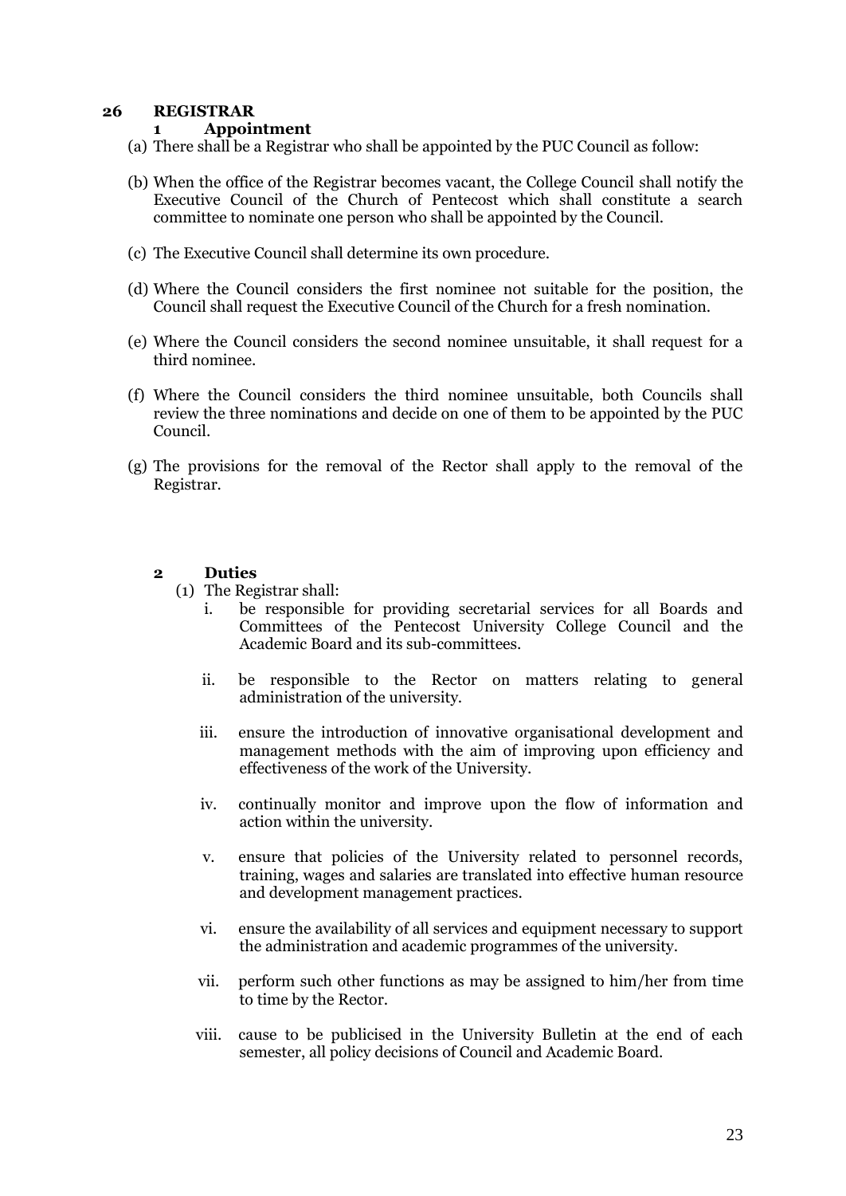## 26 REGISTRAR

### 1 Appointment

(a) There shall be a Registrar who shall be appointed by the PUC Council as follow:

(b) When the office of the Registrar becomes vacant, the College Council shall notify the Executive Council of the Church of Pentecost which shall constitute a search committee to nominate one person who shall be appointed by the Council.

(c) The Executive Council shall determine its own procedure.

(d) Where the Council considers the first nominee not suitable for the position, the Council shall request the Executive Council of the Church for a fresh nomination.

(e) Where the Council considers the second nominee unsuitable, it shall request for a third nominee.

(f) Where the Council considers the third nominee unsuitable, both Councils shall review the three nominations and decide on one of them to be appointed by the PUC Council.

(g) The provisions for the removal of the Rector shall apply to the removal of the Registrar.

### 2 Duties

(1) The Registrar shall:

i. be responsible for providing secretarial services for all Boards and Committees of the Pentecost University College Council and the Academic Board and its sub-committees.

ii. be responsible to the Rector on matters relating to general administration of the university.

iii. ensure the introduction of innovative organisational development and management methods with the aim of improving upon efficiency and effectiveness of the work of the University.

iv. continually monitor and improve upon the flow of information and action within the university.

v. ensure that policies of the University related to personnel records, training, wages and salaries are translated into effective human resource and development management practices.

vi. ensure the availability of all services and equipment necessary to support the administration and academic programmes of the university.

vii. perform such other functions as may be assigned to him/her from time to time by the Rector.

viii. cause to be publicised in the University Bulletin at the end of each semester, all policy decisions of Council and Academic Board.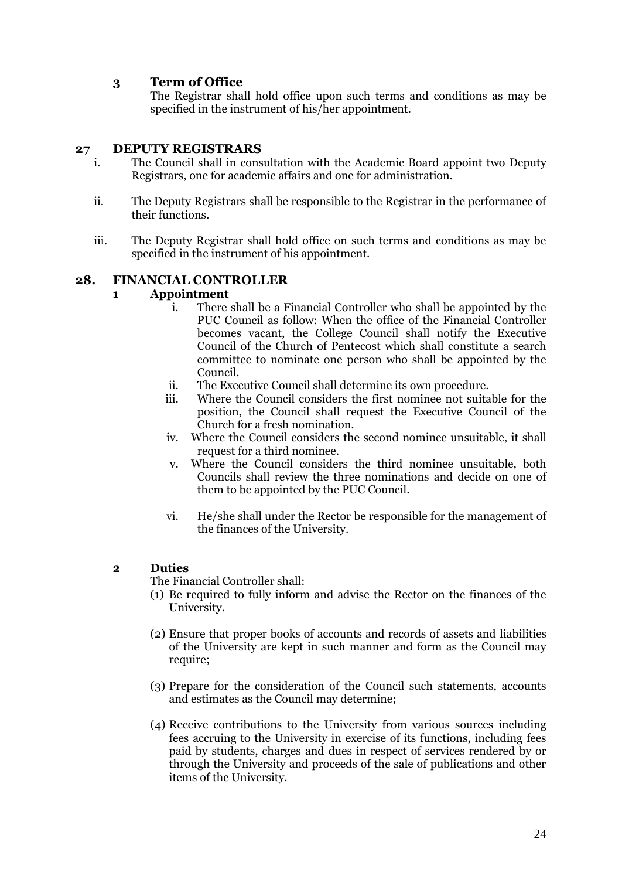### 3 Term of Office

The Registrar shall hold office upon such terms and conditions as may be specified in the instrument of his/her appointment.

## 27 DEPUTY REGISTRARS

i. The Council shall in consultation with the Academic Board appoint two Deputy Registrars, one for academic affairs and one for administration.

ii. The Deputy Registrars shall be responsible to the Registrar in the performance of their functions.

iii. The Deputy Registrar shall hold office on such terms and conditions as may be specified in the instrument of his appointment.

## 28. FINANCIAL CONTROLLER

### 1 Appointment

i. There shall be a Financial Controller who shall be appointed by the PUC Council as follow: When the office of the Financial Controller becomes vacant, the College Council shall notify the Executive Council of the Church of Pentecost which shall constitute a search committee to nominate one person who shall be appointed by the Council.

ii. The Executive Council shall determine its own procedure.

iii. Where the Council considers the first nominee not suitable for the position, the Council shall request the Executive Council of the Church for a fresh nomination.

iv. Where the Council considers the second nominee unsuitable, it shall request for a third nominee.

v. Where the Council considers the third nominee unsuitable, both Councils shall review the three nominations and decide on one of them to be appointed by the PUC Council.

vi. He/she shall under the Rector be responsible for the management of the finances of the University.

### 2 Duties

The Financial Controller shall:

(1) Be required to fully inform and advise the Rector on the finances of the University.

(2) Ensure that proper books of accounts and records of assets and liabilities of the University are kept in such manner and form as the Council may require;

(3) Prepare for the consideration of the Council such statements, accounts and estimates as the Council may determine;

(4) Receive contributions to the University from various sources including fees accruing to the University in exercise of its functions, including fees paid by students, charges and dues in respect of services rendered by or through the University and proceeds of the sale of publications and other items of the University.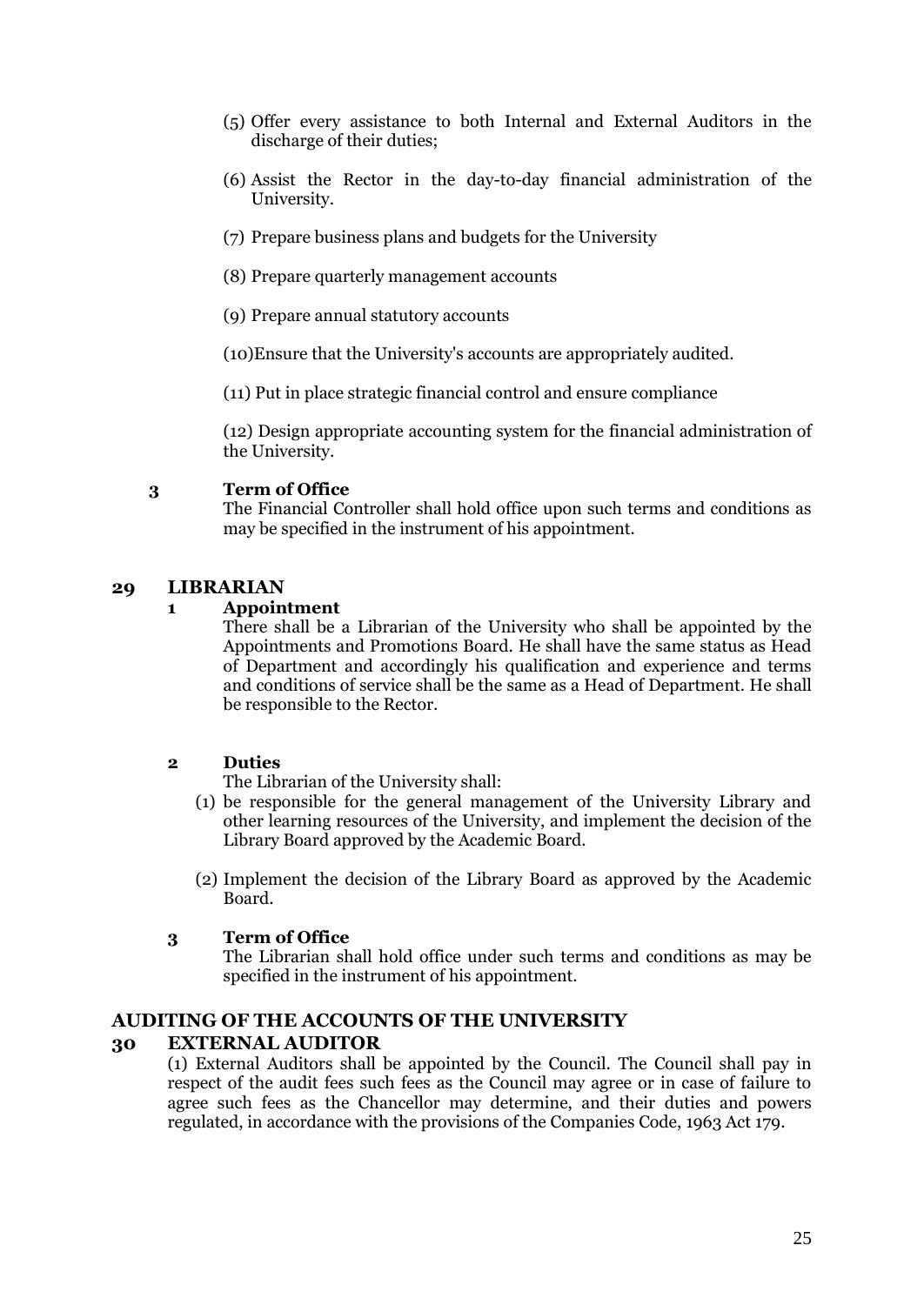(5) Offer every assistance to both Internal and External Auditors in the discharge of their duties;

(6) Assist the Rector in the day-to-day financial administration of the University.

(7) Prepare business plans and budgets for the University

(8) Prepare quarterly management accounts

(9) Prepare annual statutory accounts

(10)Ensure that the University's accounts are appropriately audited.

(11) Put in place strategic financial control and ensure compliance

(12) Design appropriate accounting system for the financial administration of the University.

**3 Term of Office**

The Financial Controller shall hold office upon such terms and conditions as may be specified in the instrument of his appointment.

## 29 LIBRARIAN

**1 Appointment**

There shall be a Librarian of the University who shall be appointed by the Appointments and Promotions Board. He shall have the same status as Head of Department and accordingly his qualification and experience and terms and conditions of service shall be the same as a Head of Department. He shall be responsible to the Rector.

**2 Duties**

The Librarian of the University shall:

(1) be responsible for the general management of the University Library and other learning resources of the University, and implement the decision of the Library Board approved by the Academic Board.

(2) Implement the decision of the Library Board as approved by the Academic Board.

**3 Term of Office**

The Librarian shall hold office under such terms and conditions as may be specified in the instrument of his appointment.

## AUDITING OF THE ACCOUNTS OF THE UNIVERSITY

## 30 EXTERNAL AUDITOR

(1) External Auditors shall be appointed by the Council. The Council shall pay in respect of the audit fees such fees as the Council may agree or in case of failure to agree such fees as the Chancellor may determine, and their duties and powers regulated, in accordance with the provisions of the Companies Code, 1963 Act 179.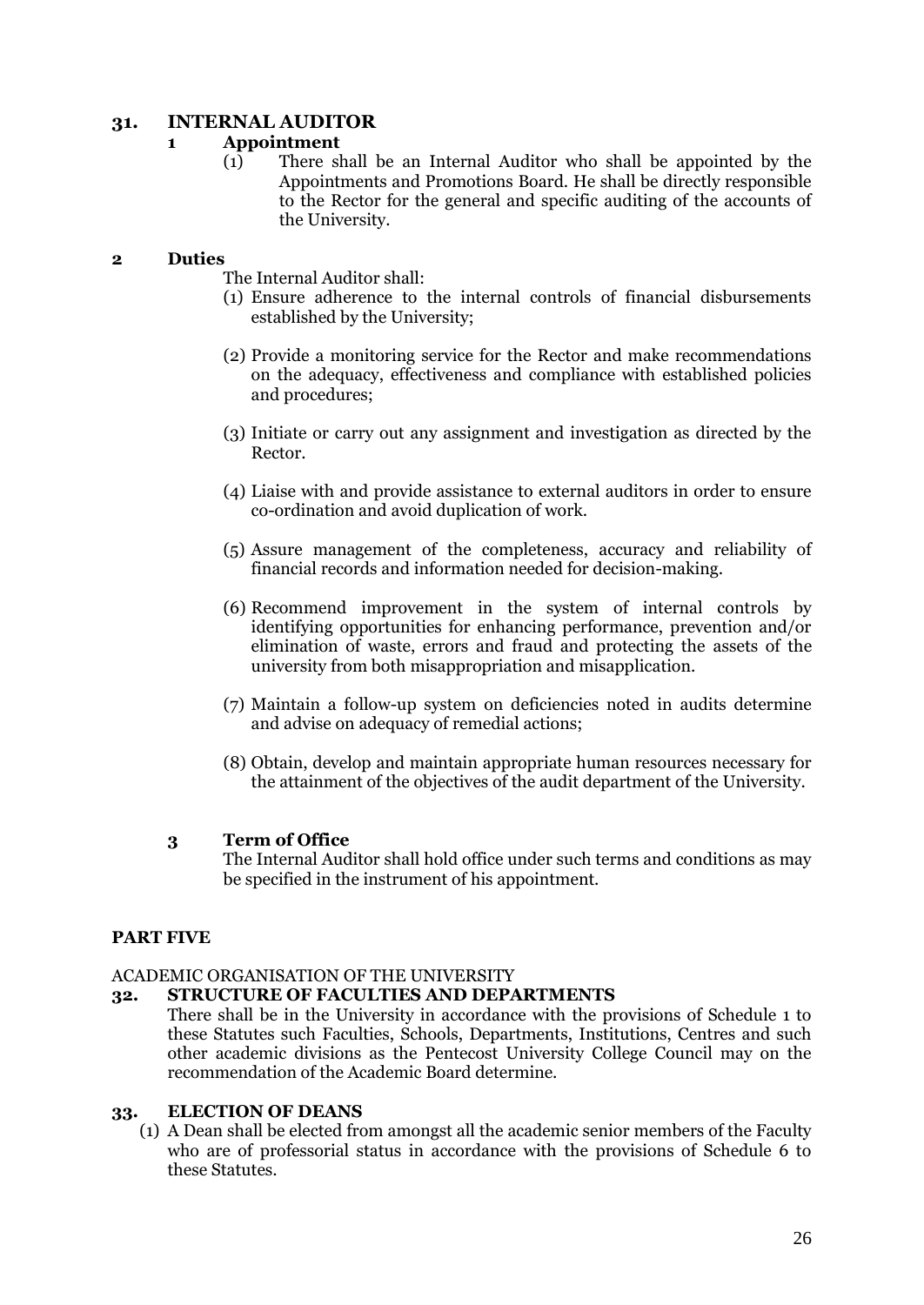## 31. INTERNAL AUDITOR

### 1 Appointment

(1) There shall be an Internal Auditor who shall be appointed by the Appointments and Promotions Board. He shall be directly responsible to the Rector for the general and specific auditing of the accounts of the University.

### 2 Duties

The Internal Auditor shall:

(1) Ensure adherence to the internal controls of financial disbursements established by the University;

(2) Provide a monitoring service for the Rector and make recommendations on the adequacy, effectiveness and compliance with established policies and procedures;

(3) Initiate or carry out any assignment and investigation as directed by the Rector.

(4) Liaise with and provide assistance to external auditors in order to ensure co-ordination and avoid duplication of work.

(5) Assure management of the completeness, accuracy and reliability of financial records and information needed for decision-making.

(6) Recommend improvement in the system of internal controls by identifying opportunities for enhancing performance, prevention and/or elimination of waste, errors and fraud and protecting the assets of the university from both misappropriation and misapplication.

(7) Maintain a follow-up system on deficiencies noted in audits determine and advise on adequacy of remedial actions;

(8) Obtain, develop and maintain appropriate human resources necessary for the attainment of the objectives of the audit department of the University.

### 3 Term of Office

The Internal Auditor shall hold office under such terms and conditions as may be specified in the instrument of his appointment.

# PART FIVE

ACADEMIC ORGANISATION OF THE UNIVERSITY

## 32. STRUCTURE OF FACULTIES AND DEPARTMENTS

There shall be in the University in accordance with the provisions of Schedule 1 to these Statutes such Faculties, Schools, Departments, Institutions, Centres and such other academic divisions as the Pentecost University College Council may on the recommendation of the Academic Board determine.

## 33. ELECTION OF DEANS

(1) A Dean shall be elected from amongst all the academic senior members of the Faculty who are of professorial status in accordance with the provisions of Schedule 6 to these Statutes.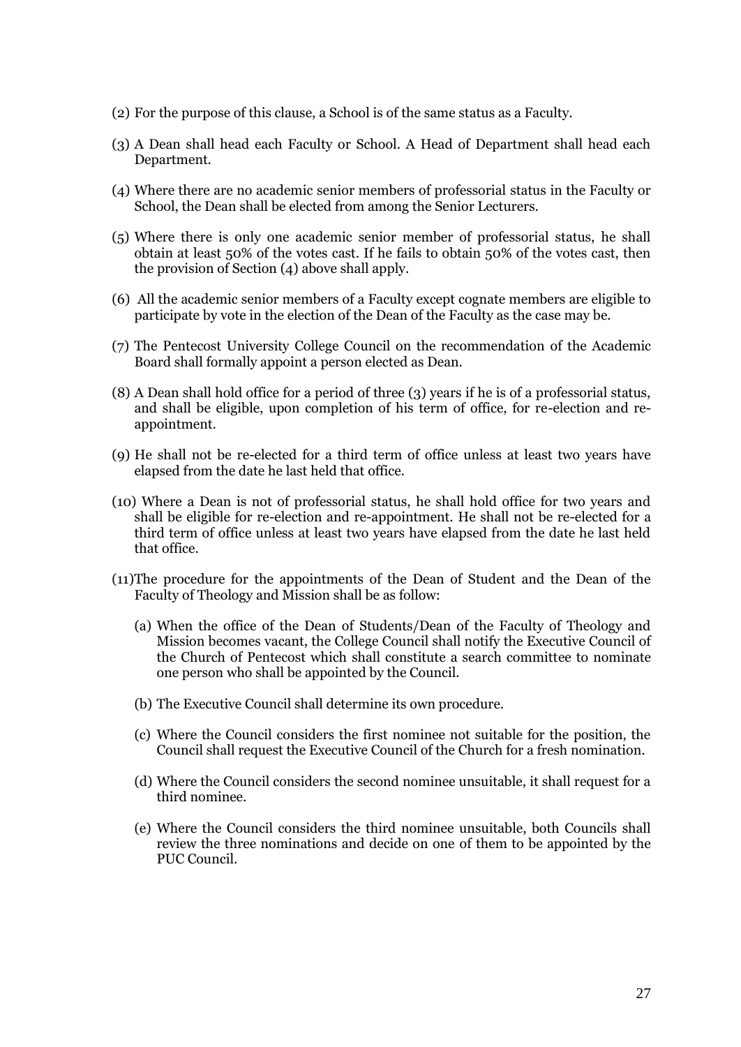(2) For the purpose of this clause, a School is of the same status as a Faculty.

(3) A Dean shall head each Faculty or School. A Head of Department shall head each Department.

(4) Where there are no academic senior members of professorial status in the Faculty or School, the Dean shall be elected from among the Senior Lecturers.

(5) Where there is only one academic senior member of professorial status, he shall obtain at least 50% of the votes cast. If he fails to obtain 50% of the votes cast, then the provision of Section (4) above shall apply.

(6) All the academic senior members of a Faculty except cognate members are eligible to participate by vote in the election of the Dean of the Faculty as the case may be.

(7) The Pentecost University College Council on the recommendation of the Academic Board shall formally appoint a person elected as Dean.

(8) A Dean shall hold office for a period of three (3) years if he is of a professorial status, and shall be eligible, upon completion of his term of office, for re-election and re-appointment.

(9) He shall not be re-elected for a third term of office unless at least two years have elapsed from the date he last held that office.

(10) Where a Dean is not of professorial status, he shall hold office for two years and shall be eligible for re-election and re-appointment. He shall not be re-elected for a third term of office unless at least two years have elapsed from the date he last held that office.

(11)The procedure for the appointments of the Dean of Student and the Dean of the Faculty of Theology and Mission shall be as follow:

(a) When the office of the Dean of Students/Dean of the Faculty of Theology and Mission becomes vacant, the College Council shall notify the Executive Council of the Church of Pentecost which shall constitute a search committee to nominate one person who shall be appointed by the Council.

(b) The Executive Council shall determine its own procedure.

(c) Where the Council considers the first nominee not suitable for the position, the Council shall request the Executive Council of the Church for a fresh nomination.

(d) Where the Council considers the second nominee unsuitable, it shall request for a third nominee.

(e) Where the Council considers the third nominee unsuitable, both Councils shall review the three nominations and decide on one of them to be appointed by the PUC Council.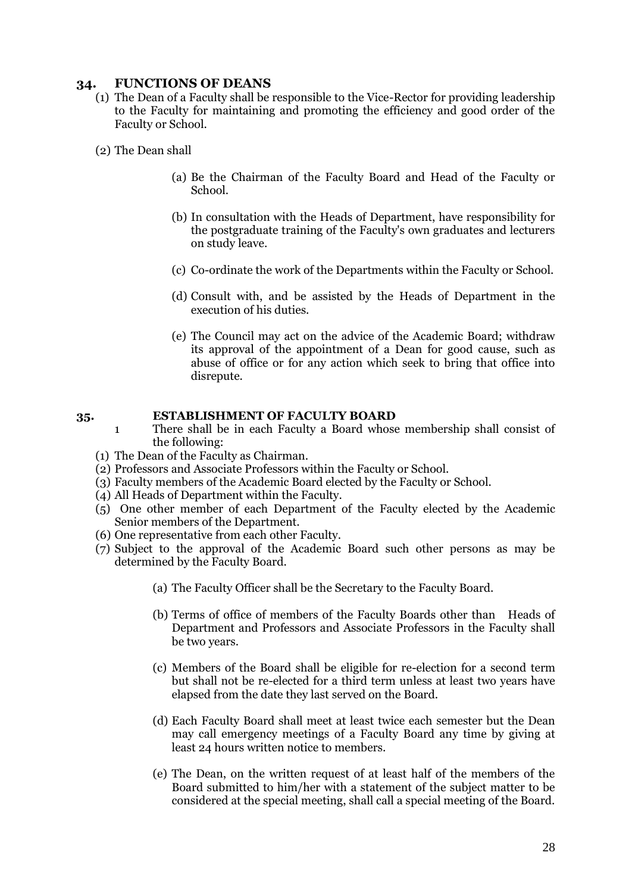## 34. FUNCTIONS OF DEANS

(1) The Dean of a Faculty shall be responsible to the Vice-Rector for providing leadership to the Faculty for maintaining and promoting the efficiency and good order of the Faculty or School.

(2) The Dean shall

(a) Be the Chairman of the Faculty Board and Head of the Faculty or School.

(b) In consultation with the Heads of Department, have responsibility for the postgraduate training of the Faculty's own graduates and lecturers on study leave.

(c) Co-ordinate the work of the Departments within the Faculty or School.

(d) Consult with, and be assisted by the Heads of Department in the execution of his duties.

(e) The Council may act on the advice of the Academic Board; withdraw its approval of the appointment of a Dean for good cause, such as abuse of office or for any action which seek to bring that office into disrepute.

## 35. ESTABLISHMENT OF FACULTY BOARD

1 There shall be in each Faculty a Board whose membership shall consist of the following:

(1) The Dean of the Faculty as Chairman.
(2) Professors and Associate Professors within the Faculty or School.
(3) Faculty members of the Academic Board elected by the Faculty or School.
(4) All Heads of Department within the Faculty.
(5) One other member of each Department of the Faculty elected by the Academic Senior members of the Department.
(6) One representative from each other Faculty.
(7) Subject to the approval of the Academic Board such other persons as may be determined by the Faculty Board.

(a) The Faculty Officer shall be the Secretary to the Faculty Board.

(b) Terms of office of members of the Faculty Boards other than Heads of Department and Professors and Associate Professors in the Faculty shall be two years.

(c) Members of the Board shall be eligible for re-election for a second term but shall not be re-elected for a third term unless at least two years have elapsed from the date they last served on the Board.

(d) Each Faculty Board shall meet at least twice each semester but the Dean may call emergency meetings of a Faculty Board any time by giving at least 24 hours written notice to members.

(e) The Dean, on the written request of at least half of the members of the Board submitted to him/her with a statement of the subject matter to be considered at the special meeting, shall call a special meeting of the Board.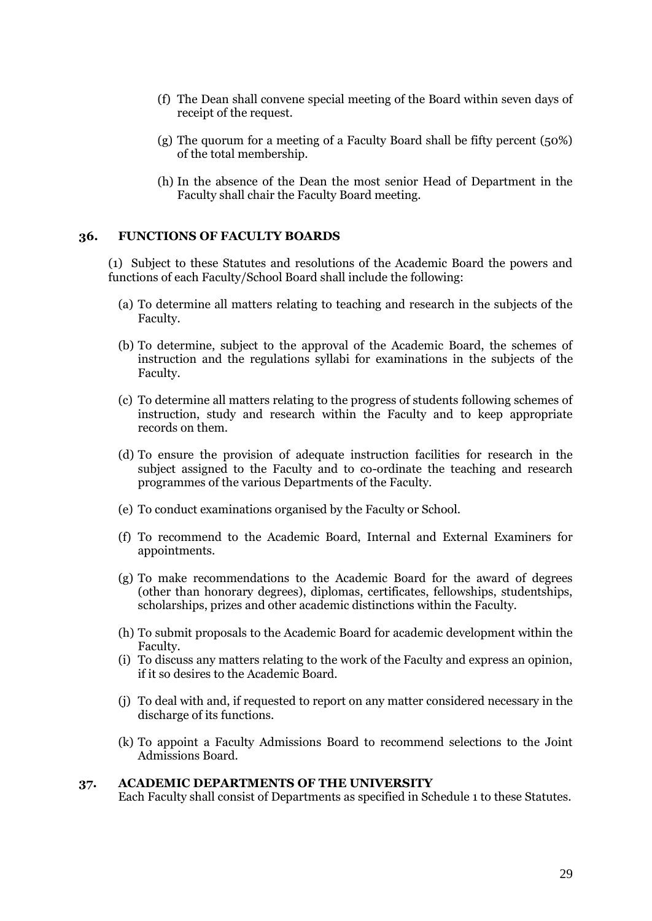(f) The Dean shall convene special meeting of the Board within seven days of receipt of the request.

(g) The quorum for a meeting of a Faculty Board shall be fifty percent (50%) of the total membership.

(h) In the absence of the Dean the most senior Head of Department in the Faculty shall chair the Faculty Board meeting.

## 36. FUNCTIONS OF FACULTY BOARDS

(1) Subject to these Statutes and resolutions of the Academic Board the powers and functions of each Faculty/School Board shall include the following:

(a) To determine all matters relating to teaching and research in the subjects of the Faculty.

(b) To determine, subject to the approval of the Academic Board, the schemes of instruction and the regulations syllabi for examinations in the subjects of the Faculty.

(c) To determine all matters relating to the progress of students following schemes of instruction, study and research within the Faculty and to keep appropriate records on them.

(d) To ensure the provision of adequate instruction facilities for research in the subject assigned to the Faculty and to co-ordinate the teaching and research programmes of the various Departments of the Faculty.

(e) To conduct examinations organised by the Faculty or School.

(f) To recommend to the Academic Board, Internal and External Examiners for appointments.

(g) To make recommendations to the Academic Board for the award of degrees (other than honorary degrees), diplomas, certificates, fellowships, studentships, scholarships, prizes and other academic distinctions within the Faculty.

(h) To submit proposals to the Academic Board for academic development within the Faculty.

(i) To discuss any matters relating to the work of the Faculty and express an opinion, if it so desires to the Academic Board.

(j) To deal with and, if requested to report on any matter considered necessary in the discharge of its functions.

(k) To appoint a Faculty Admissions Board to recommend selections to the Joint Admissions Board.

## 37. ACADEMIC DEPARTMENTS OF THE UNIVERSITY

Each Faculty shall consist of Departments as specified in Schedule 1 to these Statutes.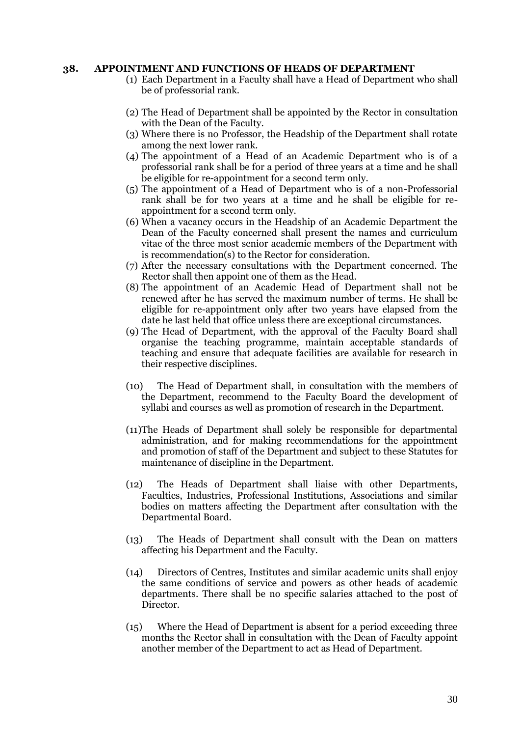## 38. APPOINTMENT AND FUNCTIONS OF HEADS OF DEPARTMENT

(1) Each Department in a Faculty shall have a Head of Department who shall be of professorial rank.

(2) The Head of Department shall be appointed by the Rector in consultation with the Dean of the Faculty.

(3) Where there is no Professor, the Headship of the Department shall rotate among the next lower rank.

(4) The appointment of a Head of an Academic Department who is of a professorial rank shall be for a period of three years at a time and he shall be eligible for re-appointment for a second term only.

(5) The appointment of a Head of Department who is of a non-Professorial rank shall be for two years at a time and he shall be eligible for re-appointment for a second term only.

(6) When a vacancy occurs in the Headship of an Academic Department the Dean of the Faculty concerned shall present the names and curriculum vitae of the three most senior academic members of the Department with is recommendation(s) to the Rector for consideration.

(7) After the necessary consultations with the Department concerned. The Rector shall then appoint one of them as the Head.

(8) The appointment of an Academic Head of Department shall not be renewed after he has served the maximum number of terms. He shall be eligible for re-appointment only after two years have elapsed from the date he last held that office unless there are exceptional circumstances.

(9) The Head of Department, with the approval of the Faculty Board shall organise the teaching programme, maintain acceptable standards of teaching and ensure that adequate facilities are available for research in their respective disciplines.

(10) The Head of Department shall, in consultation with the members of the Department, recommend to the Faculty Board the development of syllabi and courses as well as promotion of research in the Department.

(11) The Heads of Department shall solely be responsible for departmental administration, and for making recommendations for the appointment and promotion of staff of the Department and subject to these Statutes for maintenance of discipline in the Department.

(12) The Heads of Department shall liaise with other Departments, Faculties, Industries, Professional Institutions, Associations and similar bodies on matters affecting the Department after consultation with the Departmental Board.

(13) The Heads of Department shall consult with the Dean on matters affecting his Department and the Faculty.

(14) Directors of Centres, Institutes and similar academic units shall enjoy the same conditions of service and powers as other heads of academic departments. There shall be no specific salaries attached to the post of Director.

(15) Where the Head of Department is absent for a period exceeding three months the Rector shall in consultation with the Dean of Faculty appoint another member of the Department to act as Head of Department.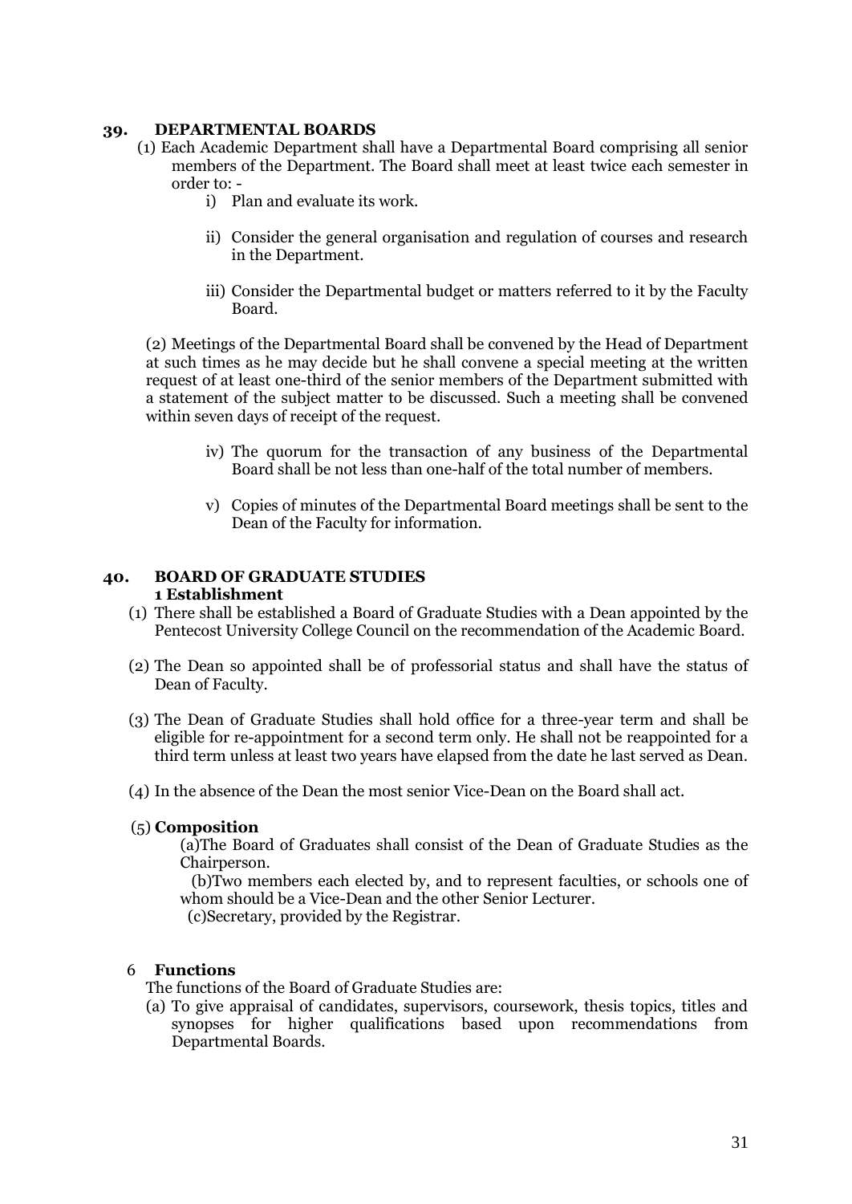## 39. DEPARTMENTAL BOARDS

(1) Each Academic Department shall have a Departmental Board comprising all senior members of the Department. The Board shall meet at least twice each semester in order to: -

i) Plan and evaluate its work.

ii) Consider the general organisation and regulation of courses and research in the Department.

iii) Consider the Departmental budget or matters referred to it by the Faculty Board.

(2) Meetings of the Departmental Board shall be convened by the Head of Department at such times as he may decide but he shall convene a special meeting at the written request of at least one-third of the senior members of the Department submitted with a statement of the subject matter to be discussed. Such a meeting shall be convened within seven days of receipt of the request.

iv) The quorum for the transaction of any business of the Departmental Board shall be not less than one-half of the total number of members.

v) Copies of minutes of the Departmental Board meetings shall be sent to the Dean of the Faculty for information.

## 40. BOARD OF GRADUATE STUDIES

**1 Establishment**

(1) There shall be established a Board of Graduate Studies with a Dean appointed by the Pentecost University College Council on the recommendation of the Academic Board.

(2) The Dean so appointed shall be of professorial status and shall have the status of Dean of Faculty.

(3) The Dean of Graduate Studies shall hold office for a three-year term and shall be eligible for re-appointment for a second term only. He shall not be reappointed for a third term unless at least two years have elapsed from the date he last served as Dean.

(4) In the absence of the Dean the most senior Vice-Dean on the Board shall act.

(5) **Composition**

(a)The Board of Graduates shall consist of the Dean of Graduate Studies as the Chairperson.

(b)Two members each elected by, and to represent faculties, or schools one of whom should be a Vice-Dean and the other Senior Lecturer.

(c)Secretary, provided by the Registrar.

6 **Functions**

The functions of the Board of Graduate Studies are:

(a) To give appraisal of candidates, supervisors, coursework, thesis topics, titles and synopses for higher qualifications based upon recommendations from Departmental Boards.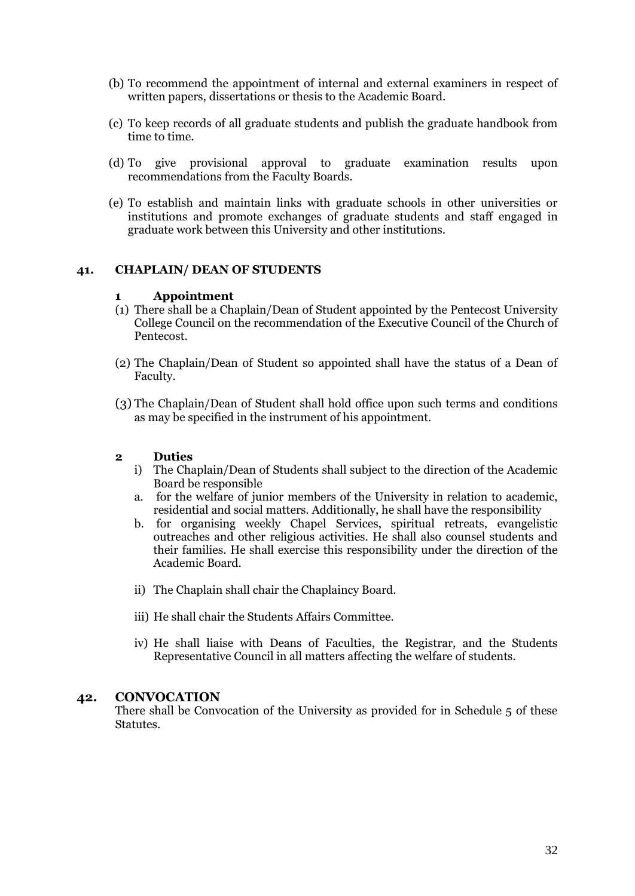(b) To recommend the appointment of internal and external examiners in respect of written papers, dissertations or thesis to the Academic Board.

(c) To keep records of all graduate students and publish the graduate handbook from time to time.

(d) To give provisional approval to graduate examination results upon recommendations from the Faculty Boards.

(e) To establish and maintain links with graduate schools in other universities or institutions and promote exchanges of graduate students and staff engaged in graduate work between this University and other institutions.

## 41. CHAPLAIN/ DEAN OF STUDENTS

### 1 Appointment

(1) There shall be a Chaplain/Dean of Student appointed by the Pentecost University College Council on the recommendation of the Executive Council of the Church of Pentecost.

(2) The Chaplain/Dean of Student so appointed shall have the status of a Dean of Faculty.

(3) The Chaplain/Dean of Student shall hold office upon such terms and conditions as may be specified in the instrument of his appointment.

### 2 Duties

i) The Chaplain/Dean of Students shall subject to the direction of the Academic Board be responsible

a. for the welfare of junior members of the University in relation to academic, residential and social matters. Additionally, he shall have the responsibility

b. for organising weekly Chapel Services, spiritual retreats, evangelistic outreaches and other religious activities. He shall also counsel students and their families. He shall exercise this responsibility under the direction of the Academic Board.

ii) The Chaplain shall chair the Chaplaincy Board.

iii) He shall chair the Students Affairs Committee.

iv) He shall liaise with Deans of Faculties, the Registrar, and the Students Representative Council in all matters affecting the welfare of students.

## 42. CONVOCATION

There shall be Convocation of the University as provided for in Schedule 5 of these Statutes.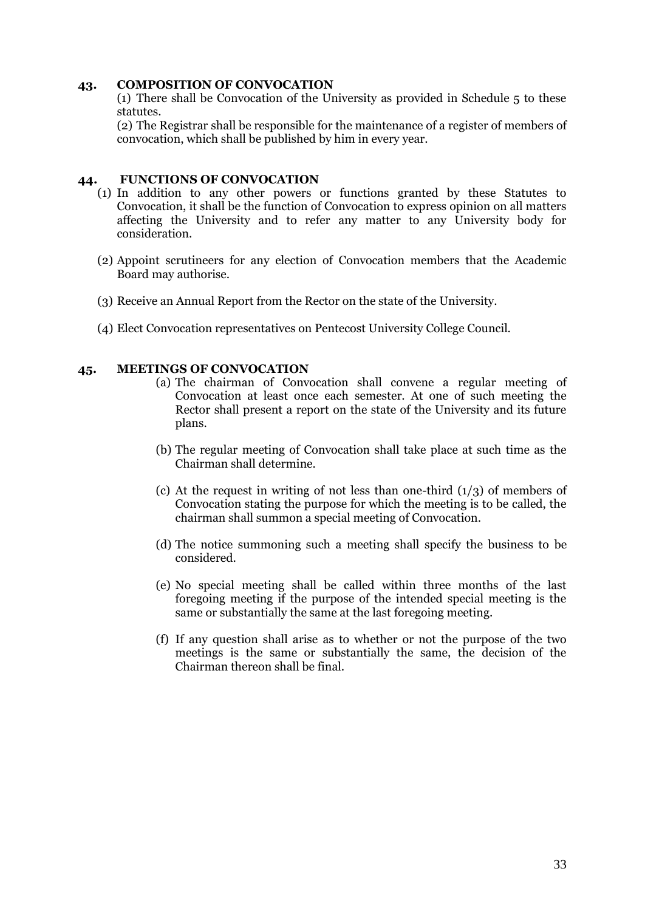## 43. COMPOSITION OF CONVOCATION

(1) There shall be Convocation of the University as provided in Schedule 5 to these statutes.

(2) The Registrar shall be responsible for the maintenance of a register of members of convocation, which shall be published by him in every year.

## 44. FUNCTIONS OF CONVOCATION

(1) In addition to any other powers or functions granted by these Statutes to Convocation, it shall be the function of Convocation to express opinion on all matters affecting the University and to refer any matter to any University body for consideration.

(2) Appoint scrutineers for any election of Convocation members that the Academic Board may authorise.

(3) Receive an Annual Report from the Rector on the state of the University.

(4) Elect Convocation representatives on Pentecost University College Council.

## 45. MEETINGS OF CONVOCATION

(a) The chairman of Convocation shall convene a regular meeting of Convocation at least once each semester. At one of such meeting the Rector shall present a report on the state of the University and its future plans.

(b) The regular meeting of Convocation shall take place at such time as the Chairman shall determine.

(c) At the request in writing of not less than one-third (1/3) of members of Convocation stating the purpose for which the meeting is to be called, the chairman shall summon a special meeting of Convocation.

(d) The notice summoning such a meeting shall specify the business to be considered.

(e) No special meeting shall be called within three months of the last foregoing meeting if the purpose of the intended special meeting is the same or substantially the same at the last foregoing meeting.

(f) If any question shall arise as to whether or not the purpose of the two meetings is the same or substantially the same, the decision of the Chairman thereon shall be final.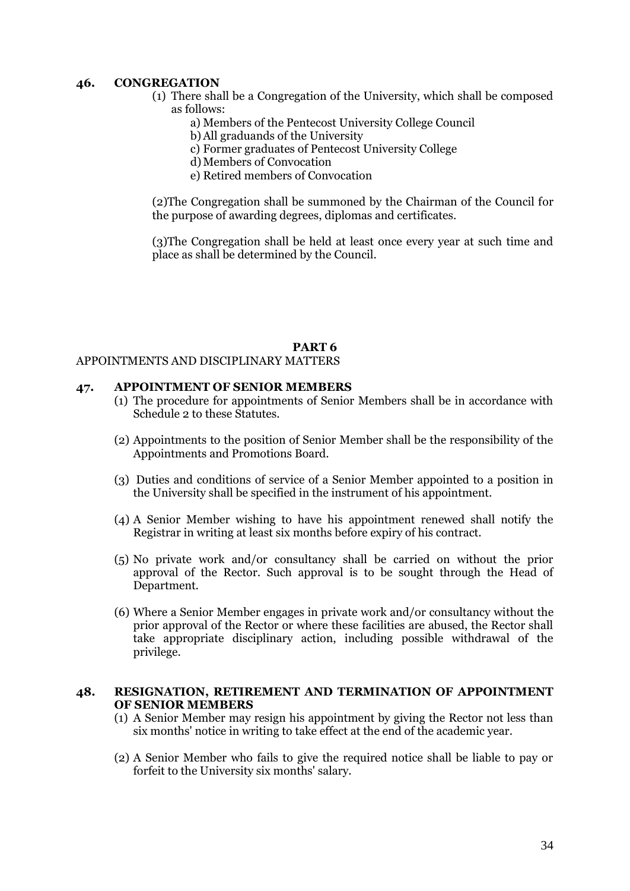## 46. CONGREGATION

(1) There shall be a Congregation of the University, which shall be composed as follows:

a) Members of the Pentecost University College Council
b) All graduands of the University
c) Former graduates of Pentecost University College
d) Members of Convocation
e) Retired members of Convocation

(2)The Congregation shall be summoned by the Chairman of the Council for the purpose of awarding degrees, diplomas and certificates.

(3)The Congregation shall be held at least once every year at such time and place as shall be determined by the Council.

# PART 6

APPOINTMENTS AND DISCIPLINARY MATTERS

## 47. APPOINTMENT OF SENIOR MEMBERS

(1) The procedure for appointments of Senior Members shall be in accordance with Schedule 2 to these Statutes.

(2) Appointments to the position of Senior Member shall be the responsibility of the Appointments and Promotions Board.

(3) Duties and conditions of service of a Senior Member appointed to a position in the University shall be specified in the instrument of his appointment.

(4) A Senior Member wishing to have his appointment renewed shall notify the Registrar in writing at least six months before expiry of his contract.

(5) No private work and/or consultancy shall be carried on without the prior approval of the Rector. Such approval is to be sought through the Head of Department.

(6) Where a Senior Member engages in private work and/or consultancy without the prior approval of the Rector or where these facilities are abused, the Rector shall take appropriate disciplinary action, including possible withdrawal of the privilege.

## 48. RESIGNATION, RETIREMENT AND TERMINATION OF APPOINTMENT OF SENIOR MEMBERS

(1) A Senior Member may resign his appointment by giving the Rector not less than six months' notice in writing to take effect at the end of the academic year.

(2) A Senior Member who fails to give the required notice shall be liable to pay or forfeit to the University six months' salary.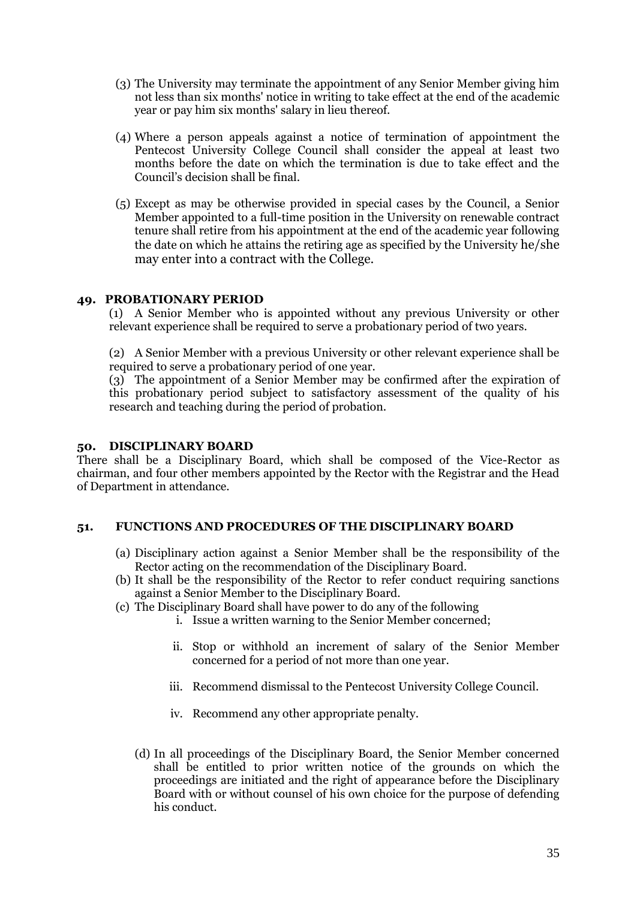(3) The University may terminate the appointment of any Senior Member giving him not less than six months' notice in writing to take effect at the end of the academic year or pay him six months' salary in lieu thereof.

(4) Where a person appeals against a notice of termination of appointment the Pentecost University College Council shall consider the appeal at least two months before the date on which the termination is due to take effect and the Council's decision shall be final.

(5) Except as may be otherwise provided in special cases by the Council, a Senior Member appointed to a full-time position in the University on renewable contract tenure shall retire from his appointment at the end of the academic year following the date on which he attains the retiring age as specified by the University he/she may enter into a contract with the College.

### 49. PROBATIONARY PERIOD

(1) A Senior Member who is appointed without any previous University or other relevant experience shall be required to serve a probationary period of two years.

(2) A Senior Member with a previous University or other relevant experience shall be required to serve a probationary period of one year.

(3) The appointment of a Senior Member may be confirmed after the expiration of this probationary period subject to satisfactory assessment of the quality of his research and teaching during the period of probation.

### 50. DISCIPLINARY BOARD

There shall be a Disciplinary Board, which shall be composed of the Vice-Rector as chairman, and four other members appointed by the Rector with the Registrar and the Head of Department in attendance.

### 51. FUNCTIONS AND PROCEDURES OF THE DISCIPLINARY BOARD

(a) Disciplinary action against a Senior Member shall be the responsibility of the Rector acting on the recommendation of the Disciplinary Board.

(b) It shall be the responsibility of the Rector to refer conduct requiring sanctions against a Senior Member to the Disciplinary Board.

(c) The Disciplinary Board shall have power to do any of the following

   i. Issue a written warning to the Senior Member concerned;

   ii. Stop or withhold an increment of salary of the Senior Member concerned for a period of not more than one year.

   iii. Recommend dismissal to the Pentecost University College Council.

   iv. Recommend any other appropriate penalty.

(d) In all proceedings of the Disciplinary Board, the Senior Member concerned shall be entitled to prior written notice of the grounds on which the proceedings are initiated and the right of appearance before the Disciplinary Board with or without counsel of his own choice for the purpose of defending his conduct.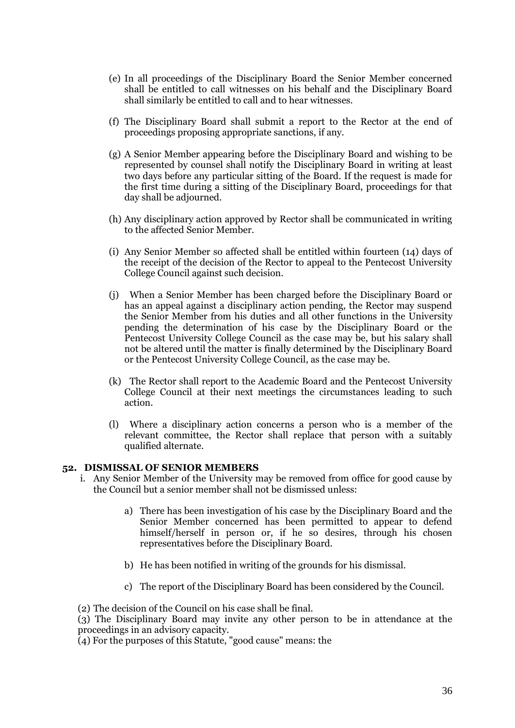(e) In all proceedings of the Disciplinary Board the Senior Member concerned shall be entitled to call witnesses on his behalf and the Disciplinary Board shall similarly be entitled to call and to hear witnesses.

(f) The Disciplinary Board shall submit a report to the Rector at the end of proceedings proposing appropriate sanctions, if any.

(g) A Senior Member appearing before the Disciplinary Board and wishing to be represented by counsel shall notify the Disciplinary Board in writing at least two days before any particular sitting of the Board. If the request is made for the first time during a sitting of the Disciplinary Board, proceedings for that day shall be adjourned.

(h) Any disciplinary action approved by Rector shall be communicated in writing to the affected Senior Member.

(i) Any Senior Member so affected shall be entitled within fourteen (14) days of the receipt of the decision of the Rector to appeal to the Pentecost University College Council against such decision.

(j) When a Senior Member has been charged before the Disciplinary Board or has an appeal against a disciplinary action pending, the Rector may suspend the Senior Member from his duties and all other functions in the University pending the determination of his case by the Disciplinary Board or the Pentecost University College Council as the case may be, but his salary shall not be altered until the matter is finally determined by the Disciplinary Board or the Pentecost University College Council, as the case may be.

(k) The Rector shall report to the Academic Board and the Pentecost University College Council at their next meetings the circumstances leading to such action.

(l) Where a disciplinary action concerns a person who is a member of the relevant committee, the Rector shall replace that person with a suitably qualified alternate.

### 52. DISMISSAL OF SENIOR MEMBERS

i. Any Senior Member of the University may be removed from office for good cause by the Council but a senior member shall not be dismissed unless:

   a) There has been investigation of his case by the Disciplinary Board and the Senior Member concerned has been permitted to appear to defend himself/herself in person or, if he so desires, through his chosen representatives before the Disciplinary Board.

   b) He has been notified in writing of the grounds for his dismissal.

   c) The report of the Disciplinary Board has been considered by the Council.

(2) The decision of the Council on his case shall be final.

(3) The Disciplinary Board may invite any other person to be in attendance at the proceedings in an advisory capacity.

(4) For the purposes of this Statute, "good cause" means: the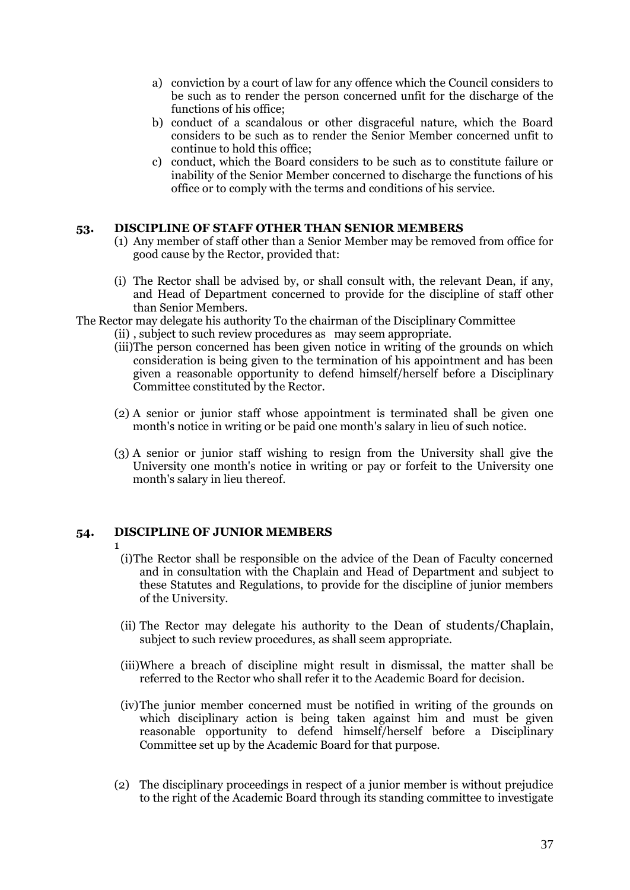a) conviction by a court of law for any offence which the Council considers to be such as to render the person concerned unfit for the discharge of the functions of his office;
b) conduct of a scandalous or other disgraceful nature, which the Board considers to be such as to render the Senior Member concerned unfit to continue to hold this office;
c) conduct, which the Board considers to be such as to constitute failure or inability of the Senior Member concerned to discharge the functions of his office or to comply with the terms and conditions of his service.

## 53. DISCIPLINE OF STAFF OTHER THAN SENIOR MEMBERS

(1) Any member of staff other than a Senior Member may be removed from office for good cause by the Rector, provided that:

(i) The Rector shall be advised by, or shall consult with, the relevant Dean, if any, and Head of Department concerned to provide for the discipline of staff other than Senior Members.

The Rector may delegate his authority To the chairman of the Disciplinary Committee

(ii) , subject to such review procedures as may seem appropriate.

(iii)The person concerned has been given notice in writing of the grounds on which consideration is being given to the termination of his appointment and has been given a reasonable opportunity to defend himself/herself before a Disciplinary Committee constituted by the Rector.

(2) A senior or junior staff whose appointment is terminated shall be given one month's notice in writing or be paid one month's salary in lieu of such notice.

(3) A senior or junior staff wishing to resign from the University shall give the University one month's notice in writing or pay or forfeit to the University one month's salary in lieu thereof.

## 54. DISCIPLINE OF JUNIOR MEMBERS

1

(i)The Rector shall be responsible on the advice of the Dean of Faculty concerned and in consultation with the Chaplain and Head of Department and subject to these Statutes and Regulations, to provide for the discipline of junior members of the University.

(ii) The Rector may delegate his authority to the Dean of students/Chaplain, subject to such review procedures, as shall seem appropriate.

(iii)Where a breach of discipline might result in dismissal, the matter shall be referred to the Rector who shall refer it to the Academic Board for decision.

(iv)The junior member concerned must be notified in writing of the grounds on which disciplinary action is being taken against him and must be given reasonable opportunity to defend himself/herself before a Disciplinary Committee set up by the Academic Board for that purpose.

(2) The disciplinary proceedings in respect of a junior member is without prejudice to the right of the Academic Board through its standing committee to investigate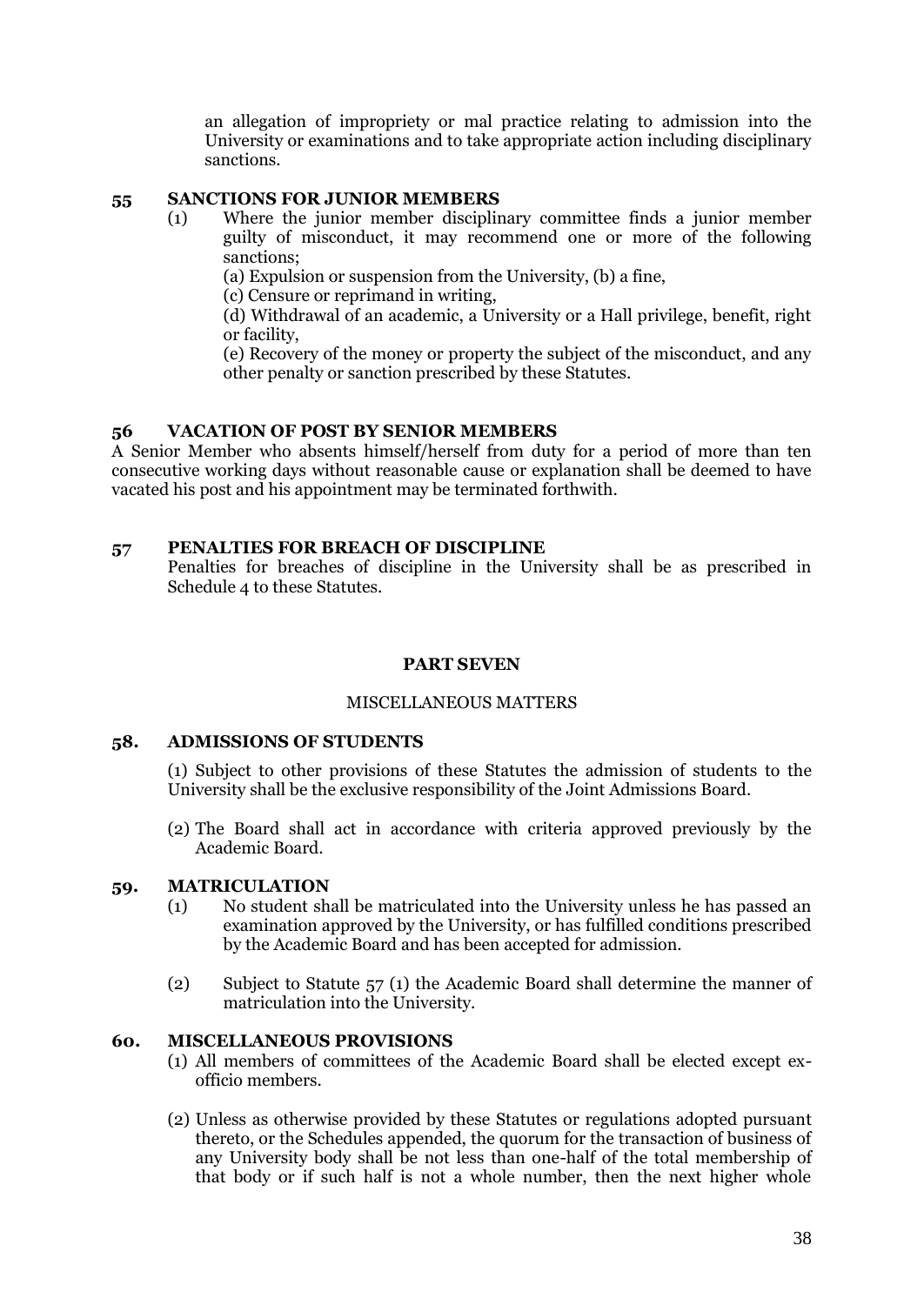an allegation of impropriety or mal practice relating to admission into the University or examinations and to take appropriate action including disciplinary sanctions.

### 55 SANCTIONS FOR JUNIOR MEMBERS

(1) Where the junior member disciplinary committee finds a junior member guilty of misconduct, it may recommend one or more of the following sanctions;

(a) Expulsion or suspension from the University, (b) a fine,

(c) Censure or reprimand in writing,

(d) Withdrawal of an academic, a University or a Hall privilege, benefit, right or facility,

(e) Recovery of the money or property the subject of the misconduct, and any other penalty or sanction prescribed by these Statutes.

### 56 VACATION OF POST BY SENIOR MEMBERS

A Senior Member who absents himself/herself from duty for a period of more than ten consecutive working days without reasonable cause or explanation shall be deemed to have vacated his post and his appointment may be terminated forthwith.

### 57 PENALTIES FOR BREACH OF DISCIPLINE

Penalties for breaches of discipline in the University shall be as prescribed in Schedule 4 to these Statutes.

## PART SEVEN

MISCELLANEOUS MATTERS

### 58. ADMISSIONS OF STUDENTS

(1) Subject to other provisions of these Statutes the admission of students to the University shall be the exclusive responsibility of the Joint Admissions Board.

(2) The Board shall act in accordance with criteria approved previously by the Academic Board.

### 59. MATRICULATION

(1) No student shall be matriculated into the University unless he has passed an examination approved by the University, or has fulfilled conditions prescribed by the Academic Board and has been accepted for admission.

(2) Subject to Statute 57 (1) the Academic Board shall determine the manner of matriculation into the University.

### 60. MISCELLANEOUS PROVISIONS

(1) All members of committees of the Academic Board shall be elected except ex-officio members.

(2) Unless as otherwise provided by these Statutes or regulations adopted pursuant thereto, or the Schedules appended, the quorum for the transaction of business of any University body shall be not less than one-half of the total membership of that body or if such half is not a whole number, then the next higher whole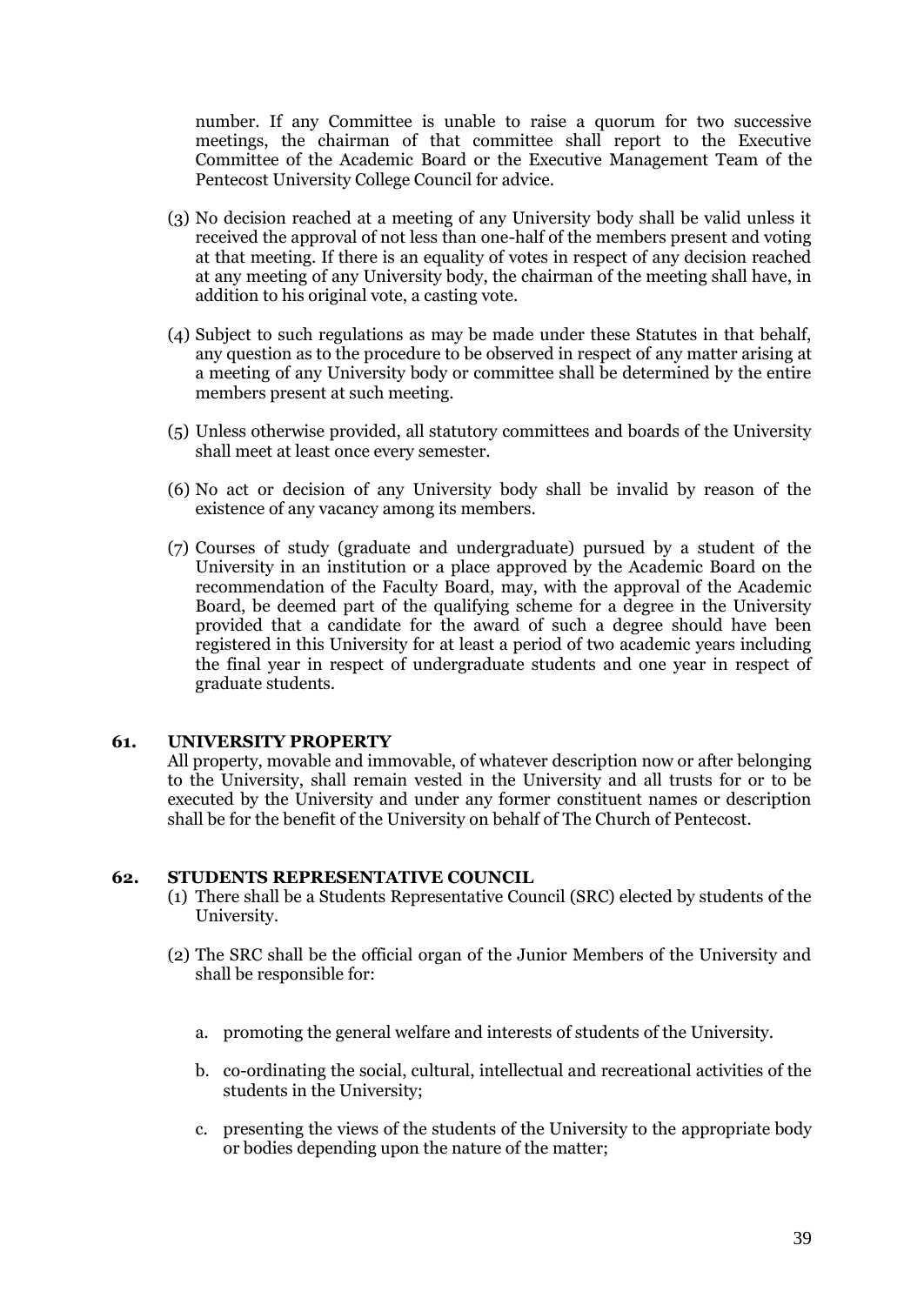number. If any Committee is unable to raise a quorum for two successive meetings, the chairman of that committee shall report to the Executive Committee of the Academic Board or the Executive Management Team of the Pentecost University College Council for advice.

(3) No decision reached at a meeting of any University body shall be valid unless it received the approval of not less than one-half of the members present and voting at that meeting. If there is an equality of votes in respect of any decision reached at any meeting of any University body, the chairman of the meeting shall have, in addition to his original vote, a casting vote.

(4) Subject to such regulations as may be made under these Statutes in that behalf, any question as to the procedure to be observed in respect of any matter arising at a meeting of any University body or committee shall be determined by the entire members present at such meeting.

(5) Unless otherwise provided, all statutory committees and boards of the University shall meet at least once every semester.

(6) No act or decision of any University body shall be invalid by reason of the existence of any vacancy among its members.

(7) Courses of study (graduate and undergraduate) pursued by a student of the University in an institution or a place approved by the Academic Board on the recommendation of the Faculty Board, may, with the approval of the Academic Board, be deemed part of the qualifying scheme for a degree in the University provided that a candidate for the award of such a degree should have been registered in this University for at least a period of two academic years including the final year in respect of undergraduate students and one year in respect of graduate students.

## 61. UNIVERSITY PROPERTY

All property, movable and immovable, of whatever description now or after belonging to the University, shall remain vested in the University and all trusts for or to be executed by the University and under any former constituent names or description shall be for the benefit of the University on behalf of The Church of Pentecost.

## 62. STUDENTS REPRESENTATIVE COUNCIL

(1) There shall be a Students Representative Council (SRC) elected by students of the University.

(2) The SRC shall be the official organ of the Junior Members of the University and shall be responsible for:

   a. promoting the general welfare and interests of students of the University.

   b. co-ordinating the social, cultural, intellectual and recreational activities of the students in the University;

   c. presenting the views of the students of the University to the appropriate body or bodies depending upon the nature of the matter;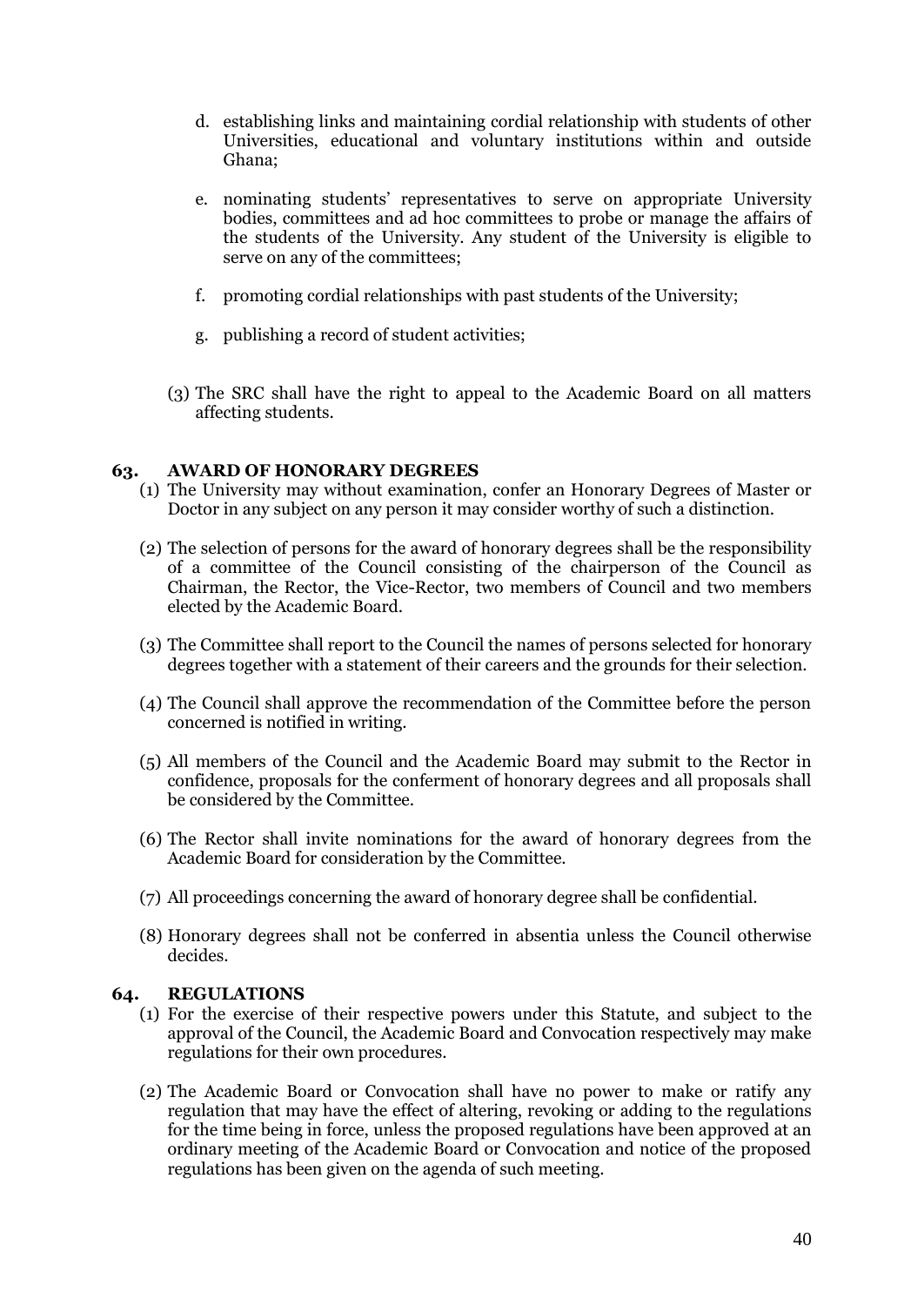d. establishing links and maintaining cordial relationship with students of other Universities, educational and voluntary institutions within and outside Ghana;

e. nominating students' representatives to serve on appropriate University bodies, committees and ad hoc committees to probe or manage the affairs of the students of the University. Any student of the University is eligible to serve on any of the committees;

f. promoting cordial relationships with past students of the University;

g. publishing a record of student activities;

(3) The SRC shall have the right to appeal to the Academic Board on all matters affecting students.

### 63. AWARD OF HONORARY DEGREES

(1) The University may without examination, confer an Honorary Degrees of Master or Doctor in any subject on any person it may consider worthy of such a distinction.

(2) The selection of persons for the award of honorary degrees shall be the responsibility of a committee of the Council consisting of the chairperson of the Council as Chairman, the Rector, the Vice-Rector, two members of Council and two members elected by the Academic Board.

(3) The Committee shall report to the Council the names of persons selected for honorary degrees together with a statement of their careers and the grounds for their selection.

(4) The Council shall approve the recommendation of the Committee before the person concerned is notified in writing.

(5) All members of the Council and the Academic Board may submit to the Rector in confidence, proposals for the conferment of honorary degrees and all proposals shall be considered by the Committee.

(6) The Rector shall invite nominations for the award of honorary degrees from the Academic Board for consideration by the Committee.

(7) All proceedings concerning the award of honorary degree shall be confidential.

(8) Honorary degrees shall not be conferred in absentia unless the Council otherwise decides.

### 64. REGULATIONS

(1) For the exercise of their respective powers under this Statute, and subject to the approval of the Council, the Academic Board and Convocation respectively may make regulations for their own procedures.

(2) The Academic Board or Convocation shall have no power to make or ratify any regulation that may have the effect of altering, revoking or adding to the regulations for the time being in force, unless the proposed regulations have been approved at an ordinary meeting of the Academic Board or Convocation and notice of the proposed regulations has been given on the agenda of such meeting.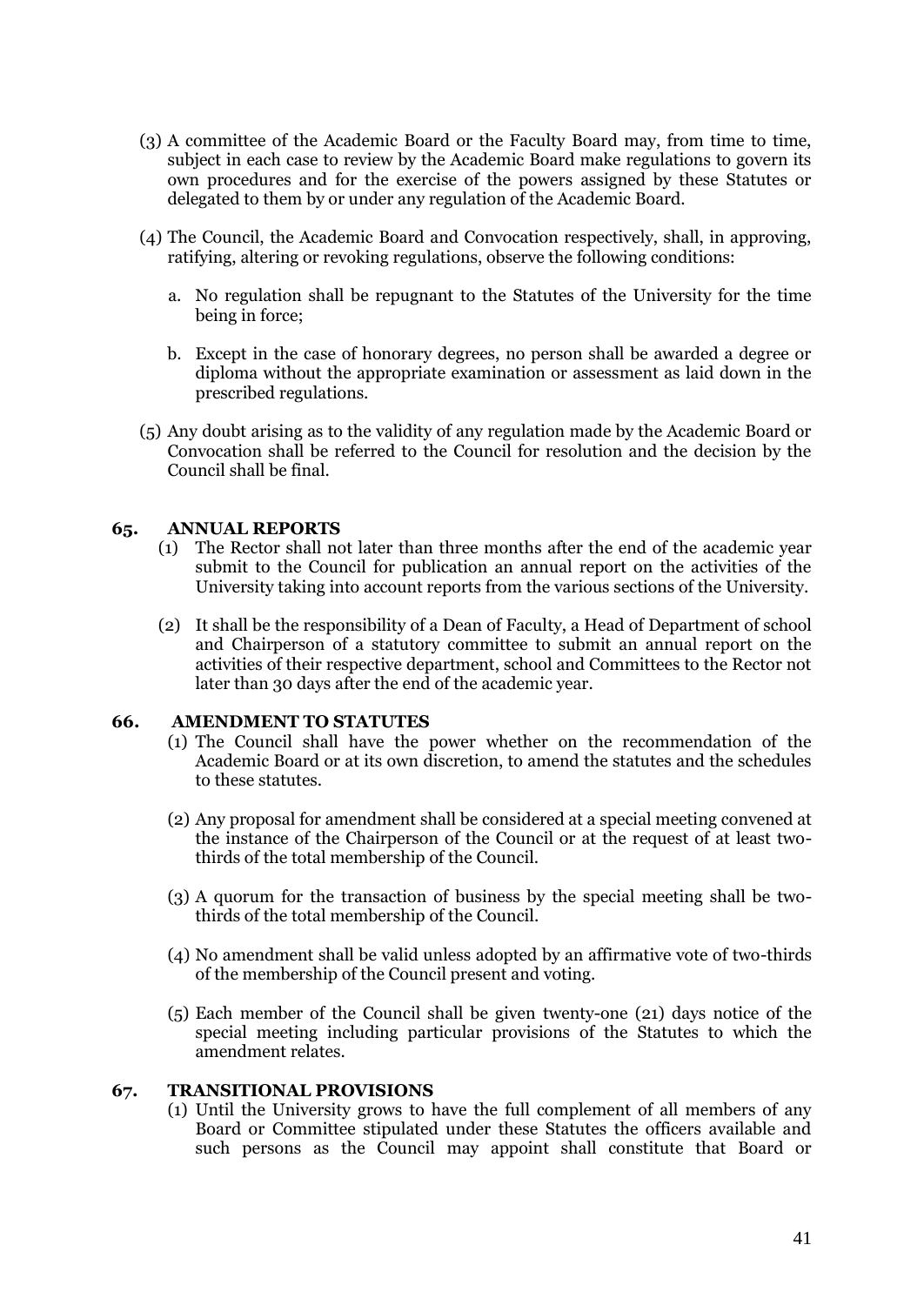(3) A committee of the Academic Board or the Faculty Board may, from time to time, subject in each case to review by the Academic Board make regulations to govern its own procedures and for the exercise of the powers assigned by these Statutes or delegated to them by or under any regulation of the Academic Board.

(4) The Council, the Academic Board and Convocation respectively, shall, in approving, ratifying, altering or revoking regulations, observe the following conditions:

   a. No regulation shall be repugnant to the Statutes of the University for the time being in force;

   b. Except in the case of honorary degrees, no person shall be awarded a degree or diploma without the appropriate examination or assessment as laid down in the prescribed regulations.

(5) Any doubt arising as to the validity of any regulation made by the Academic Board or Convocation shall be referred to the Council for resolution and the decision by the Council shall be final.

## 65. ANNUAL REPORTS

(1) The Rector shall not later than three months after the end of the academic year submit to the Council for publication an annual report on the activities of the University taking into account reports from the various sections of the University.

(2) It shall be the responsibility of a Dean of Faculty, a Head of Department of school and Chairperson of a statutory committee to submit an annual report on the activities of their respective department, school and Committees to the Rector not later than 30 days after the end of the academic year.

## 66. AMENDMENT TO STATUTES

(1) The Council shall have the power whether on the recommendation of the Academic Board or at its own discretion, to amend the statutes and the schedules to these statutes.

(2) Any proposal for amendment shall be considered at a special meeting convened at the instance of the Chairperson of the Council or at the request of at least two-thirds of the total membership of the Council.

(3) A quorum for the transaction of business by the special meeting shall be two-thirds of the total membership of the Council.

(4) No amendment shall be valid unless adopted by an affirmative vote of two-thirds of the membership of the Council present and voting.

(5) Each member of the Council shall be given twenty-one (21) days notice of the special meeting including particular provisions of the Statutes to which the amendment relates.

## 67. TRANSITIONAL PROVISIONS

(1) Until the University grows to have the full complement of all members of any Board or Committee stipulated under these Statutes the officers available and such persons as the Council may appoint shall constitute that Board or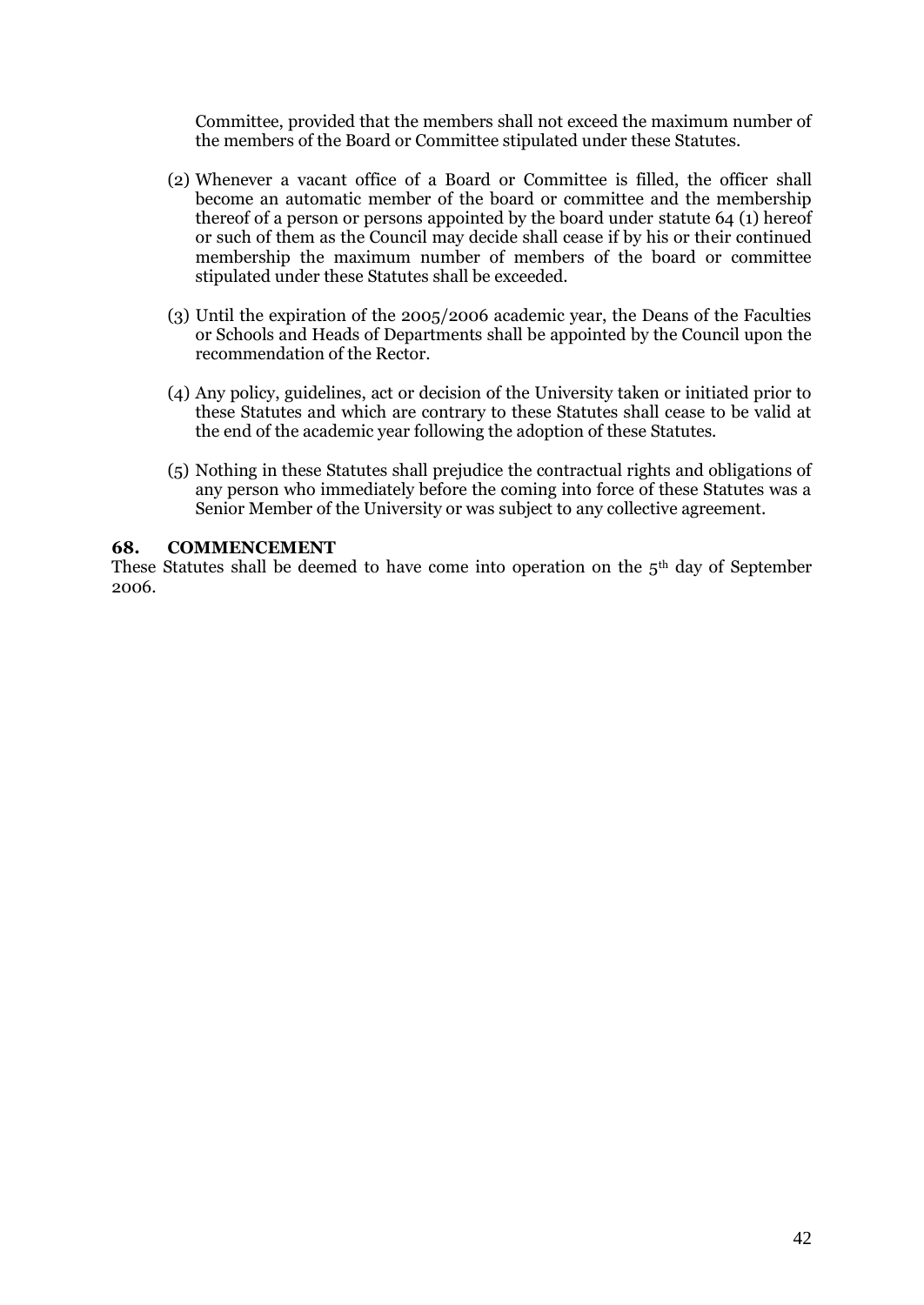Committee, provided that the members shall not exceed the maximum number of the members of the Board or Committee stipulated under these Statutes.

(2) Whenever a vacant office of a Board or Committee is filled, the officer shall become an automatic member of the board or committee and the membership thereof of a person or persons appointed by the board under statute 64 (1) hereof or such of them as the Council may decide shall cease if by his or their continued membership the maximum number of members of the board or committee stipulated under these Statutes shall be exceeded.

(3) Until the expiration of the 2005/2006 academic year, the Deans of the Faculties or Schools and Heads of Departments shall be appointed by the Council upon the recommendation of the Rector.

(4) Any policy, guidelines, act or decision of the University taken or initiated prior to these Statutes and which are contrary to these Statutes shall cease to be valid at the end of the academic year following the adoption of these Statutes.

(5) Nothing in these Statutes shall prejudice the contractual rights and obligations of any person who immediately before the coming into force of these Statutes was a Senior Member of the University or was subject to any collective agreement.

**68. COMMENCEMENT**

These Statutes shall be deemed to have come into operation on the 5th day of September 2006.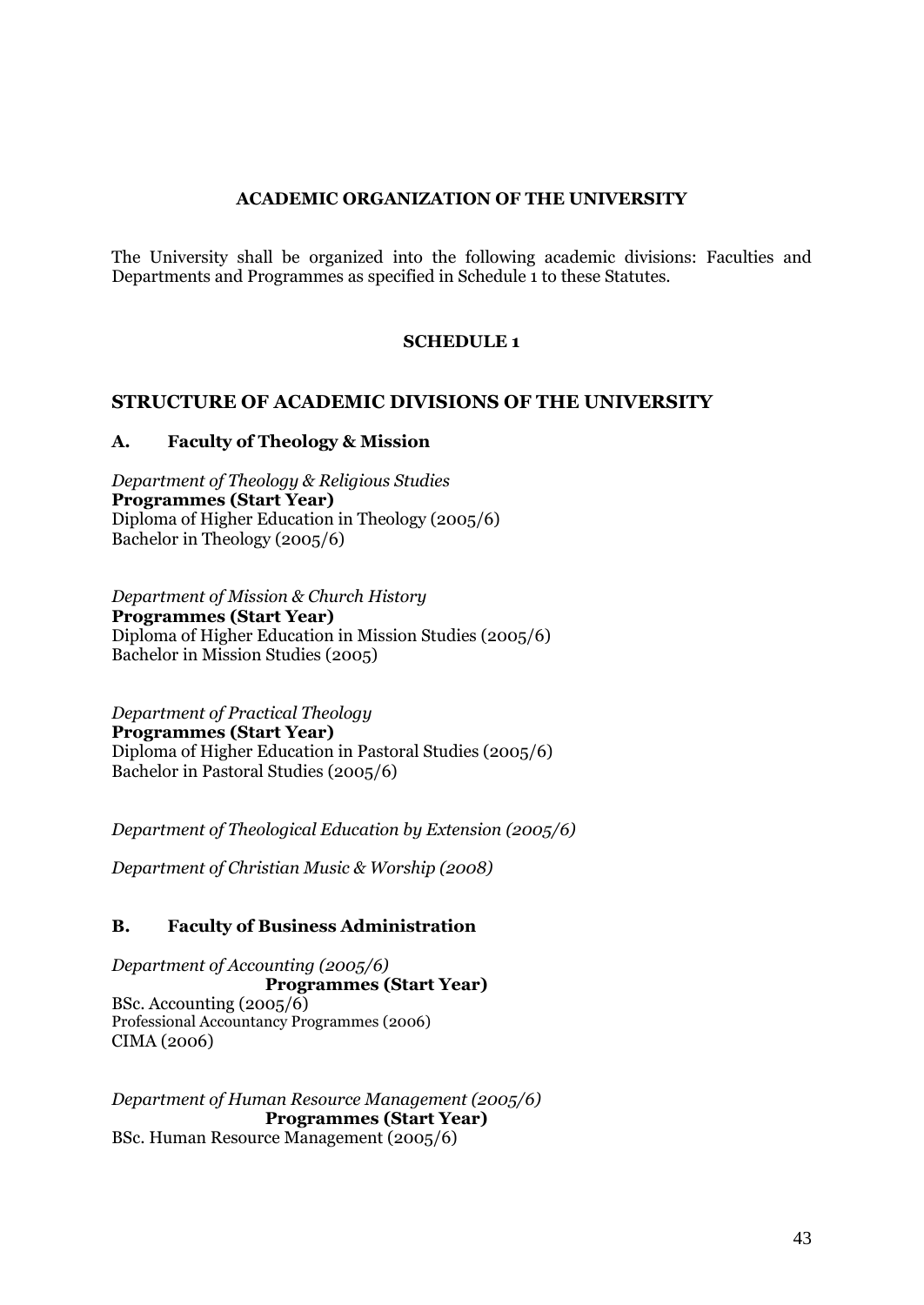**ACADEMIC ORGANIZATION OF THE UNIVERSITY**

The University shall be organized into the following academic divisions: Faculties and Departments and Programmes as specified in Schedule 1 to these Statutes.

**SCHEDULE 1**

## STRUCTURE OF ACADEMIC DIVISIONS OF THE UNIVERSITY

### A. Faculty of Theology & Mission

*Department of Theology & Religious Studies*
**Programmes (Start Year)**
Diploma of Higher Education in Theology (2005/6)
Bachelor in Theology (2005/6)

*Department of Mission & Church History*
**Programmes (Start Year)**
Diploma of Higher Education in Mission Studies (2005/6)
Bachelor in Mission Studies (2005)

*Department of Practical Theology*
**Programmes (Start Year)**
Diploma of Higher Education in Pastoral Studies (2005/6)
Bachelor in Pastoral Studies (2005/6)

*Department of Theological Education by Extension (2005/6)*

*Department of Christian Music & Worship (2008)*

### B. Faculty of Business Administration

*Department of Accounting (2005/6)*
**Programmes (Start Year)**
BSc. Accounting (2005/6)
Professional Accountancy Programmes (2006)
CIMA (2006)

*Department of Human Resource Management (2005/6)*
**Programmes (Start Year)**
BSc. Human Resource Management (2005/6)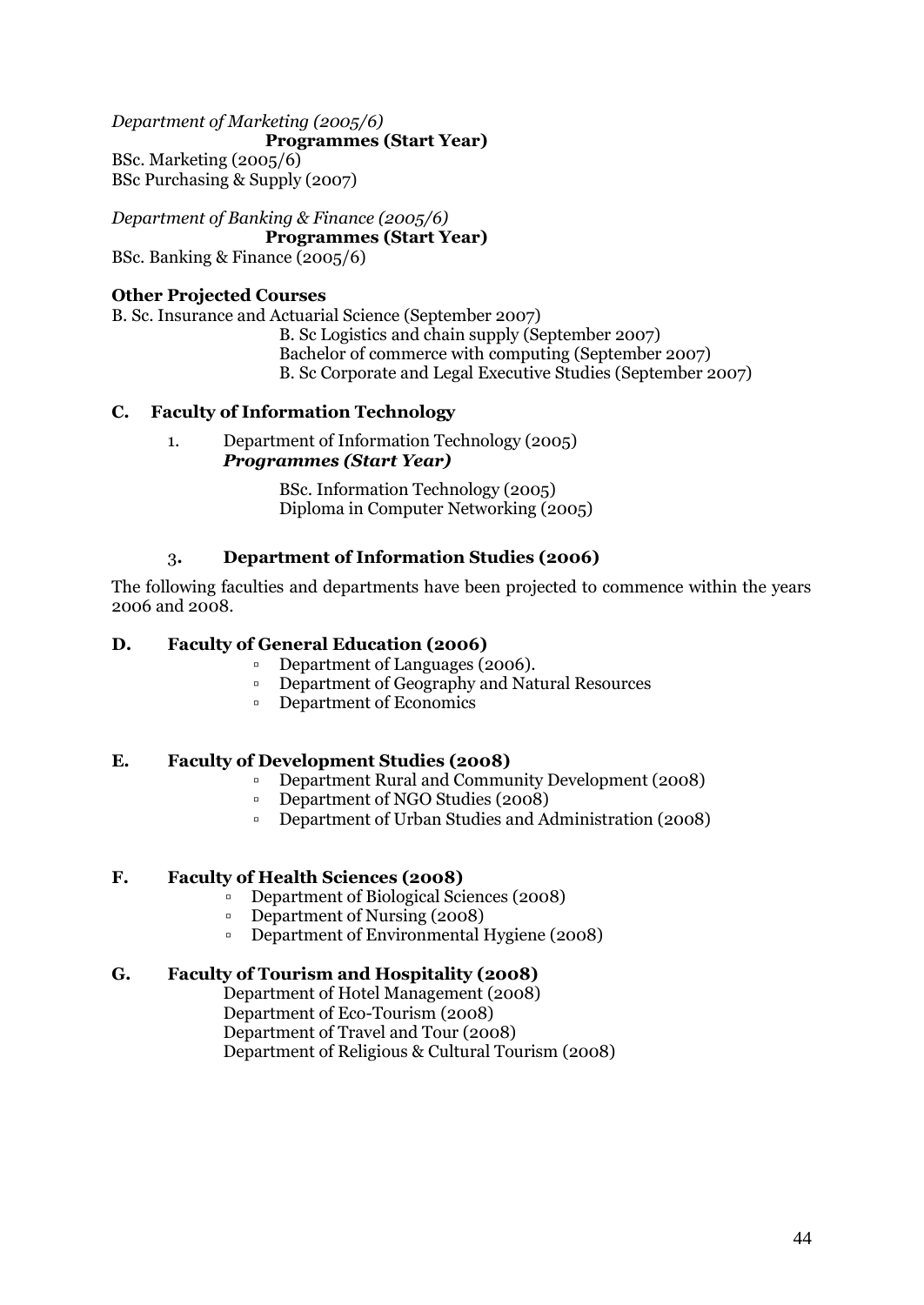*Department of Marketing (2005/6)*

**Programmes (Start Year)**

BSc. Marketing (2005/6)
BSc Purchasing & Supply (2007)

*Department of Banking & Finance (2005/6)*

**Programmes (Start Year)**

BSc. Banking & Finance (2005/6)

**Other Projected Courses**

B. Sc. Insurance and Actuarial Science (September 2007)
B. Sc Logistics and chain supply (September 2007)
Bachelor of commerce with computing (September 2007)
B. Sc Corporate and Legal Executive Studies (September 2007)

### C. Faculty of Information Technology

1. Department of Information Technology (2005)

   ***Programmes (Start Year)***

   BSc. Information Technology (2005)
   Diploma in Computer Networking (2005)

3. **Department of Information Studies (2006)**

The following faculties and departments have been projected to commence within the years 2006 and 2008.

### D. Faculty of General Education (2006)

- Department of Languages (2006).
- Department of Geography and Natural Resources
- Department of Economics

### E. Faculty of Development Studies (2008)

- Department Rural and Community Development (2008)
- Department of NGO Studies (2008)
- Department of Urban Studies and Administration (2008)

### F. Faculty of Health Sciences (2008)

- Department of Biological Sciences (2008)
- Department of Nursing (2008)
- Department of Environmental Hygiene (2008)

### G. Faculty of Tourism and Hospitality (2008)

Department of Hotel Management (2008)
Department of Eco-Tourism (2008)
Department of Travel and Tour (2008)
Department of Religious & Cultural Tourism (2008)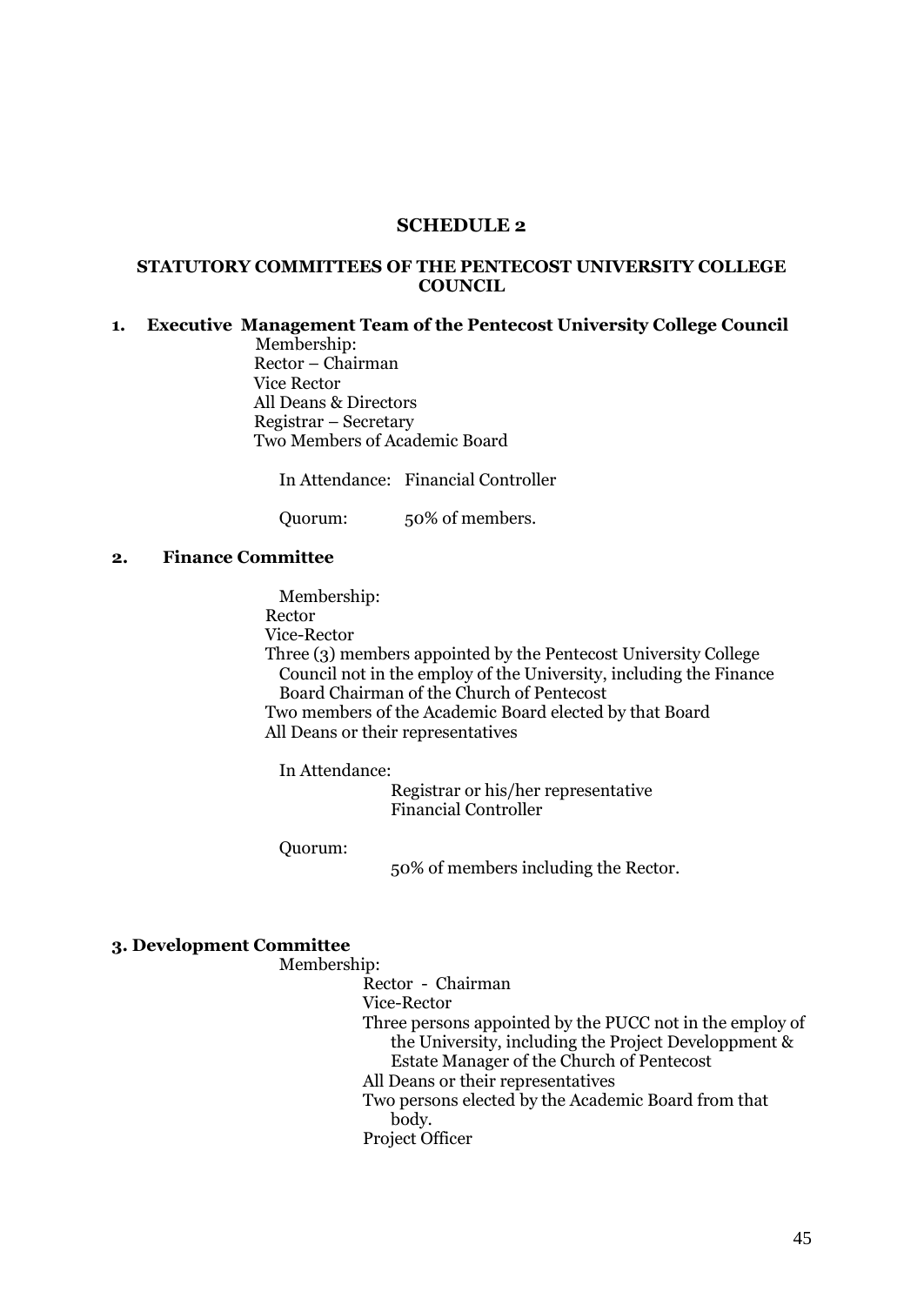## SCHEDULE 2

### STATUTORY COMMITTEES OF THE PENTECOST UNIVERSITY COLLEGE COUNCIL

**1. Executive Management Team of the Pentecost University College Council**

Membership:
Rector – Chairman
Vice Rector
All Deans & Directors
Registrar – Secretary
Two Members of Academic Board

In Attendance: Financial Controller

Quorum: 50% of members.

**2. Finance Committee**

Membership:
Rector
Vice-Rector
Three (3) members appointed by the Pentecost University College Council not in the employ of the University, including the Finance Board Chairman of the Church of Pentecost
Two members of the Academic Board elected by that Board
All Deans or their representatives

In Attendance:
Registrar or his/her representative
Financial Controller

Quorum:
50% of members including the Rector.

**3. Development Committee**

Membership:
Rector - Chairman
Vice-Rector
Three persons appointed by the PUCC not in the employ of the University, including the Project Developpment & Estate Manager of the Church of Pentecost
All Deans or their representatives
Two persons elected by the Academic Board from that body.
Project Officer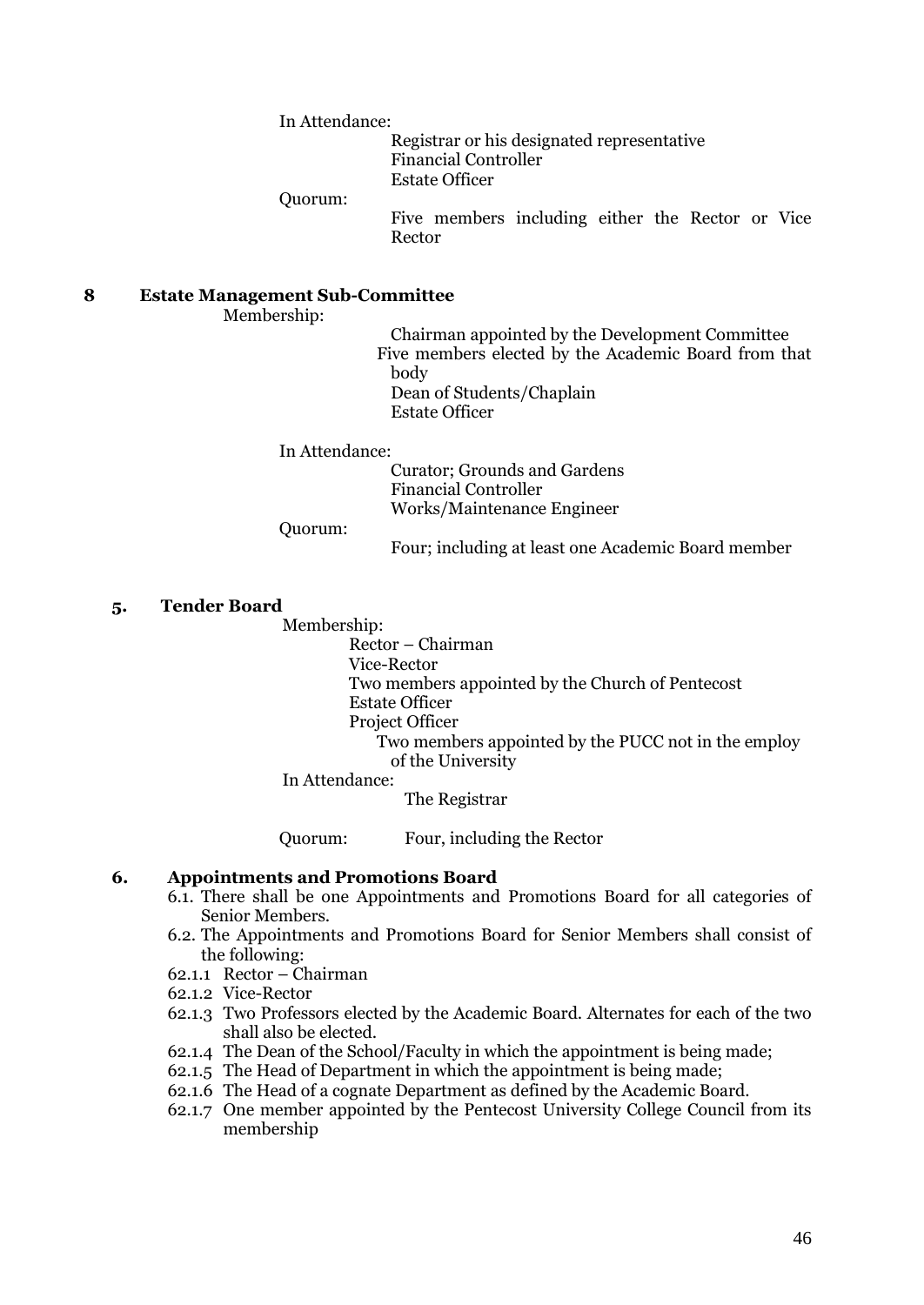In Attendance:

Registrar or his designated representative
Financial Controller
Estate Officer

Quorum:

Five members including either the Rector or Vice Rector

### 8 Estate Management Sub-Committee

Membership:

Chairman appointed by the Development Committee
Five members elected by the Academic Board from that body
Dean of Students/Chaplain
Estate Officer

In Attendance:

Curator; Grounds and Gardens
Financial Controller
Works/Maintenance Engineer

Quorum:

Four; including at least one Academic Board member

### 5. Tender Board

Membership:

Rector – Chairman
Vice-Rector
Two members appointed by the Church of Pentecost
Estate Officer
Project Officer
Two members appointed by the PUCC not in the employ of the University

In Attendance:

The Registrar

Quorum: Four, including the Rector

### 6. Appointments and Promotions Board

6.1. There shall be one Appointments and Promotions Board for all categories of Senior Members.

6.2. The Appointments and Promotions Board for Senior Members shall consist of the following:

62.1.1 Rector – Chairman

62.1.2 Vice-Rector

62.1.3 Two Professors elected by the Academic Board. Alternates for each of the two shall also be elected.

62.1.4 The Dean of the School/Faculty in which the appointment is being made;

62.1.5 The Head of Department in which the appointment is being made;

62.1.6 The Head of a cognate Department as defined by the Academic Board.

62.1.7 One member appointed by the Pentecost University College Council from its membership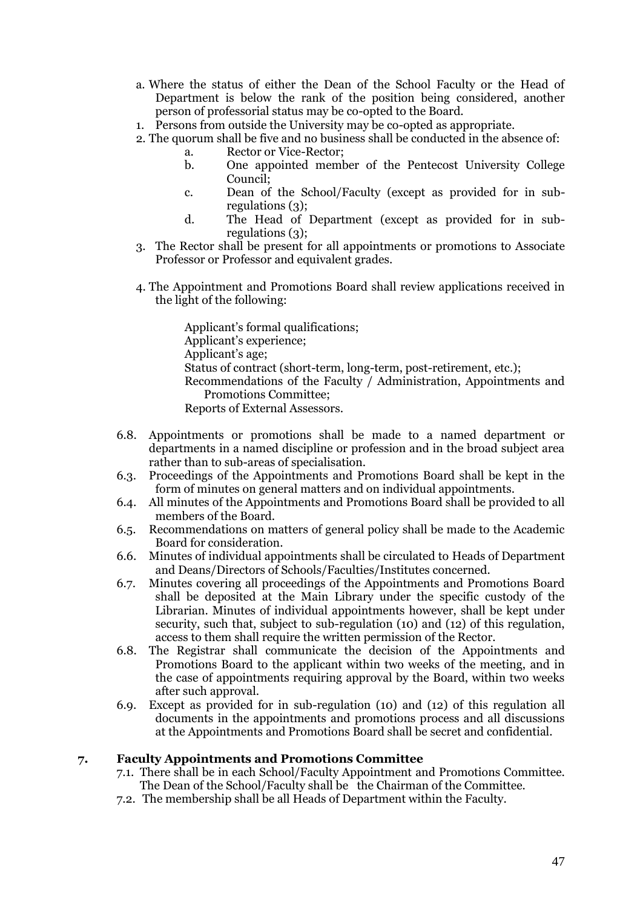a. Where the status of either the Dean of the School Faculty or the Head of Department is below the rank of the position being considered, another person of professorial status may be co-opted to the Board.

1. Persons from outside the University may be co-opted as appropriate.
2. The quorum shall be five and no business shall be conducted in the absence of:
   - a. Rector or Vice-Rector;
   - b. One appointed member of the Pentecost University College Council;
   - c. Dean of the School/Faculty (except as provided for in sub-regulations (3);
   - d. The Head of Department (except as provided for in sub-regulations (3);
3. The Rector shall be present for all appointments or promotions to Associate Professor or Professor and equivalent grades.
4. The Appointment and Promotions Board shall review applications received in the light of the following:

   Applicant's formal qualifications;  
   Applicant's experience;  
   Applicant's age;  
   Status of contract (short-term, long-term, post-retirement, etc.);  
   Recommendations of the Faculty / Administration, Appointments and Promotions Committee;  
   Reports of External Assessors.

6.8. Appointments or promotions shall be made to a named department or departments in a named discipline or profession and in the broad subject area rather than to sub-areas of specialisation.

6.3. Proceedings of the Appointments and Promotions Board shall be kept in the form of minutes on general matters and on individual appointments.

6.4. All minutes of the Appointments and Promotions Board shall be provided to all members of the Board.

6.5. Recommendations on matters of general policy shall be made to the Academic Board for consideration.

6.6. Minutes of individual appointments shall be circulated to Heads of Department and Deans/Directors of Schools/Faculties/Institutes concerned.

6.7. Minutes covering all proceedings of the Appointments and Promotions Board shall be deposited at the Main Library under the specific custody of the Librarian. Minutes of individual appointments however, shall be kept under security, such that, subject to sub-regulation (10) and (12) of this regulation, access to them shall require the written permission of the Rector.

6.8. The Registrar shall communicate the decision of the Appointments and Promotions Board to the applicant within two weeks of the meeting, and in the case of appointments requiring approval by the Board, within two weeks after such approval.

6.9. Except as provided for in sub-regulation (10) and (12) of this regulation all documents in the appointments and promotions process and all discussions at the Appointments and Promotions Board shall be secret and confidential.

## 7. Faculty Appointments and Promotions Committee

7.1. There shall be in each School/Faculty Appointment and Promotions Committee. The Dean of the School/Faculty shall be the Chairman of the Committee.

7.2. The membership shall be all Heads of Department within the Faculty.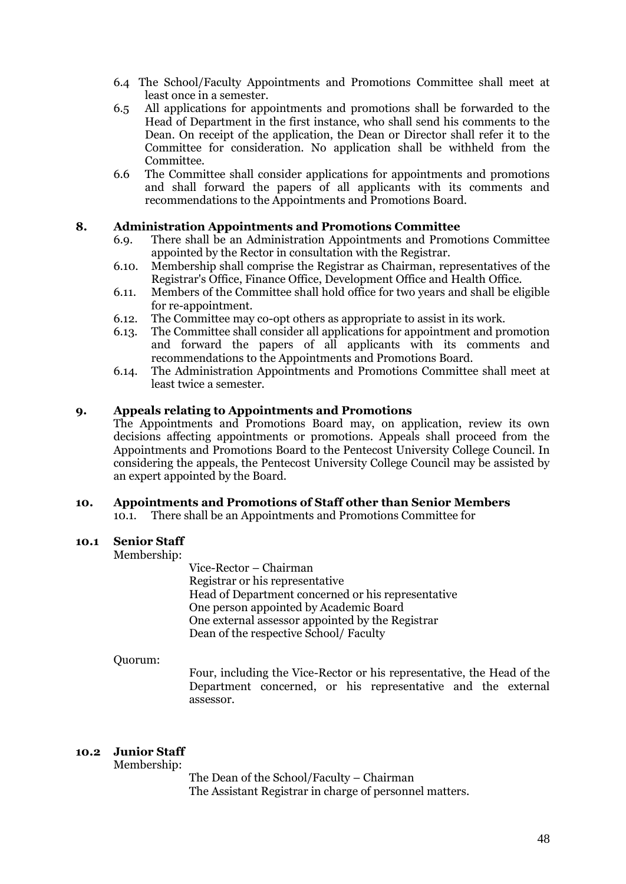6.4 The School/Faculty Appointments and Promotions Committee shall meet at least once in a semester.

6.5 All applications for appointments and promotions shall be forwarded to the Head of Department in the first instance, who shall send his comments to the Dean. On receipt of the application, the Dean or Director shall refer it to the Committee for consideration. No application shall be withheld from the Committee.

6.6 The Committee shall consider applications for appointments and promotions and shall forward the papers of all applicants with its comments and recommendations to the Appointments and Promotions Board.

## 8. Administration Appointments and Promotions Committee

6.9. There shall be an Administration Appointments and Promotions Committee appointed by the Rector in consultation with the Registrar.

6.10. Membership shall comprise the Registrar as Chairman, representatives of the Registrar's Office, Finance Office, Development Office and Health Office.

6.11. Members of the Committee shall hold office for two years and shall be eligible for re-appointment.

6.12. The Committee may co-opt others as appropriate to assist in its work.

6.13. The Committee shall consider all applications for appointment and promotion and forward the papers of all applicants with its comments and recommendations to the Appointments and Promotions Board.

6.14. The Administration Appointments and Promotions Committee shall meet at least twice a semester.

## 9. Appeals relating to Appointments and Promotions

The Appointments and Promotions Board may, on application, review its own decisions affecting appointments or promotions. Appeals shall proceed from the Appointments and Promotions Board to the Pentecost University College Council. In considering the appeals, the Pentecost University College Council may be assisted by an expert appointed by the Board.

## 10. Appointments and Promotions of Staff other than Senior Members

10.1. There shall be an Appointments and Promotions Committee for

### 10.1 Senior Staff

Membership:

Vice-Rector – Chairman
Registrar or his representative
Head of Department concerned or his representative
One person appointed by Academic Board
One external assessor appointed by the Registrar
Dean of the respective School/ Faculty

Quorum:

Four, including the Vice-Rector or his representative, the Head of the Department concerned, or his representative and the external assessor.

### 10.2 Junior Staff

Membership:

The Dean of the School/Faculty – Chairman
The Assistant Registrar in charge of personnel matters.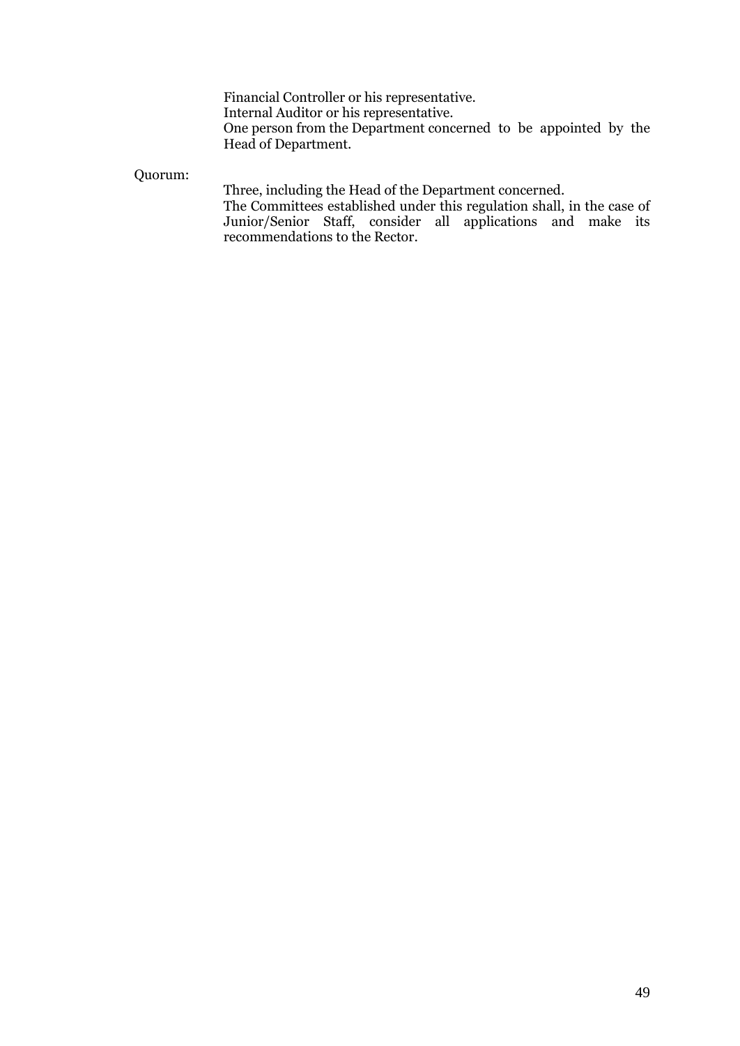Financial Controller or his representative.
Internal Auditor or his representative.
One person from the Department concerned to be appointed by the Head of Department.

Quorum:

Three, including the Head of the Department concerned.
The Committees established under this regulation shall, in the case of Junior/Senior Staff, consider all applications and make its recommendations to the Rector.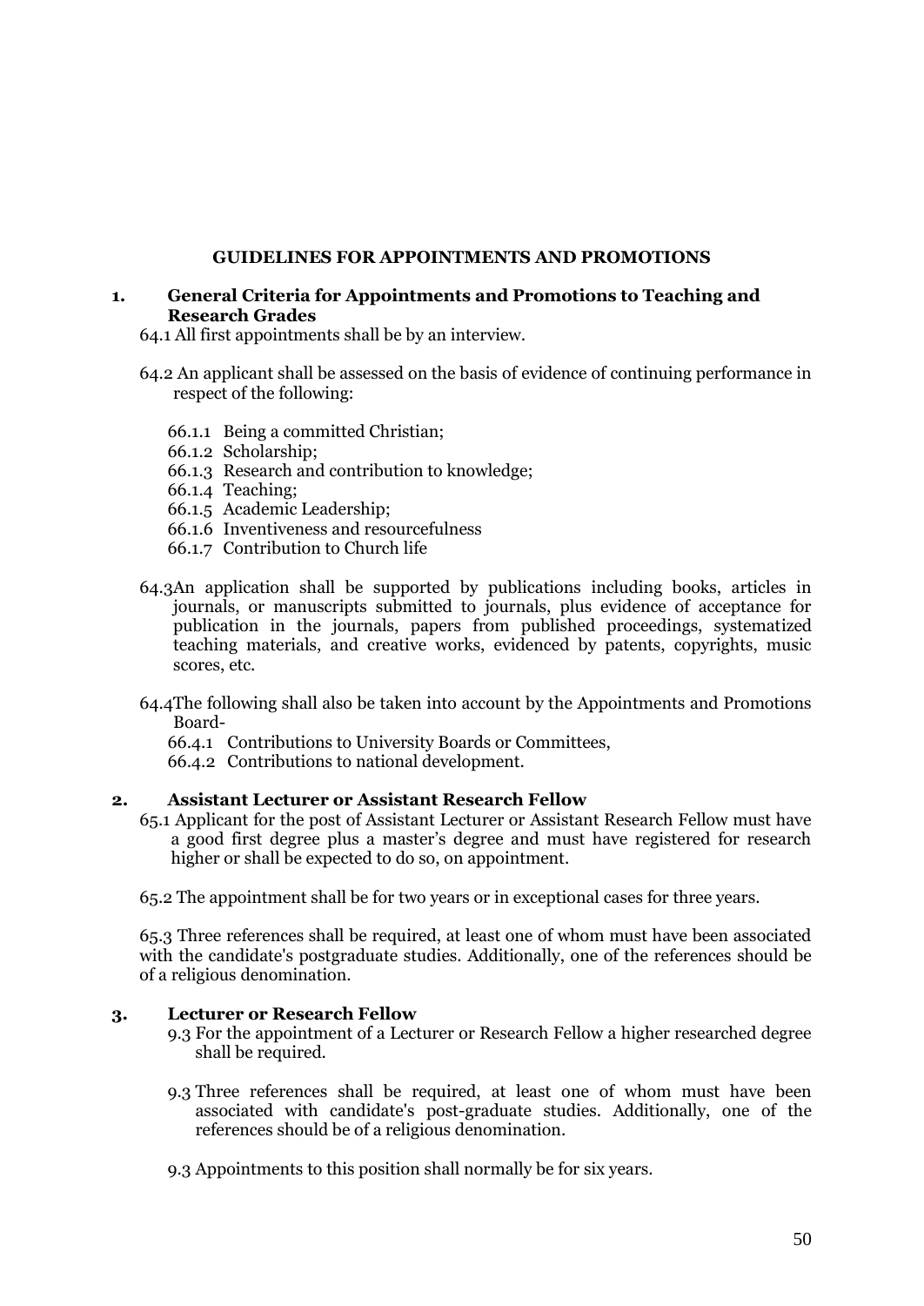## GUIDELINES FOR APPOINTMENTS AND PROMOTIONS

### 1. General Criteria for Appointments and Promotions to Teaching and Research Grades

64.1 All first appointments shall be by an interview.

64.2 An applicant shall be assessed on the basis of evidence of continuing performance in respect of the following:

- 66.1.1 Being a committed Christian;
- 66.1.2 Scholarship;
- 66.1.3 Research and contribution to knowledge;
- 66.1.4 Teaching;
- 66.1.5 Academic Leadership;
- 66.1.6 Inventiveness and resourcefulness
- 66.1.7 Contribution to Church life

64.3An application shall be supported by publications including books, articles in journals, or manuscripts submitted to journals, plus evidence of acceptance for publication in the journals, papers from published proceedings, systematized teaching materials, and creative works, evidenced by patents, copyrights, music scores, etc.

64.4The following shall also be taken into account by the Appointments and Promotions Board-

- 66.4.1 Contributions to University Boards or Committees,
- 66.4.2 Contributions to national development.

### 2. Assistant Lecturer or Assistant Research Fellow

65.1 Applicant for the post of Assistant Lecturer or Assistant Research Fellow must have a good first degree plus a master's degree and must have registered for research higher or shall be expected to do so, on appointment.

65.2 The appointment shall be for two years or in exceptional cases for three years.

65.3 Three references shall be required, at least one of whom must have been associated with the candidate's postgraduate studies. Additionally, one of the references should be of a religious denomination.

### 3. Lecturer or Research Fellow

9.3 For the appointment of a Lecturer or Research Fellow a higher researched degree shall be required.

9.3 Three references shall be required, at least one of whom must have been associated with candidate's post-graduate studies. Additionally, one of the references should be of a religious denomination.

9.3 Appointments to this position shall normally be for six years.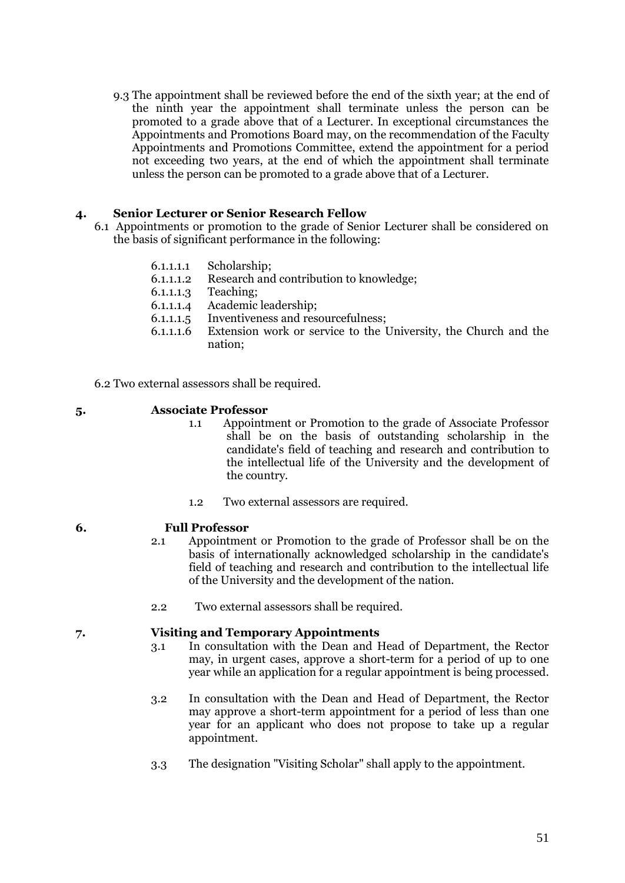9.3 The appointment shall be reviewed before the end of the sixth year; at the end of the ninth year the appointment shall terminate unless the person can be promoted to a grade above that of a Lecturer. In exceptional circumstances the Appointments and Promotions Board may, on the recommendation of the Faculty Appointments and Promotions Committee, extend the appointment for a period not exceeding two years, at the end of which the appointment shall terminate unless the person can be promoted to a grade above that of a Lecturer.

## 4. Senior Lecturer or Senior Research Fellow

6.1 Appointments or promotion to the grade of Senior Lecturer shall be considered on the basis of significant performance in the following:

6.1.1.1.1 Scholarship;
6.1.1.1.2 Research and contribution to knowledge;
6.1.1.1.3 Teaching;
6.1.1.1.4 Academic leadership;
6.1.1.1.5 Inventiveness and resourcefulness;
6.1.1.1.6 Extension work or service to the University, the Church and the nation;

6.2 Two external assessors shall be required.

## 5. Associate Professor

1.1 Appointment or Promotion to the grade of Associate Professor shall be on the basis of outstanding scholarship in the candidate's field of teaching and research and contribution to the intellectual life of the University and the development of the country.

1.2 Two external assessors are required.

## 6. Full Professor

2.1 Appointment or Promotion to the grade of Professor shall be on the basis of internationally acknowledged scholarship in the candidate's field of teaching and research and contribution to the intellectual life of the University and the development of the nation.

2.2 Two external assessors shall be required.

## 7. Visiting and Temporary Appointments

3.1 In consultation with the Dean and Head of Department, the Rector may, in urgent cases, approve a short-term for a period of up to one year while an application for a regular appointment is being processed.

3.2 In consultation with the Dean and Head of Department, the Rector may approve a short-term appointment for a period of less than one year for an applicant who does not propose to take up a regular appointment.

3.3 The designation "Visiting Scholar" shall apply to the appointment.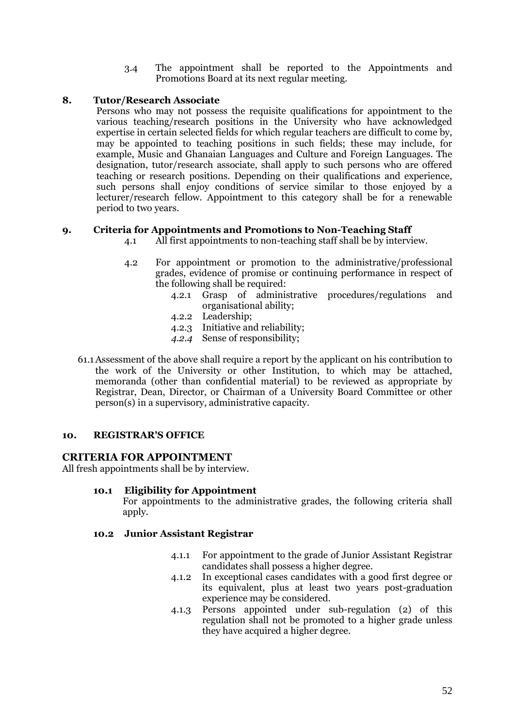3.4 The appointment shall be reported to the Appointments and Promotions Board at its next regular meeting.

### 8. Tutor/Research Associate

Persons who may not possess the requisite qualifications for appointment to the various teaching/research positions in the University who have acknowledged expertise in certain selected fields for which regular teachers are difficult to come by, may be appointed to teaching positions in such fields; these may include, for example, Music and Ghanaian Languages and Culture and Foreign Languages. The designation, tutor/research associate, shall apply to such persons who are offered teaching or research positions. Depending on their qualifications and experience, such persons shall enjoy conditions of service similar to those enjoyed by a lecturer/research fellow. Appointment to this category shall be for a renewable period to two years.

### 9. Criteria for Appointments and Promotions to Non-Teaching Staff

4.1 All first appointments to non-teaching staff shall be by interview.

4.2 For appointment or promotion to the administrative/professional grades, evidence of promise or continuing performance in respect of the following shall be required:

- 4.2.1 Grasp of administrative procedures/regulations and organisational ability;
- 4.2.2 Leadership;
- 4.2.3 Initiative and reliability;
- *4.2.4* Sense of responsibility;

61.1 Assessment of the above shall require a report by the applicant on his contribution to the work of the University or other Institution, to which may be attached, memoranda (other than confidential material) to be reviewed as appropriate by Registrar, Dean, Director, or Chairman of a University Board Committee or other person(s) in a supervisory, administrative capacity.

### 10. REGISTRAR'S OFFICE

## CRITERIA FOR APPOINTMENT

All fresh appointments shall be by interview.

#### 10.1 Eligibility for Appointment

For appointments to the administrative grades, the following criteria shall apply.

#### 10.2 Junior Assistant Registrar

- 4.1.1 For appointment to the grade of Junior Assistant Registrar candidates shall possess a higher degree.
- 4.1.2 In exceptional cases candidates with a good first degree or its equivalent, plus at least two years post-graduation experience may be considered.
- 4.1.3 Persons appointed under sub-regulation (2) of this regulation shall not be promoted to a higher grade unless they have acquired a higher degree.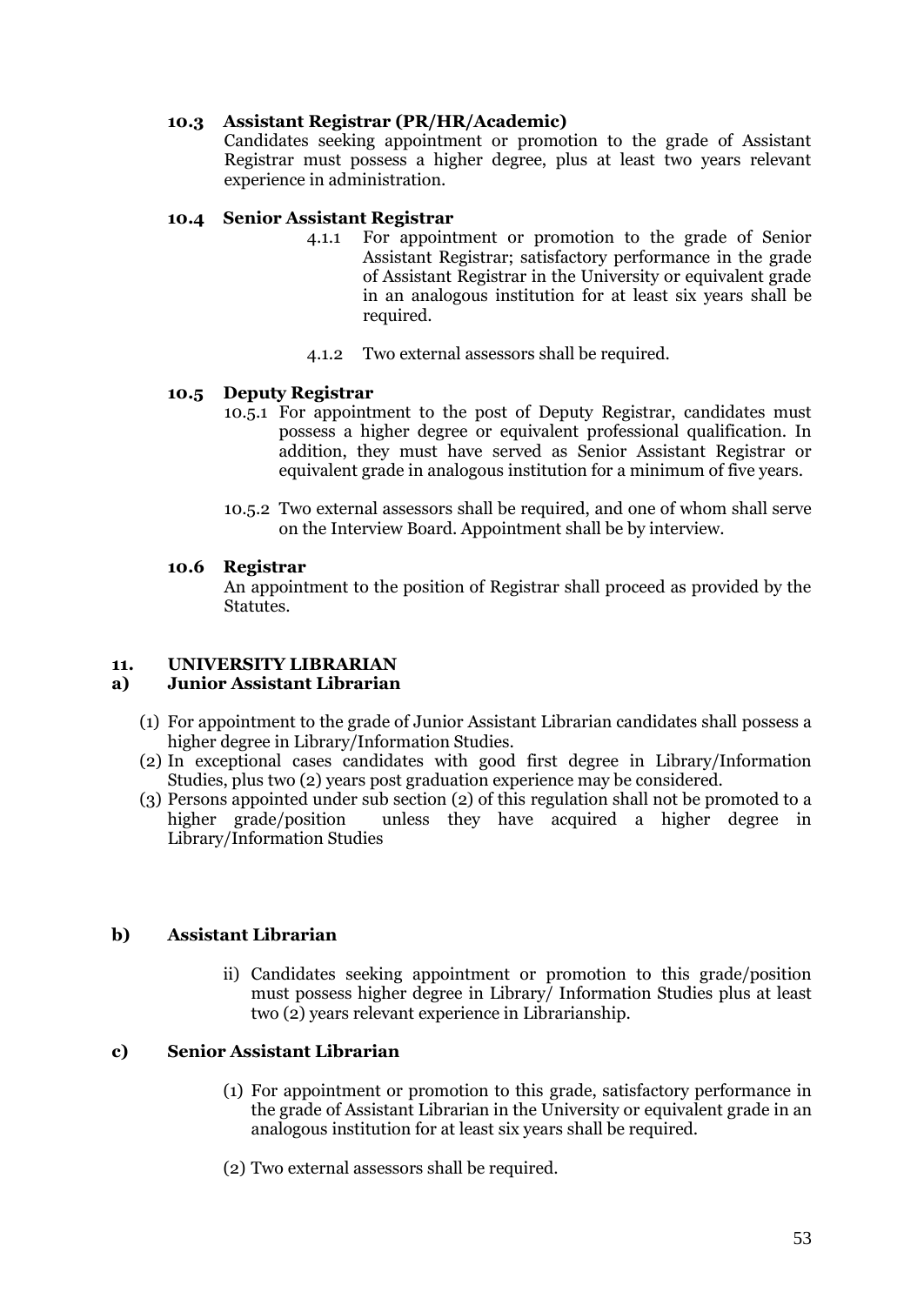### 10.3 Assistant Registrar (PR/HR/Academic)

Candidates seeking appointment or promotion to the grade of Assistant Registrar must possess a higher degree, plus at least two years relevant experience in administration.

### 10.4 Senior Assistant Registrar

4.1.1 For appointment or promotion to the grade of Senior Assistant Registrar; satisfactory performance in the grade of Assistant Registrar in the University or equivalent grade in an analogous institution for at least six years shall be required.

4.1.2 Two external assessors shall be required.

### 10.5 Deputy Registrar

10.5.1 For appointment to the post of Deputy Registrar, candidates must possess a higher degree or equivalent professional qualification. In addition, they must have served as Senior Assistant Registrar or equivalent grade in analogous institution for a minimum of five years.

10.5.2 Two external assessors shall be required, and one of whom shall serve on the Interview Board. Appointment shall be by interview.

### 10.6 Registrar

An appointment to the position of Registrar shall proceed as provided by the Statutes.

## 11. UNIVERSITY LIBRARIAN

### a) Junior Assistant Librarian

(1) For appointment to the grade of Junior Assistant Librarian candidates shall possess a higher degree in Library/Information Studies.

(2) In exceptional cases candidates with good first degree in Library/Information Studies, plus two (2) years post graduation experience may be considered.

(3) Persons appointed under sub section (2) of this regulation shall not be promoted to a higher grade/position unless they have acquired a higher degree in Library/Information Studies

### b) Assistant Librarian

ii) Candidates seeking appointment or promotion to this grade/position must possess higher degree in Library/ Information Studies plus at least two (2) years relevant experience in Librarianship.

### c) Senior Assistant Librarian

(1) For appointment or promotion to this grade, satisfactory performance in the grade of Assistant Librarian in the University or equivalent grade in an analogous institution for at least six years shall be required.

(2) Two external assessors shall be required.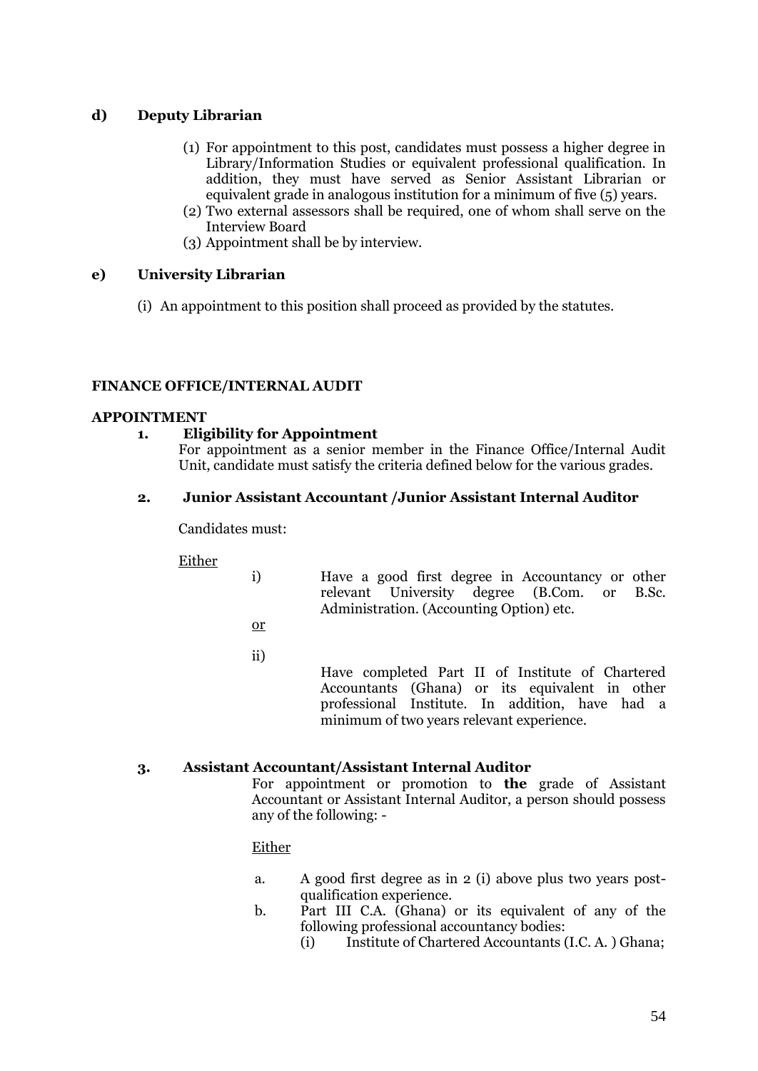**d) Deputy Librarian**

(1) For appointment to this post, candidates must possess a higher degree in Library/Information Studies or equivalent professional qualification. In addition, they must have served as Senior Assistant Librarian or equivalent grade in analogous institution for a minimum of five (5) years.
(2) Two external assessors shall be required, one of whom shall serve on the Interview Board
(3) Appointment shall be by interview.

**e) University Librarian**

(i) An appointment to this position shall proceed as provided by the statutes.

**FINANCE OFFICE/INTERNAL AUDIT**

**APPOINTMENT**

**1. Eligibility for Appointment**

For appointment as a senior member in the Finance Office/Internal Audit Unit, candidate must satisfy the criteria defined below for the various grades.

**2. Junior Assistant Accountant /Junior Assistant Internal Auditor**

Candidates must:

Either

i) Have a good first degree in Accountancy or other relevant University degree (B.Com. or B.Sc. Administration. (Accounting Option) etc.

or

ii) Have completed Part II of Institute of Chartered Accountants (Ghana) or its equivalent in other professional Institute. In addition, have had a minimum of two years relevant experience.

**3. Assistant Accountant/Assistant Internal Auditor**

For appointment or promotion to **the** grade of Assistant Accountant or Assistant Internal Auditor, a person should possess any of the following: -

Either

a. A good first degree as in 2 (i) above plus two years post-qualification experience.
b. Part III C.A. (Ghana) or its equivalent of any of the following professional accountancy bodies:
   (i) Institute of Chartered Accountants (I.C. A. ) Ghana;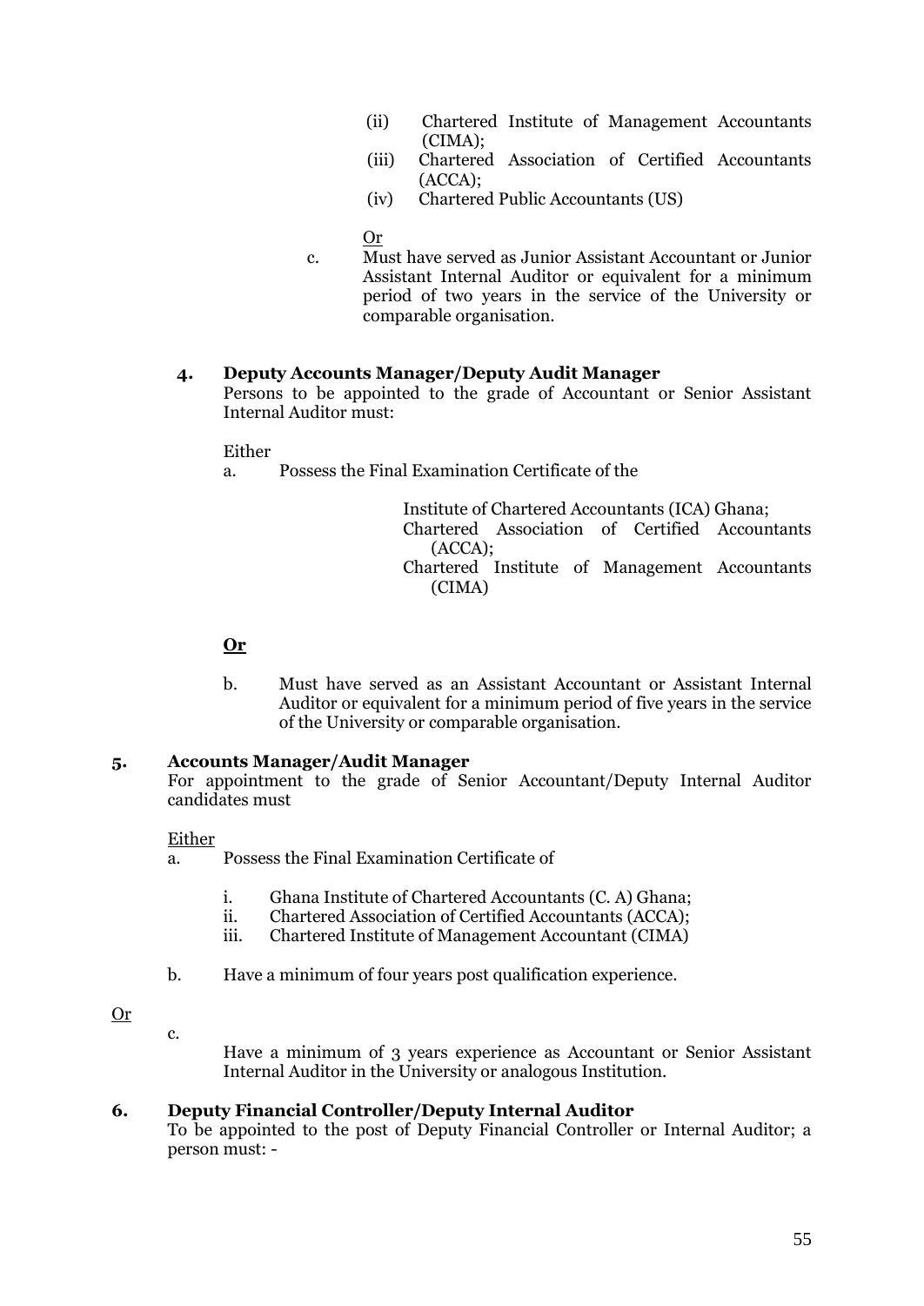(ii) Chartered Institute of Management Accountants (CIMA);
(iii) Chartered Association of Certified Accountants (ACCA);
(iv) Chartered Public Accountants (US)

Or

c. Must have served as Junior Assistant Accountant or Junior Assistant Internal Auditor or equivalent for a minimum period of two years in the service of the University or comparable organisation.

**4. Deputy Accounts Manager/Deputy Audit Manager**

Persons to be appointed to the grade of Accountant or Senior Assistant Internal Auditor must:

Either

a. Possess the Final Examination Certificate of the

Institute of Chartered Accountants (ICA) Ghana;
Chartered Association of Certified Accountants (ACCA);
Chartered Institute of Management Accountants (CIMA)

**Or**

b. Must have served as an Assistant Accountant or Assistant Internal Auditor or equivalent for a minimum period of five years in the service of the University or comparable organisation.

**5. Accounts Manager/Audit Manager**

For appointment to the grade of Senior Accountant/Deputy Internal Auditor candidates must

Either

a. Possess the Final Examination Certificate of

i. Ghana Institute of Chartered Accountants (C. A) Ghana;
ii. Chartered Association of Certified Accountants (ACCA);
iii. Chartered Institute of Management Accountant (CIMA)

b. Have a minimum of four years post qualification experience.

Or

c. Have a minimum of 3 years experience as Accountant or Senior Assistant Internal Auditor in the University or analogous Institution.

**6. Deputy Financial Controller/Deputy Internal Auditor**

To be appointed to the post of Deputy Financial Controller or Internal Auditor; a person must: -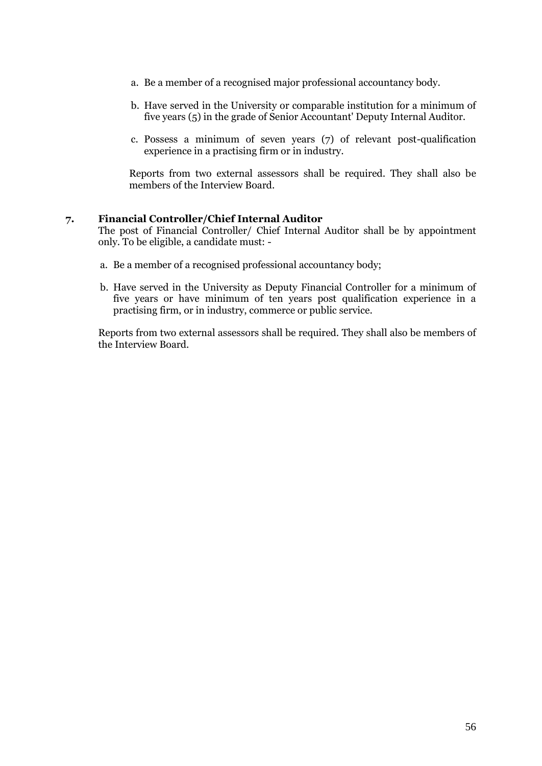a. Be a member of a recognised major professional accountancy body.

b. Have served in the University or comparable institution for a minimum of five years (5) in the grade of Senior Accountant' Deputy Internal Auditor.

c. Possess a minimum of seven years (7) of relevant post-qualification experience in a practising firm or in industry.

Reports from two external assessors shall be required. They shall also be members of the Interview Board.

### 7. Financial Controller/Chief Internal Auditor

The post of Financial Controller/ Chief Internal Auditor shall be by appointment only. To be eligible, a candidate must: -

a. Be a member of a recognised professional accountancy body;

b. Have served in the University as Deputy Financial Controller for a minimum of five years or have minimum of ten years post qualification experience in a practising firm, or in industry, commerce or public service.

Reports from two external assessors shall be required. They shall also be members of the Interview Board.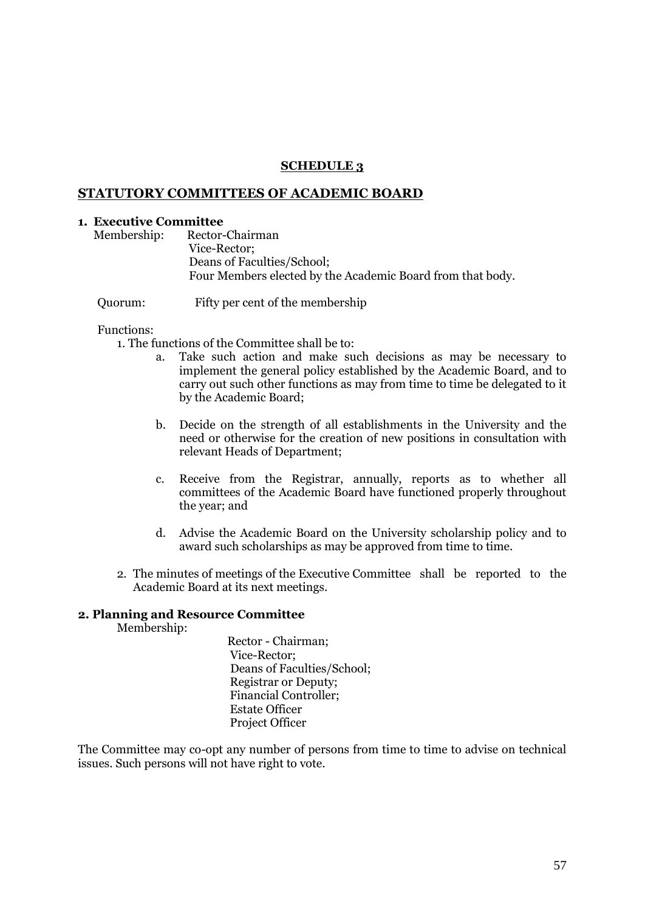**SCHEDULE 3**

## STATUTORY COMMITTEES OF ACADEMIC BOARD

### 1. Executive Committee

Membership: Rector-Chairman
Vice-Rector;
Deans of Faculties/School;
Four Members elected by the Academic Board from that body.

Quorum: Fifty per cent of the membership

Functions:

1. The functions of the Committee shall be to:
   a. Take such action and make such decisions as may be necessary to implement the general policy established by the Academic Board, and to carry out such other functions as may from time to time be delegated to it by the Academic Board;

   b. Decide on the strength of all establishments in the University and the need or otherwise for the creation of new positions in consultation with relevant Heads of Department;

   c. Receive from the Registrar, annually, reports as to whether all committees of the Academic Board have functioned properly throughout the year; and

   d. Advise the Academic Board on the University scholarship policy and to award such scholarships as may be approved from time to time.

2. The minutes of meetings of the Executive Committee shall be reported to the Academic Board at its next meetings.

### 2. Planning and Resource Committee

Membership:

Rector - Chairman;
Vice-Rector;
Deans of Faculties/School;
Registrar or Deputy;
Financial Controller;
Estate Officer
Project Officer

The Committee may co-opt any number of persons from time to time to advise on technical issues. Such persons will not have right to vote.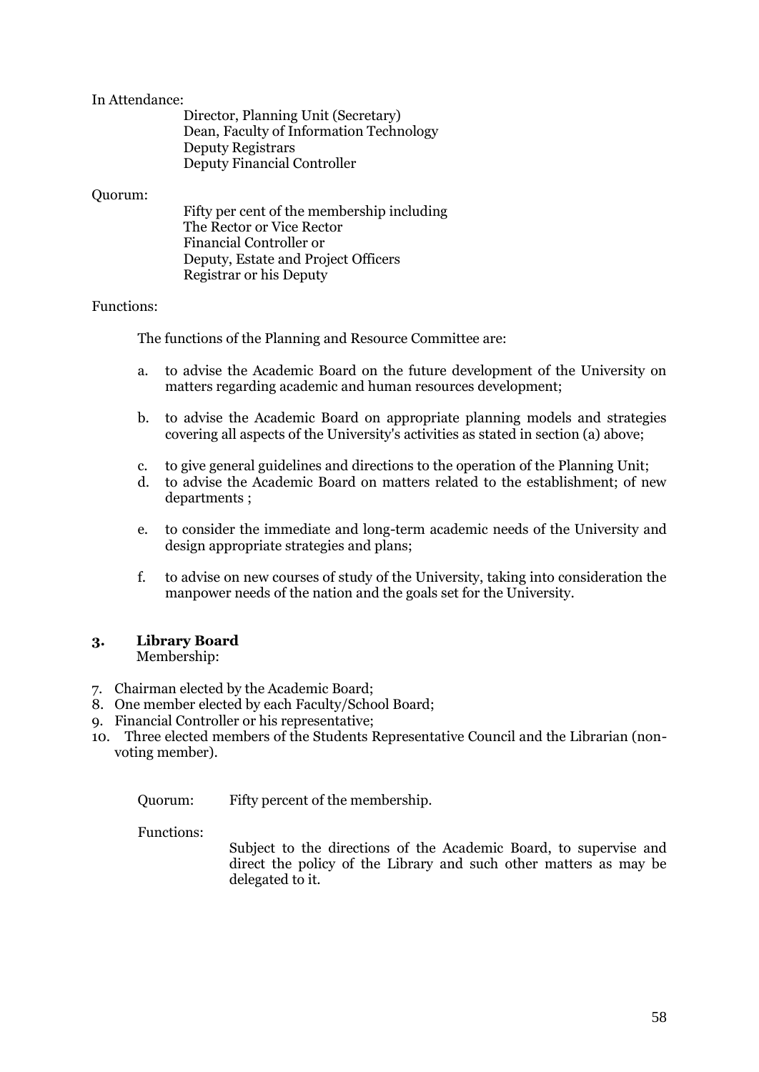In Attendance:

Director, Planning Unit (Secretary)
Dean, Faculty of Information Technology
Deputy Registrars
Deputy Financial Controller

Quorum:

Fifty per cent of the membership including
The Rector or Vice Rector
Financial Controller or
Deputy, Estate and Project Officers
Registrar or his Deputy

Functions:

The functions of the Planning and Resource Committee are:

a. to advise the Academic Board on the future development of the University on matters regarding academic and human resources development;

b. to advise the Academic Board on appropriate planning models and strategies covering all aspects of the University's activities as stated in section (a) above;

c. to give general guidelines and directions to the operation of the Planning Unit;
d. to advise the Academic Board on matters related to the establishment; of new departments ;

e. to consider the immediate and long-term academic needs of the University and design appropriate strategies and plans;

f. to advise on new courses of study of the University, taking into consideration the manpower needs of the nation and the goals set for the University.

### 3. Library Board

Membership:

7. Chairman elected by the Academic Board;
8. One member elected by each Faculty/School Board;
9. Financial Controller or his representative;
10. Three elected members of the Students Representative Council and the Librarian (non-voting member).

Quorum: Fifty percent of the membership.

Functions:

Subject to the directions of the Academic Board, to supervise and direct the policy of the Library and such other matters as may be delegated to it.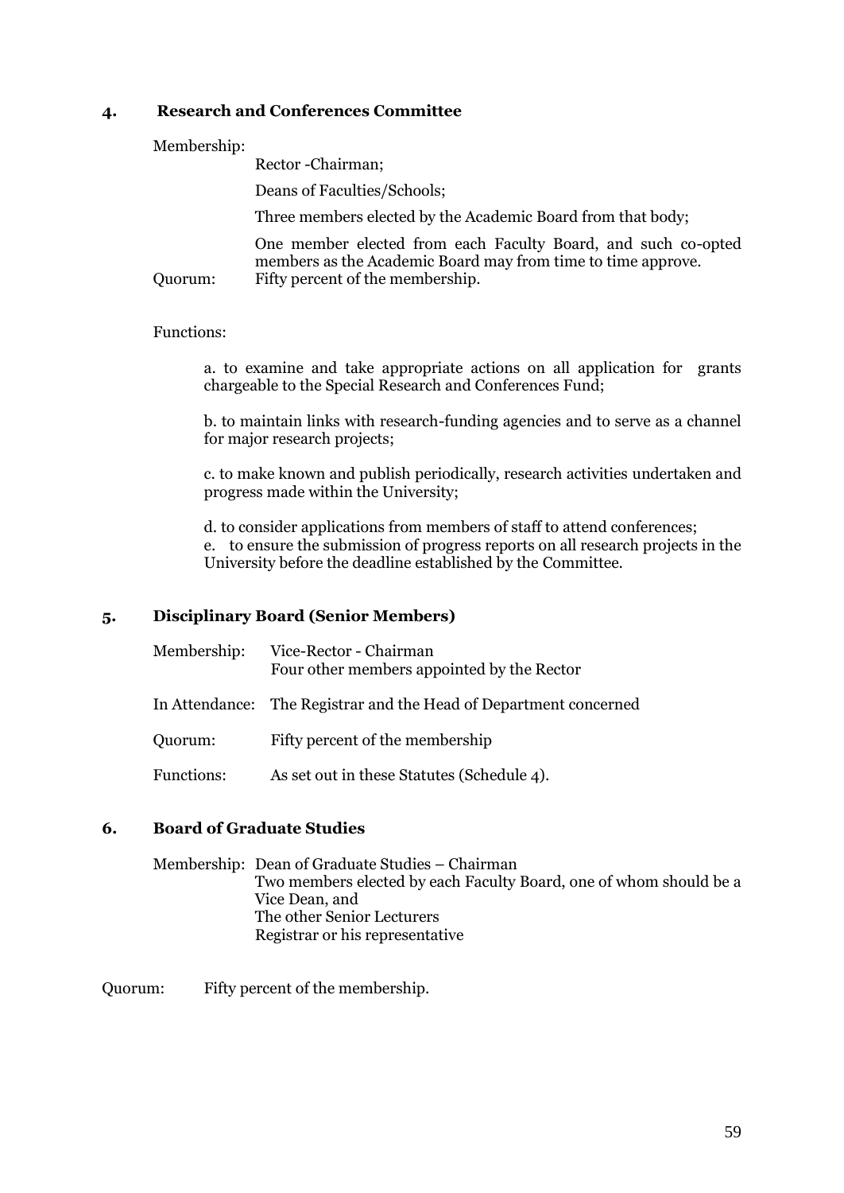## 4. Research and Conferences Committee

Membership:

Rector -Chairman;

Deans of Faculties/Schools;

Three members elected by the Academic Board from that body;

One member elected from each Faculty Board, and such co-opted members as the Academic Board may from time to time approve.

Quorum: Fifty percent of the membership.

Functions:

a. to examine and take appropriate actions on all application for grants chargeable to the Special Research and Conferences Fund;

b. to maintain links with research-funding agencies and to serve as a channel for major research projects;

c. to make known and publish periodically, research activities undertaken and progress made within the University;

d. to consider applications from members of staff to attend conferences;

e. to ensure the submission of progress reports on all research projects in the University before the deadline established by the Committee.

## 5. Disciplinary Board (Senior Members)

Membership: Vice-Rector - Chairman
Four other members appointed by the Rector

In Attendance: The Registrar and the Head of Department concerned

Quorum: Fifty percent of the membership

Functions: As set out in these Statutes (Schedule 4).

## 6. Board of Graduate Studies

Membership: Dean of Graduate Studies – Chairman
Two members elected by each Faculty Board, one of whom should be a Vice Dean, and
The other Senior Lecturers
Registrar or his representative

Quorum: Fifty percent of the membership.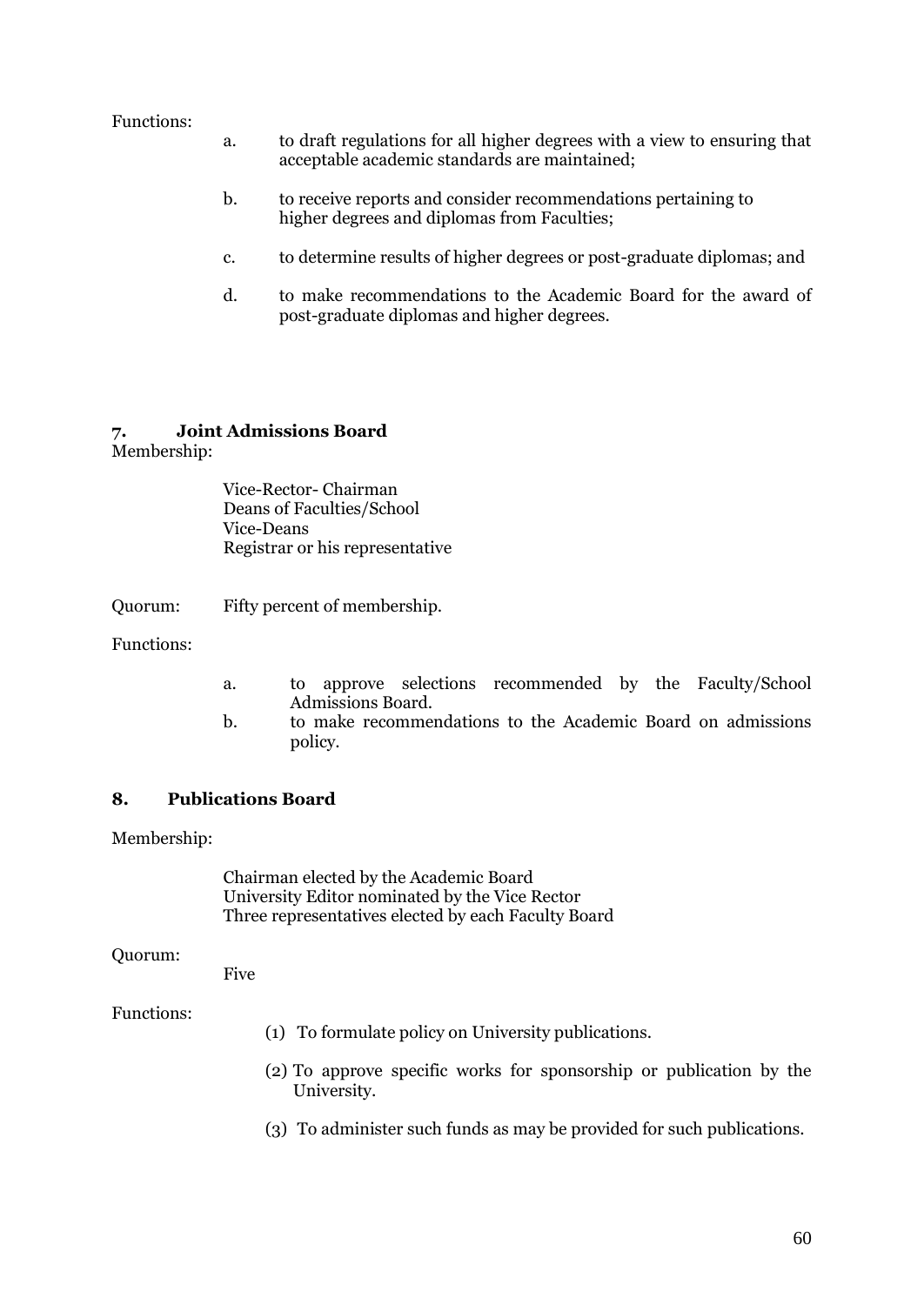Functions:

a. to draft regulations for all higher degrees with a view to ensuring that acceptable academic standards are maintained;

b. to receive reports and consider recommendations pertaining to higher degrees and diplomas from Faculties;

c. to determine results of higher degrees or post-graduate diplomas; and

d. to make recommendations to the Academic Board for the award of post-graduate diplomas and higher degrees.

### 7. Joint Admissions Board

Membership:

Vice-Rector- Chairman
Deans of Faculties/School
Vice-Deans
Registrar or his representative

Quorum: Fifty percent of membership.

Functions:

a. to approve selections recommended by the Faculty/School Admissions Board.
b. to make recommendations to the Academic Board on admissions policy.

### 8. Publications Board

Membership:

Chairman elected by the Academic Board
University Editor nominated by the Vice Rector
Three representatives elected by each Faculty Board

Quorum:

Five

Functions:

(1) To formulate policy on University publications.

(2) To approve specific works for sponsorship or publication by the University.

(3) To administer such funds as may be provided for such publications.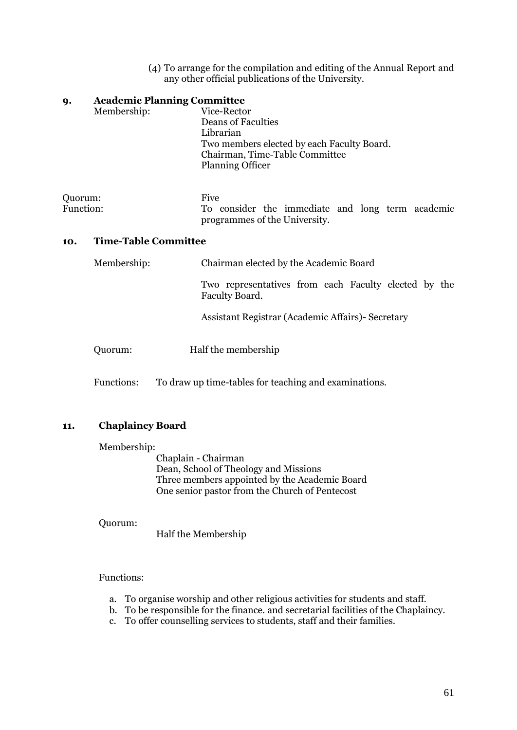(4) To arrange for the compilation and editing of the Annual Report and any other official publications of the University.

### 9. Academic Planning Committee

Membership:
- Vice-Rector
- Deans of Faculties
- Librarian
- Two members elected by each Faculty Board.
- Chairman, Time-Table Committee
- Planning Officer

Quorum: Five

Function: To consider the immediate and long term academic programmes of the University.

### 10. Time-Table Committee

Membership:
- Chairman elected by the Academic Board
- Two representatives from each Faculty elected by the Faculty Board.
- Assistant Registrar (Academic Affairs)- Secretary

Quorum: Half the membership

Functions: To draw up time-tables for teaching and examinations.

### 11. Chaplaincy Board

Membership:
- Chaplain - Chairman
- Dean, School of Theology and Missions
- Three members appointed by the Academic Board
- One senior pastor from the Church of Pentecost

Quorum: Half the Membership

Functions:

a. To organise worship and other religious activities for students and staff.
b. To be responsible for the finance. and secretarial facilities of the Chaplaincy.
c. To offer counselling services to students, staff and their families.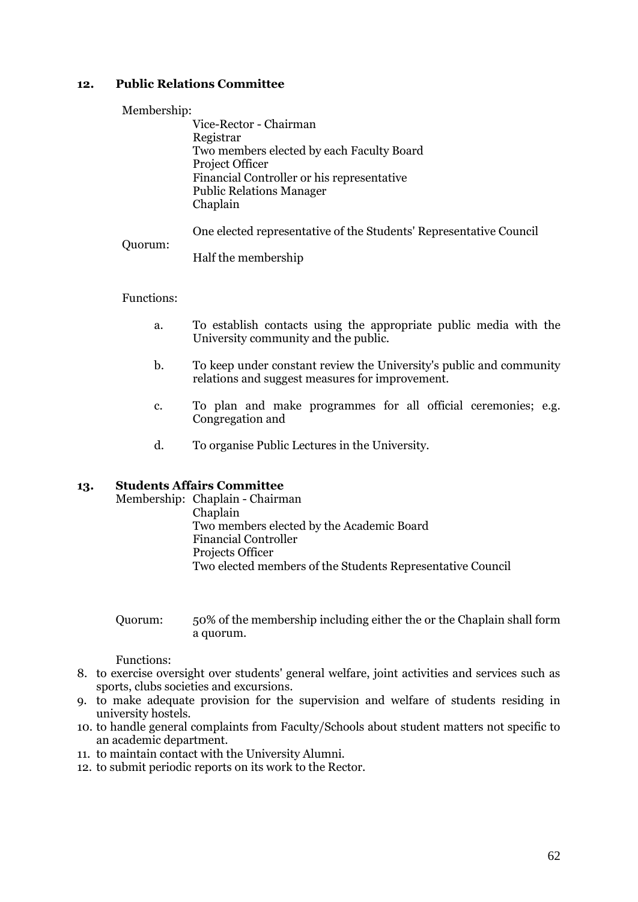## 12. Public Relations Committee

Membership:

- Vice-Rector - Chairman
- Registrar
- Two members elected by each Faculty Board
- Project Officer
- Financial Controller or his representative
- Public Relations Manager
- Chaplain
- One elected representative of the Students' Representative Council

Quorum: Half the membership

Functions:

a. To establish contacts using the appropriate public media with the University community and the public.

b. To keep under constant review the University's public and community relations and suggest measures for improvement.

c. To plan and make programmes for all official ceremonies; e.g. Congregation and

d. To organise Public Lectures in the University.

## 13. Students Affairs Committee

Membership:

- Chaplain - Chairman
- Chaplain
- Two members elected by the Academic Board
- Financial Controller
- Projects Officer
- Two elected members of the Students Representative Council

Quorum: 50% of the membership including either the or the Chaplain shall form a quorum.

Functions:

8. to exercise oversight over students' general welfare, joint activities and services such as sports, clubs societies and excursions.
9. to make adequate provision for the supervision and welfare of students residing in university hostels.
10. to handle general complaints from Faculty/Schools about student matters not specific to an academic department.
11. to maintain contact with the University Alumni.
12. to submit periodic reports on its work to the Rector.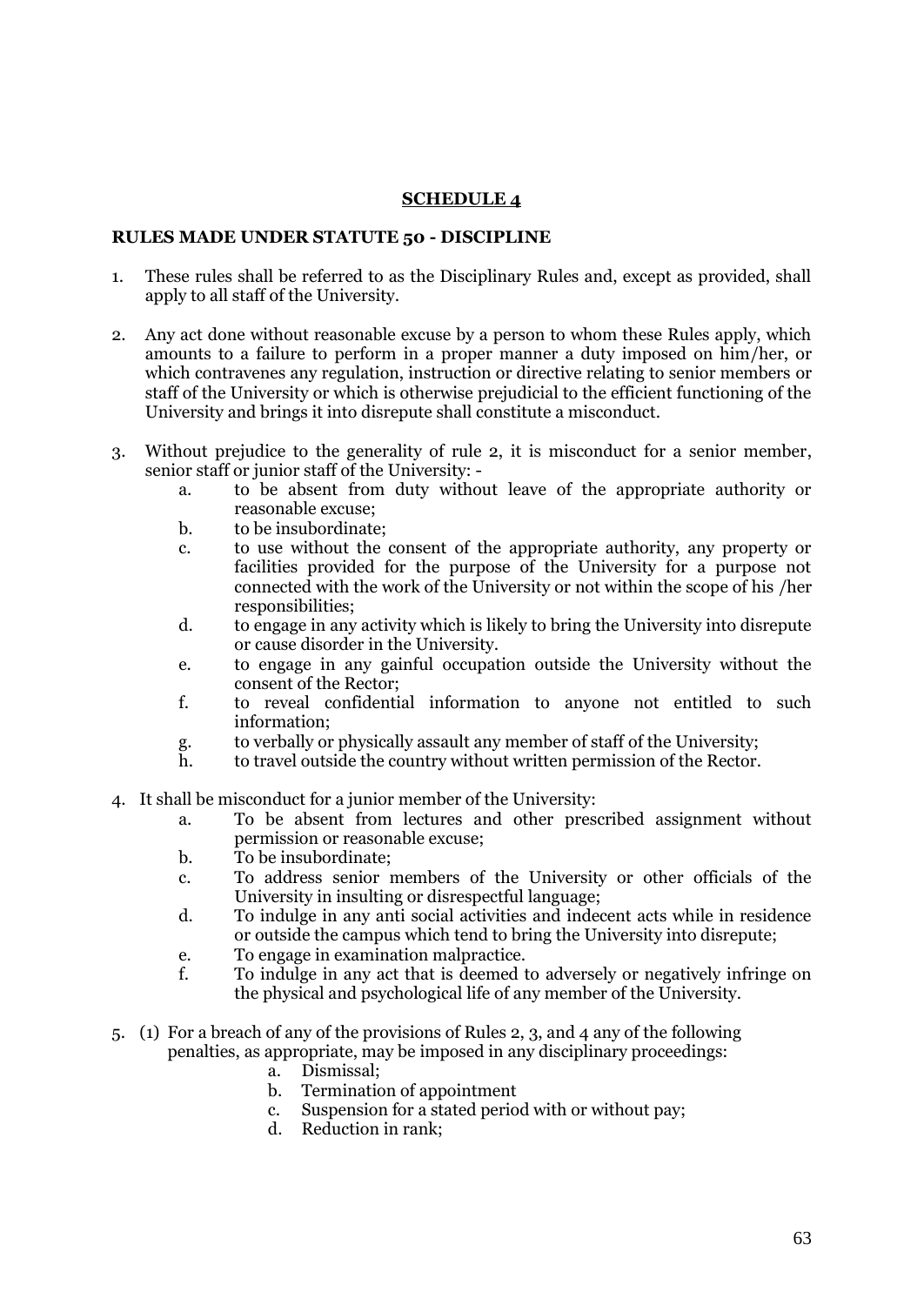## SCHEDULE 4

**RULES MADE UNDER STATUTE 50 - DISCIPLINE**

1. These rules shall be referred to as the Disciplinary Rules and, except as provided, shall apply to all staff of the University.

2. Any act done without reasonable excuse by a person to whom these Rules apply, which amounts to a failure to perform in a proper manner a duty imposed on him/her, or which contravenes any regulation, instruction or directive relating to senior members or staff of the University or which is otherwise prejudicial to the efficient functioning of the University and brings it into disrepute shall constitute a misconduct.

3. Without prejudice to the generality of rule 2, it is misconduct for a senior member, senior staff or junior staff of the University: -
   - a. to be absent from duty without leave of the appropriate authority or reasonable excuse;
   - b. to be insubordinate;
   - c. to use without the consent of the appropriate authority, any property or facilities provided for the purpose of the University for a purpose not connected with the work of the University or not within the scope of his /her responsibilities;
   - d. to engage in any activity which is likely to bring the University into disrepute or cause disorder in the University.
   - e. to engage in any gainful occupation outside the University without the consent of the Rector;
   - f. to reveal confidential information to anyone not entitled to such information;
   - g. to verbally or physically assault any member of staff of the University;
   - h. to travel outside the country without written permission of the Rector.

4. It shall be misconduct for a junior member of the University:
   - a. To be absent from lectures and other prescribed assignment without permission or reasonable excuse;
   - b. To be insubordinate;
   - c. To address senior members of the University or other officials of the University in insulting or disrespectful language;
   - d. To indulge in any anti social activities and indecent acts while in residence or outside the campus which tend to bring the University into disrepute;
   - e. To engage in examination malpractice.
   - f. To indulge in any act that is deemed to adversely or negatively infringe on the physical and psychological life of any member of the University.

5. (1) For a breach of any of the provisions of Rules 2, 3, and 4 any of the following penalties, as appropriate, may be imposed in any disciplinary proceedings:
   - a. Dismissal;
   - b. Termination of appointment
   - c. Suspension for a stated period with or without pay;
   - d. Reduction in rank;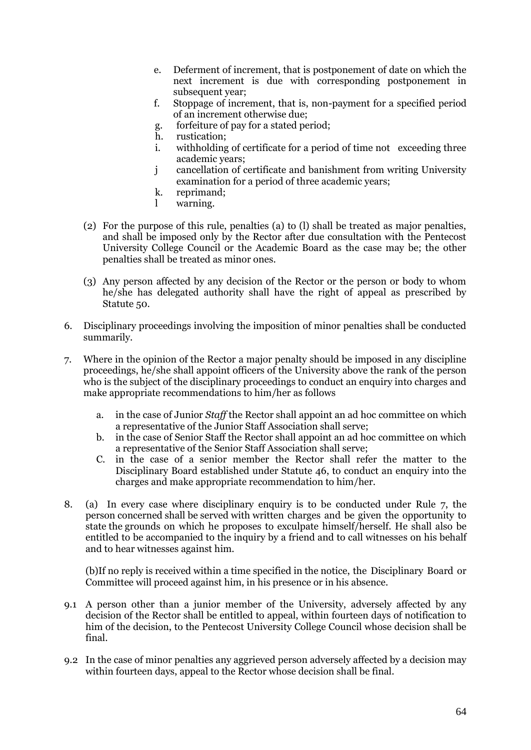e. Deferment of increment, that is postponement of date on which the next increment is due with corresponding postponement in subsequent year;
f. Stoppage of increment, that is, non-payment for a specified period of an increment otherwise due;
g. forfeiture of pay for a stated period;
h. rustication;
i. withholding of certificate for a period of time not exceeding three academic years;
j cancellation of certificate and banishment from writing University examination for a period of three academic years;
k. reprimand;
l warning.

(2) For the purpose of this rule, penalties (a) to (l) shall be treated as major penalties, and shall be imposed only by the Rector after due consultation with the Pentecost University College Council or the Academic Board as the case may be; the other penalties shall be treated as minor ones.

(3) Any person affected by any decision of the Rector or the person or body to whom he/she has delegated authority shall have the right of appeal as prescribed by Statute 50.

6. Disciplinary proceedings involving the imposition of minor penalties shall be conducted summarily.

7. Where in the opinion of the Rector a major penalty should be imposed in any discipline proceedings, he/she shall appoint officers of the University above the rank of the person who is the subject of the disciplinary proceedings to conduct an enquiry into charges and make appropriate recommendations to him/her as follows

   a. in the case of Junior *Staff* the Rector shall appoint an ad hoc committee on which a representative of the Junior Staff Association shall serve;
   b. in the case of Senior Staff the Rector shall appoint an ad hoc committee on which a representative of the Senior Staff Association shall serve;
   C. in the case of a senior member the Rector shall refer the matter to the Disciplinary Board established under Statute 46, to conduct an enquiry into the charges and make appropriate recommendation to him/her.

8. (a) In every case where disciplinary enquiry is to be conducted under Rule 7, the person concerned shall be served with written charges and be given the opportunity to state the grounds on which he proposes to exculpate himself/herself. He shall also be entitled to be accompanied to the inquiry by a friend and to call witnesses on his behalf and to hear witnesses against him.

   (b)If no reply is received within a time specified in the notice, the Disciplinary Board or Committee will proceed against him, in his presence or in his absence.

9.1 A person other than a junior member of the University, adversely affected by any decision of the Rector shall be entitled to appeal, within fourteen days of notification to him of the decision, to the Pentecost University College Council whose decision shall be final.

9.2 In the case of minor penalties any aggrieved person adversely affected by a decision may within fourteen days, appeal to the Rector whose decision shall be final.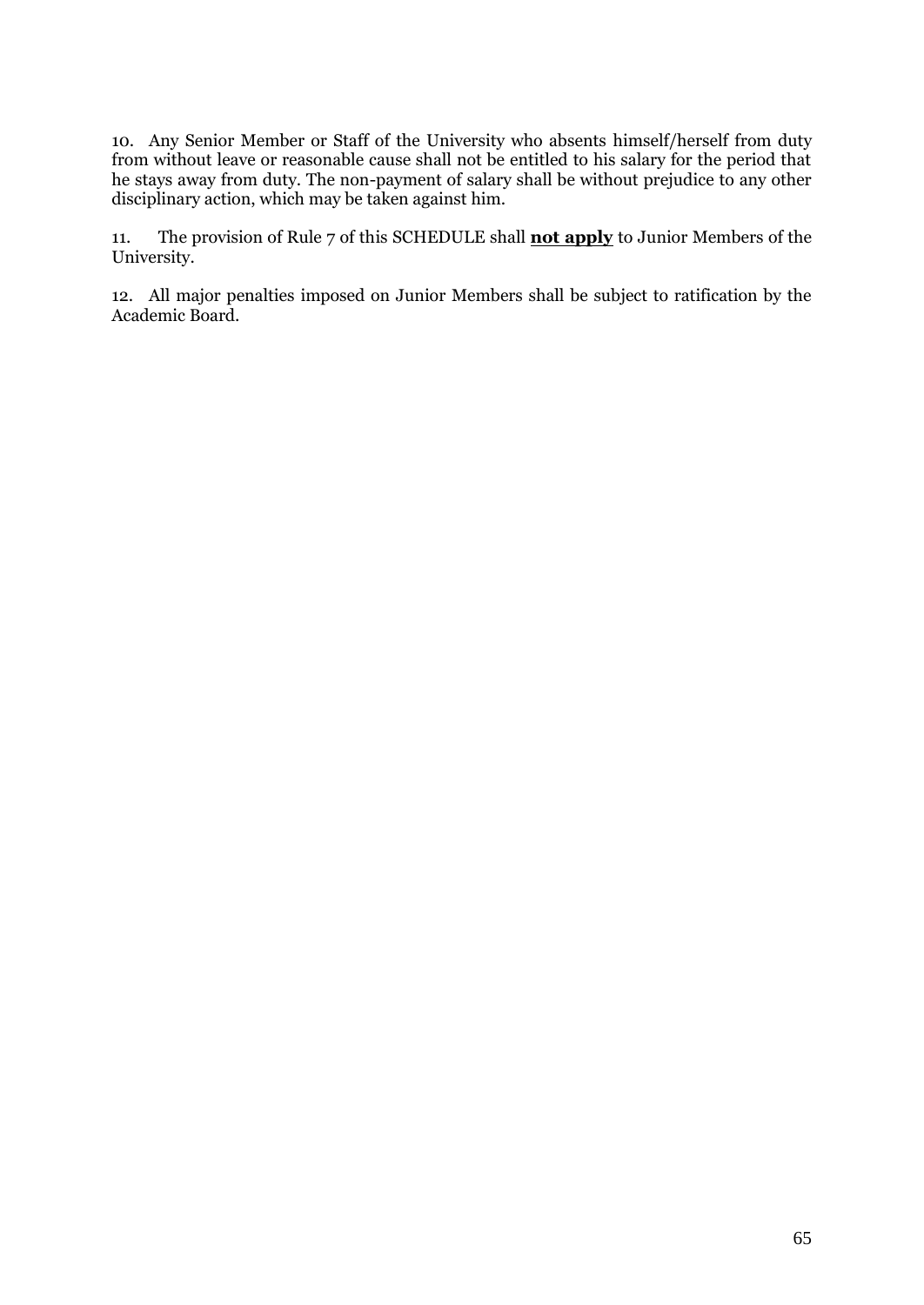10. Any Senior Member or Staff of the University who absents himself/herself from duty from without leave or reasonable cause shall not be entitled to his salary for the period that he stays away from duty. The non-payment of salary shall be without prejudice to any other disciplinary action, which may be taken against him.

11. The provision of Rule 7 of this SCHEDULE shall **<u>not apply</u>** to Junior Members of the University.

12. All major penalties imposed on Junior Members shall be subject to ratification by the Academic Board.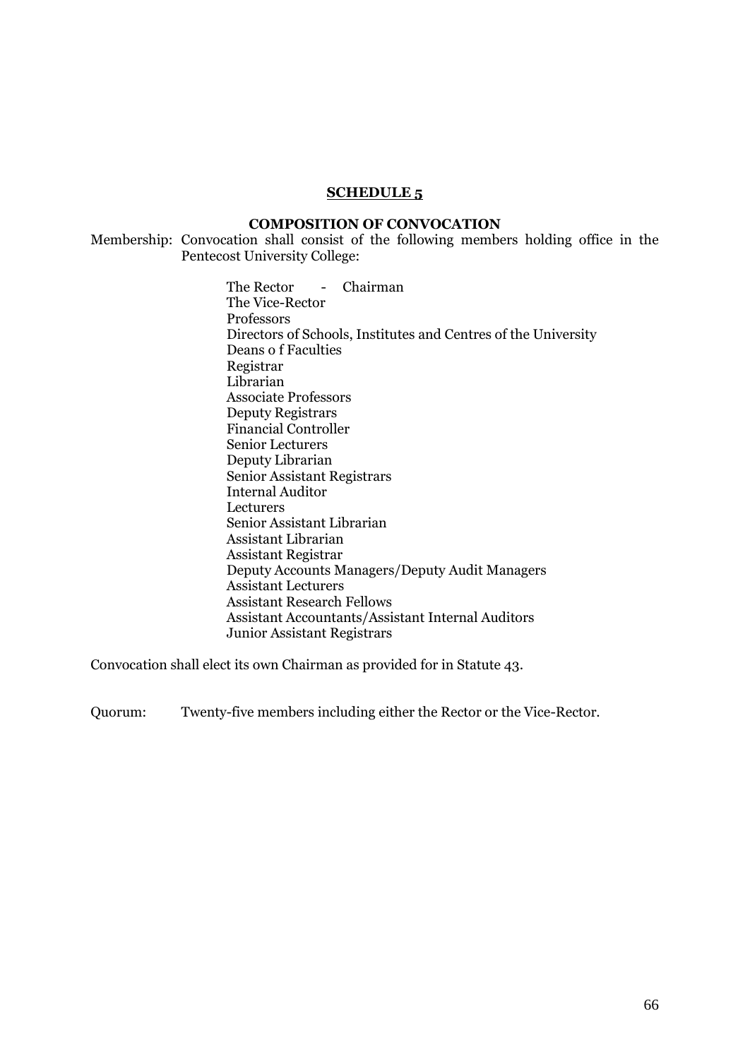## SCHEDULE 5

### COMPOSITION OF CONVOCATION

Membership: Convocation shall consist of the following members holding office in the Pentecost University College:

- The Rector - Chairman
- The Vice-Rector
- Professors
- Directors of Schools, Institutes and Centres of the University
- Deans o f Faculties
- Registrar
- Librarian
- Associate Professors
- Deputy Registrars
- Financial Controller
- Senior Lecturers
- Deputy Librarian
- Senior Assistant Registrars
- Internal Auditor
- Lecturers
- Senior Assistant Librarian
- Assistant Librarian
- Assistant Registrar
- Deputy Accounts Managers/Deputy Audit Managers
- Assistant Lecturers
- Assistant Research Fellows
- Assistant Accountants/Assistant Internal Auditors
- Junior Assistant Registrars

Convocation shall elect its own Chairman as provided for in Statute 43.

Quorum: Twenty-five members including either the Rector or the Vice-Rector.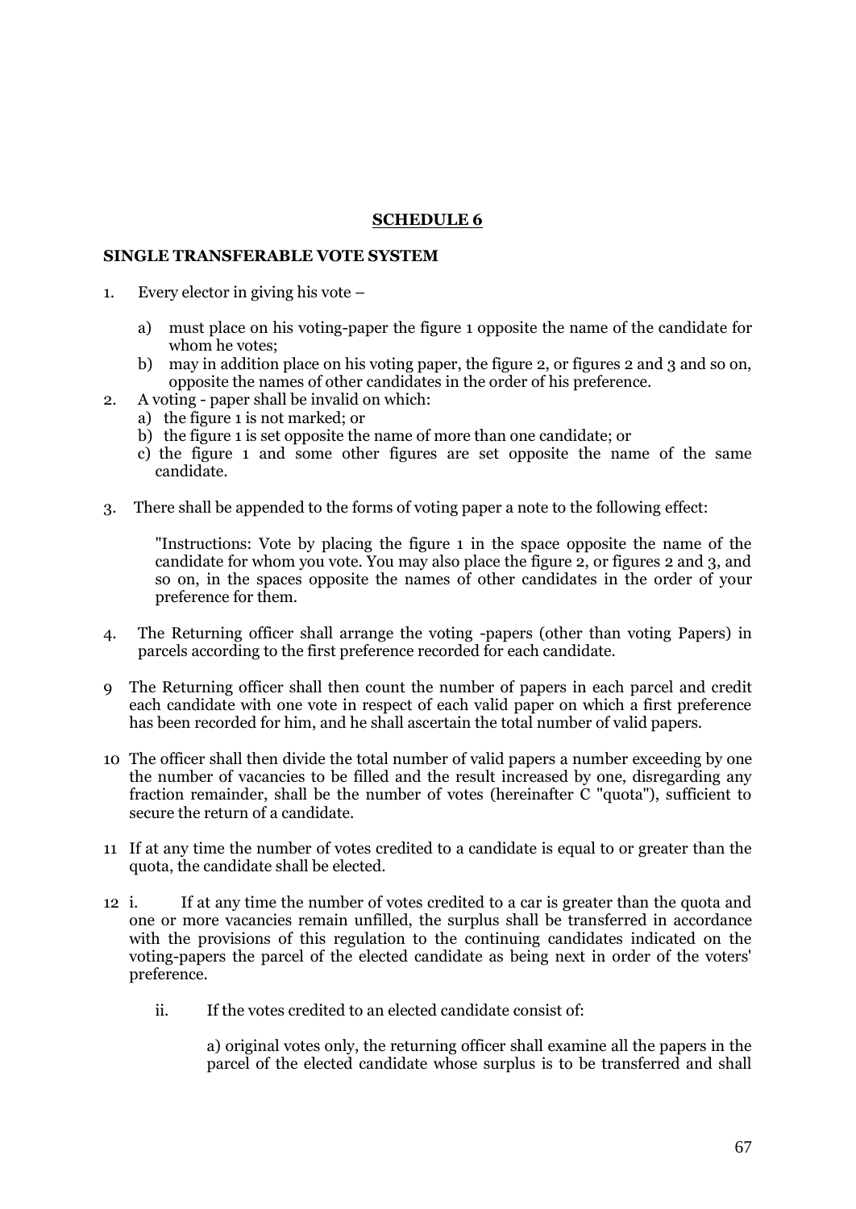**SCHEDULE 6**

**SINGLE TRANSFERABLE VOTE SYSTEM**

1. Every elector in giving his vote –

   a) must place on his voting-paper the figure 1 opposite the name of the candidate for whom he votes;

   b) may in addition place on his voting paper, the figure 2, or figures 2 and 3 and so on, opposite the names of other candidates in the order of his preference.

2. A voting - paper shall be invalid on which:

   a) the figure 1 is not marked; or

   b) the figure 1 is set opposite the name of more than one candidate; or

   c) the figure 1 and some other figures are set opposite the name of the same candidate.

3. There shall be appended to the forms of voting paper a note to the following effect:

   "Instructions: Vote by placing the figure 1 in the space opposite the name of the candidate for whom you vote. You may also place the figure 2, or figures 2 and 3, and so on, in the spaces opposite the names of other candidates in the order of your preference for them.

4. The Returning officer shall arrange the voting -papers (other than voting Papers) in parcels according to the first preference recorded for each candidate.

9 The Returning officer shall then count the number of papers in each parcel and credit each candidate with one vote in respect of each valid paper on which a first preference has been recorded for him, and he shall ascertain the total number of valid papers.

10 The officer shall then divide the total number of valid papers a number exceeding by one the number of vacancies to be filled and the result increased by one, disregarding any fraction remainder, shall be the number of votes (hereinafter C "quota"), sufficient to secure the return of a candidate.

11 If at any time the number of votes credited to a candidate is equal to or greater than the quota, the candidate shall be elected.

12 i. If at any time the number of votes credited to a car is greater than the quota and one or more vacancies remain unfilled, the surplus shall be transferred in accordance with the provisions of this regulation to the continuing candidates indicated on the voting-papers the parcel of the elected candidate as being next in order of the voters' preference.

   ii. If the votes credited to an elected candidate consist of:

      a) original votes only, the returning officer shall examine all the papers in the parcel of the elected candidate whose surplus is to be transferred and shall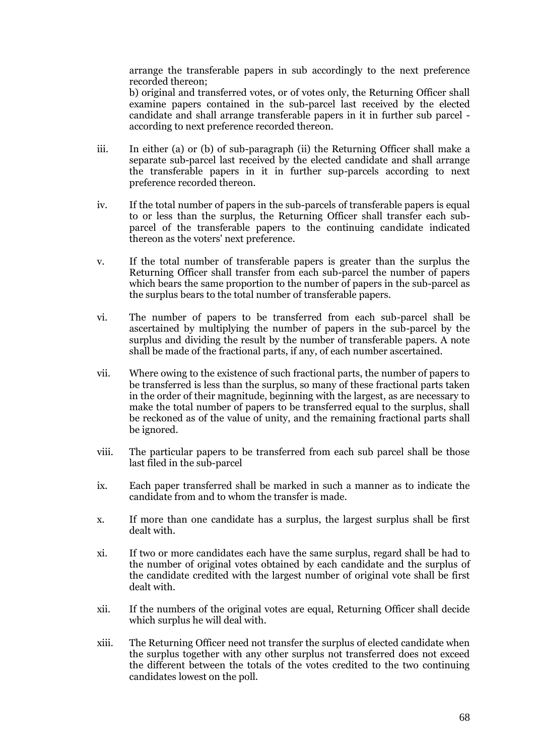arrange the transferable papers in sub accordingly to the next preference recorded thereon;

b) original and transferred votes, or of votes only, the Returning Officer shall examine papers contained in the sub-parcel last received by the elected candidate and shall arrange transferable papers in it in further sub parcel - according to next preference recorded thereon.

iii. In either (a) or (b) of sub-paragraph (ii) the Returning Officer shall make a separate sub-parcel last received by the elected candidate and shall arrange the transferable papers in it in further sup-parcels according to next preference recorded thereon.

iv. If the total number of papers in the sub-parcels of transferable papers is equal to or less than the surplus, the Returning Officer shall transfer each sub-parcel of the transferable papers to the continuing candidate indicated thereon as the voters' next preference.

v. If the total number of transferable papers is greater than the surplus the Returning Officer shall transfer from each sub-parcel the number of papers which bears the same proportion to the number of papers in the sub-parcel as the surplus bears to the total number of transferable papers.

vi. The number of papers to be transferred from each sub-parcel shall be ascertained by multiplying the number of papers in the sub-parcel by the surplus and dividing the result by the number of transferable papers. A note shall be made of the fractional parts, if any, of each number ascertained.

vii. Where owing to the existence of such fractional parts, the number of papers to be transferred is less than the surplus, so many of these fractional parts taken in the order of their magnitude, beginning with the largest, as are necessary to make the total number of papers to be transferred equal to the surplus, shall be reckoned as of the value of unity, and the remaining fractional parts shall be ignored.

viii. The particular papers to be transferred from each sub parcel shall be those last filed in the sub-parcel

ix. Each paper transferred shall be marked in such a manner as to indicate the candidate from and to whom the transfer is made.

x. If more than one candidate has a surplus, the largest surplus shall be first dealt with.

xi. If two or more candidates each have the same surplus, regard shall be had to the number of original votes obtained by each candidate and the surplus of the candidate credited with the largest number of original vote shall be first dealt with.

xii. If the numbers of the original votes are equal, Returning Officer shall decide which surplus he will deal with.

xiii. The Returning Officer need not transfer the surplus of elected candidate when the surplus together with any other surplus not transferred does not exceed the different between the totals of the votes credited to the two continuing candidates lowest on the poll.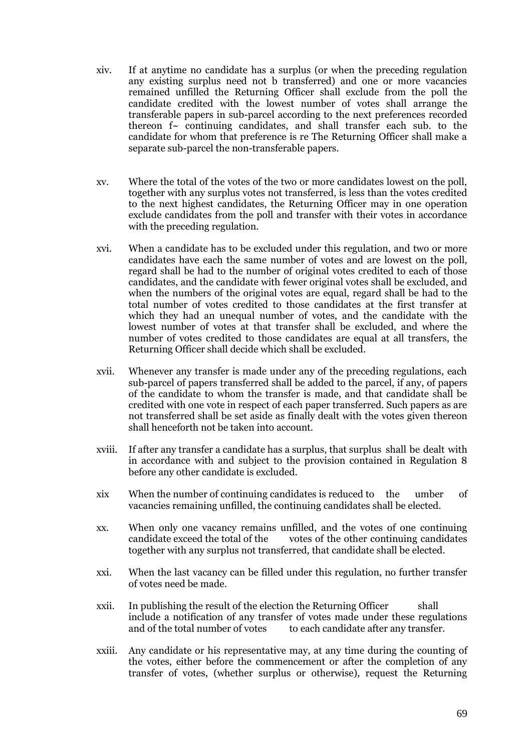xiv. If at anytime no candidate has a surplus (or when the preceding regulation any existing surplus need not b transferred) and one or more vacancies remained unfilled the Returning Officer shall exclude from the poll the candidate credited with the lowest number of votes shall arrange the transferable papers in sub-parcel according to the next preferences recorded thereon f~ continuing candidates, and shall transfer each sub. to the candidate for whom that preference is re The Returning Officer shall make a separate sub-parcel the non-transferable papers.

xv. Where the total of the votes of the two or more candidates lowest on the poll, together with any surplus votes not transferred, is less than the votes credited to the next highest candidates, the Returning Officer may in one operation exclude candidates from the poll and transfer with their votes in accordance with the preceding regulation.

xvi. When a candidate has to be excluded under this regulation, and two or more candidates have each the same number of votes and are lowest on the poll, regard shall be had to the number of original votes credited to each of those candidates, and the candidate with fewer original votes shall be excluded, and when the numbers of the original votes are equal, regard shall be had to the total number of votes credited to those candidates at the first transfer at which they had an unequal number of votes, and the candidate with the lowest number of votes at that transfer shall be excluded, and where the number of votes credited to those candidates are equal at all transfers, the Returning Officer shall decide which shall be excluded.

xvii. Whenever any transfer is made under any of the preceding regulations, each sub-parcel of papers transferred shall be added to the parcel, if any, of papers of the candidate to whom the transfer is made, and that candidate shall be credited with one vote in respect of each paper transferred. Such papers as are not transferred shall be set aside as finally dealt with the votes given thereon shall henceforth not be taken into account.

xviii. If after any transfer a candidate has a surplus, that surplus shall be dealt with in accordance with and subject to the provision contained in Regulation 8 before any other candidate is excluded.

xix When the number of continuing candidates is reduced to the umber of vacancies remaining unfilled, the continuing candidates shall be elected.

xx. When only one vacancy remains unfilled, and the votes of one continuing candidate exceed the total of the votes of the other continuing candidates together with any surplus not transferred, that candidate shall be elected.

xxi. When the last vacancy can be filled under this regulation, no further transfer of votes need be made.

xxii. In publishing the result of the election the Returning Officer shall include a notification of any transfer of votes made under these regulations and of the total number of votes to each candidate after any transfer.

xxiii. Any candidate or his representative may, at any time during the counting of the votes, either before the commencement or after the completion of any transfer of votes, (whether surplus or otherwise), request the Returning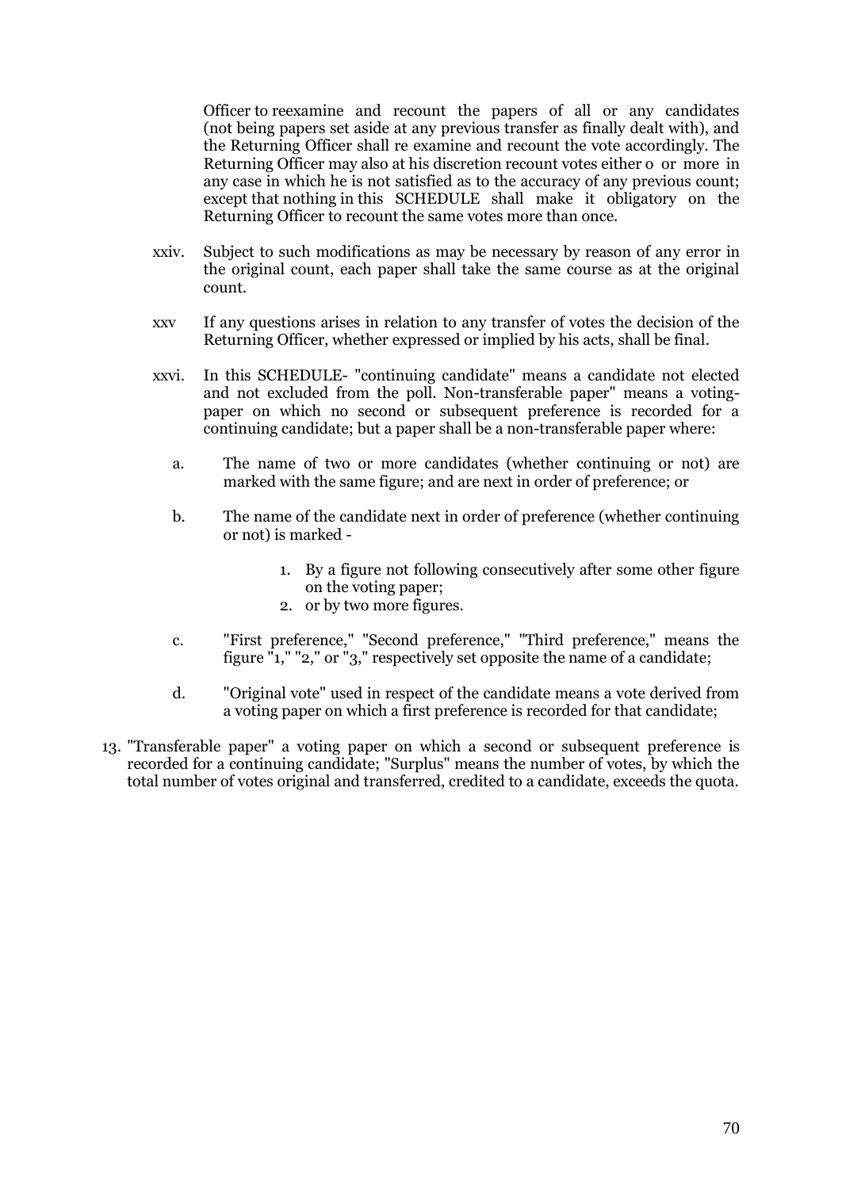Officer to reexamine and recount the papers of all or any candidates (not being papers set aside at any previous transfer as finally dealt with), and the Returning Officer shall re examine and recount the vote accordingly. The Returning Officer may also at his discretion recount votes either o or more in any case in which he is not satisfied as to the accuracy of any previous count; except that nothing in this SCHEDULE shall make it obligatory on the Returning Officer to recount the same votes more than once.

xxiv. Subject to such modifications as may be necessary by reason of any error in the original count, each paper shall take the same course as at the original count.

xxv If any questions arises in relation to any transfer of votes the decision of the Returning Officer, whether expressed or implied by his acts, shall be final.

xxvi. In this SCHEDULE- "continuing candidate" means a candidate not elected and not excluded from the poll. Non-transferable paper" means a voting-paper on which no second or subsequent preference is recorded for a continuing candidate; but a paper shall be a non-transferable paper where:

a. The name of two or more candidates (whether continuing or not) are marked with the same figure; and are next in order of preference; or

b. The name of the candidate next in order of preference (whether continuing or not) is marked -

   1. By a figure not following consecutively after some other figure on the voting paper;
   2. or by two more figures.

c. "First preference," "Second preference," "Third preference," means the figure "1," "2," or "3," respectively set opposite the name of a candidate;

d. "Original vote" used in respect of the candidate means a vote derived from a voting paper on which a first preference is recorded for that candidate;

13. "Transferable paper" a voting paper on which a second or subsequent preference is recorded for a continuing candidate; "Surplus" means the number of votes, by which the total number of votes original and transferred, credited to a candidate, exceeds the quota.